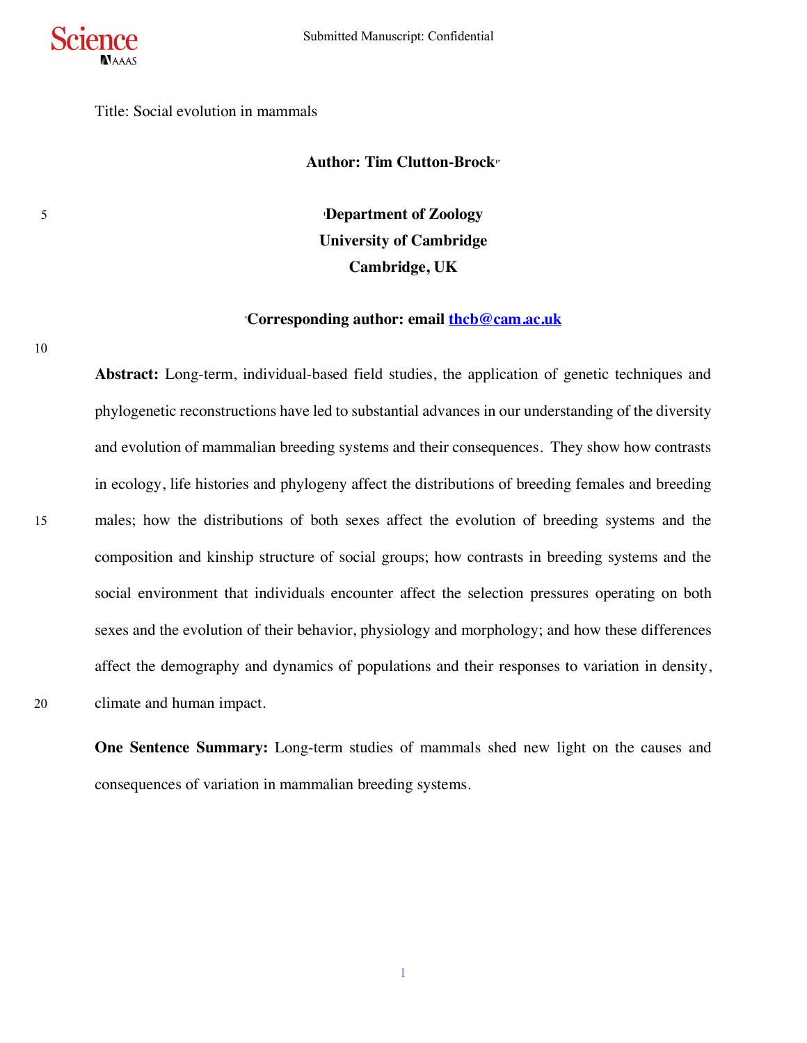Title: Social evolution in mammals

**Author: Tim Clutton-Brock[1*]**

**[1]Department of Zoology**
**University of Cambridge**
**Cambridge, UK**

**[*]Corresponding author: email thcb@cam.ac.uk**

**Abstract:** Long-term, individual-based field studies, the application of genetic techniques and phylogenetic reconstructions have led to substantial advances in our understanding of the diversity and evolution of mammalian breeding systems and their consequences. They show how contrasts in ecology, life histories and phylogeny affect the distributions of breeding females and breeding males; how the distributions of both sexes affect the evolution of breeding systems and the composition and kinship structure of social groups; how contrasts in breeding systems and the social environment that individuals encounter affect the selection pressures operating on both sexes and the evolution of their behavior, physiology and morphology; and how these differences affect the demography and dynamics of populations and their responses to variation in density, climate and human impact.

**One Sentence Summary:** Long-term studies of mammals shed new light on the causes and consequences of variation in mammalian breeding systems.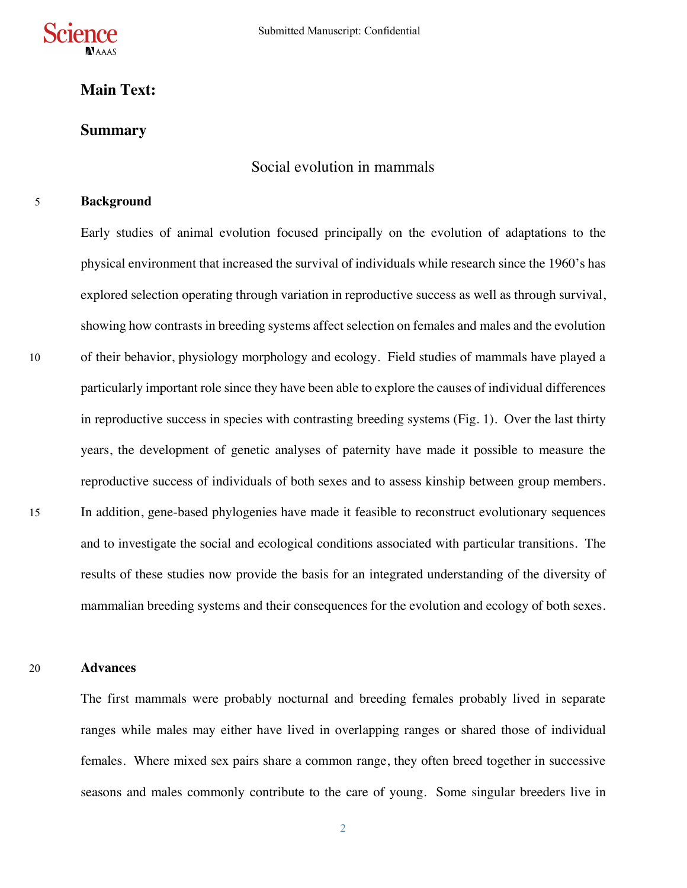## Main Text:

## Summary

### Social evolution in mammals

**Background**

Early studies of animal evolution focused principally on the evolution of adaptations to the physical environment that increased the survival of individuals while research since the 1960's has explored selection operating through variation in reproductive success as well as through survival, showing how contrasts in breeding systems affect selection on females and males and the evolution of their behavior, physiology morphology and ecology. Field studies of mammals have played a particularly important role since they have been able to explore the causes of individual differences in reproductive success in species with contrasting breeding systems (Fig. 1). Over the last thirty years, the development of genetic analyses of paternity have made it possible to measure the reproductive success of individuals of both sexes and to assess kinship between group members. In addition, gene-based phylogenies have made it feasible to reconstruct evolutionary sequences and to investigate the social and ecological conditions associated with particular transitions. The results of these studies now provide the basis for an integrated understanding of the diversity of mammalian breeding systems and their consequences for the evolution and ecology of both sexes.

**Advances**

The first mammals were probably nocturnal and breeding females probably lived in separate ranges while males may either have lived in overlapping ranges or shared those of individual females. Where mixed sex pairs share a common range, they often breed together in successive seasons and males commonly contribute to the care of young. Some singular breeders live in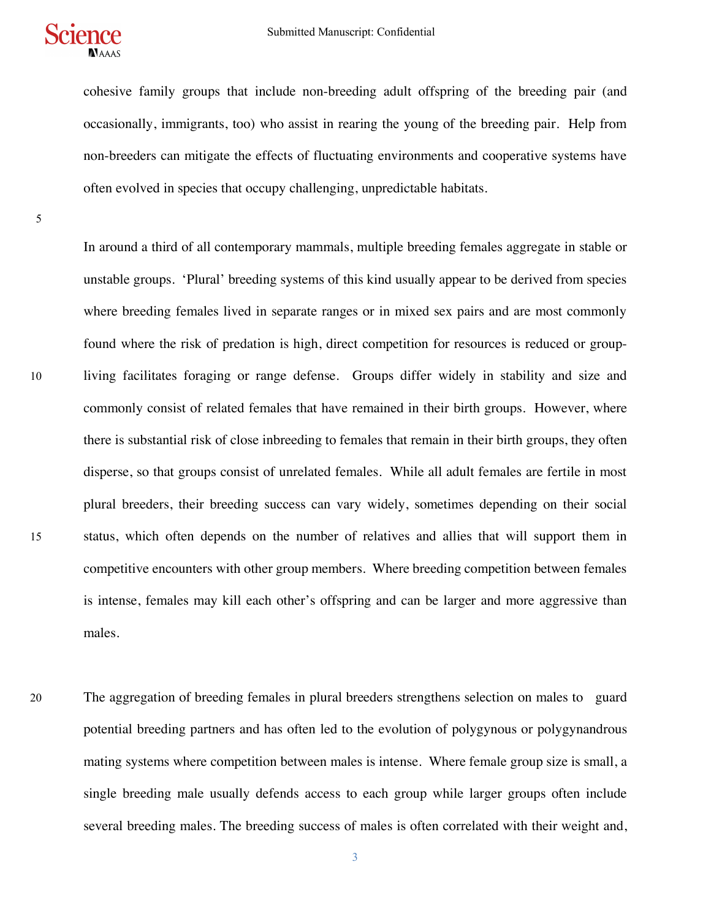cohesive family groups that include non-breeding adult offspring of the breeding pair (and occasionally, immigrants, too) who assist in rearing the young of the breeding pair. Help from non-breeders can mitigate the effects of fluctuating environments and cooperative systems have often evolved in species that occupy challenging, unpredictable habitats.

In around a third of all contemporary mammals, multiple breeding females aggregate in stable or unstable groups. 'Plural' breeding systems of this kind usually appear to be derived from species where breeding females lived in separate ranges or in mixed sex pairs and are most commonly found where the risk of predation is high, direct competition for resources is reduced or group-living facilitates foraging or range defense. Groups differ widely in stability and size and commonly consist of related females that have remained in their birth groups. However, where there is substantial risk of close inbreeding to females that remain in their birth groups, they often disperse, so that groups consist of unrelated females. While all adult females are fertile in most plural breeders, their breeding success can vary widely, sometimes depending on their social status, which often depends on the number of relatives and allies that will support them in competitive encounters with other group members. Where breeding competition between females is intense, females may kill each other's offspring and can be larger and more aggressive than males.

The aggregation of breeding females in plural breeders strengthens selection on males to guard potential breeding partners and has often led to the evolution of polygynous or polygynandrous mating systems where competition between males is intense. Where female group size is small, a single breeding male usually defends access to each group while larger groups often include several breeding males. The breeding success of males is often correlated with their weight and,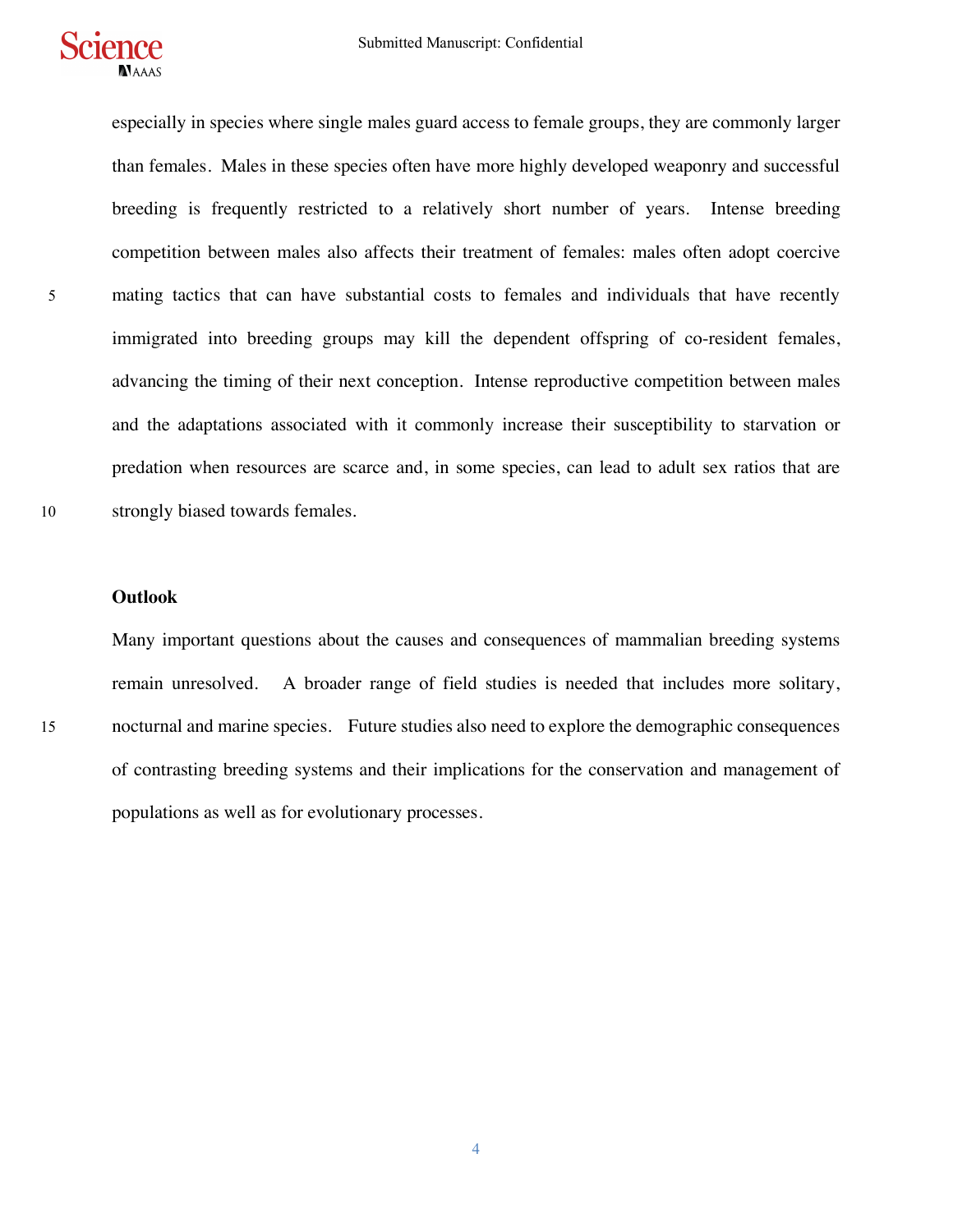especially in species where single males guard access to female groups, they are commonly larger than females. Males in these species often have more highly developed weaponry and successful breeding is frequently restricted to a relatively short number of years. Intense breeding competition between males also affects their treatment of females: males often adopt coercive mating tactics that can have substantial costs to females and individuals that have recently immigrated into breeding groups may kill the dependent offspring of co-resident females, advancing the timing of their next conception. Intense reproductive competition between males and the adaptations associated with it commonly increase their susceptibility to starvation or predation when resources are scarce and, in some species, can lead to adult sex ratios that are strongly biased towards females.

**Outlook**

Many important questions about the causes and consequences of mammalian breeding systems remain unresolved. A broader range of field studies is needed that includes more solitary, nocturnal and marine species. Future studies also need to explore the demographic consequences of contrasting breeding systems and their implications for the conservation and management of populations as well as for evolutionary processes.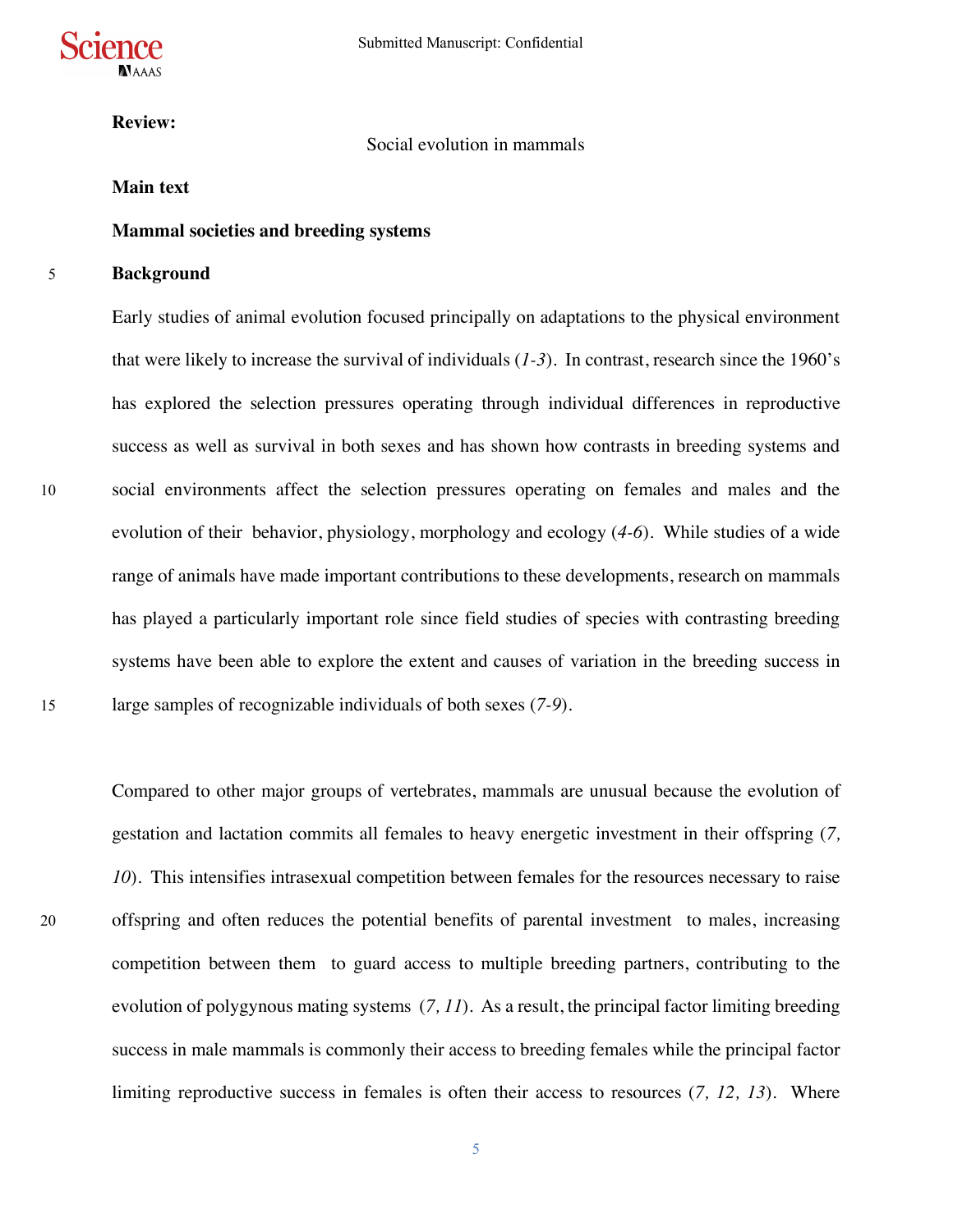**Review:**

Social evolution in mammals

**Main text**

**Mammal societies and breeding systems**

**Background**

Early studies of animal evolution focused principally on adaptations to the physical environment that were likely to increase the survival of individuals (*1-3*). In contrast, research since the 1960's has explored the selection pressures operating through individual differences in reproductive success as well as survival in both sexes and has shown how contrasts in breeding systems and social environments affect the selection pressures operating on females and males and the evolution of their behavior, physiology, morphology and ecology (*4-6*). While studies of a wide range of animals have made important contributions to these developments, research on mammals has played a particularly important role since field studies of species with contrasting breeding systems have been able to explore the extent and causes of variation in the breeding success in large samples of recognizable individuals of both sexes (*7-9*).

Compared to other major groups of vertebrates, mammals are unusual because the evolution of gestation and lactation commits all females to heavy energetic investment in their offspring (*7, 10*). This intensifies intrasexual competition between females for the resources necessary to raise offspring and often reduces the potential benefits of parental investment to males, increasing competition between them to guard access to multiple breeding partners, contributing to the evolution of polygynous mating systems (*7, 11*). As a result, the principal factor limiting breeding success in male mammals is commonly their access to breeding females while the principal factor limiting reproductive success in females is often their access to resources (*7, 12, 13*). Where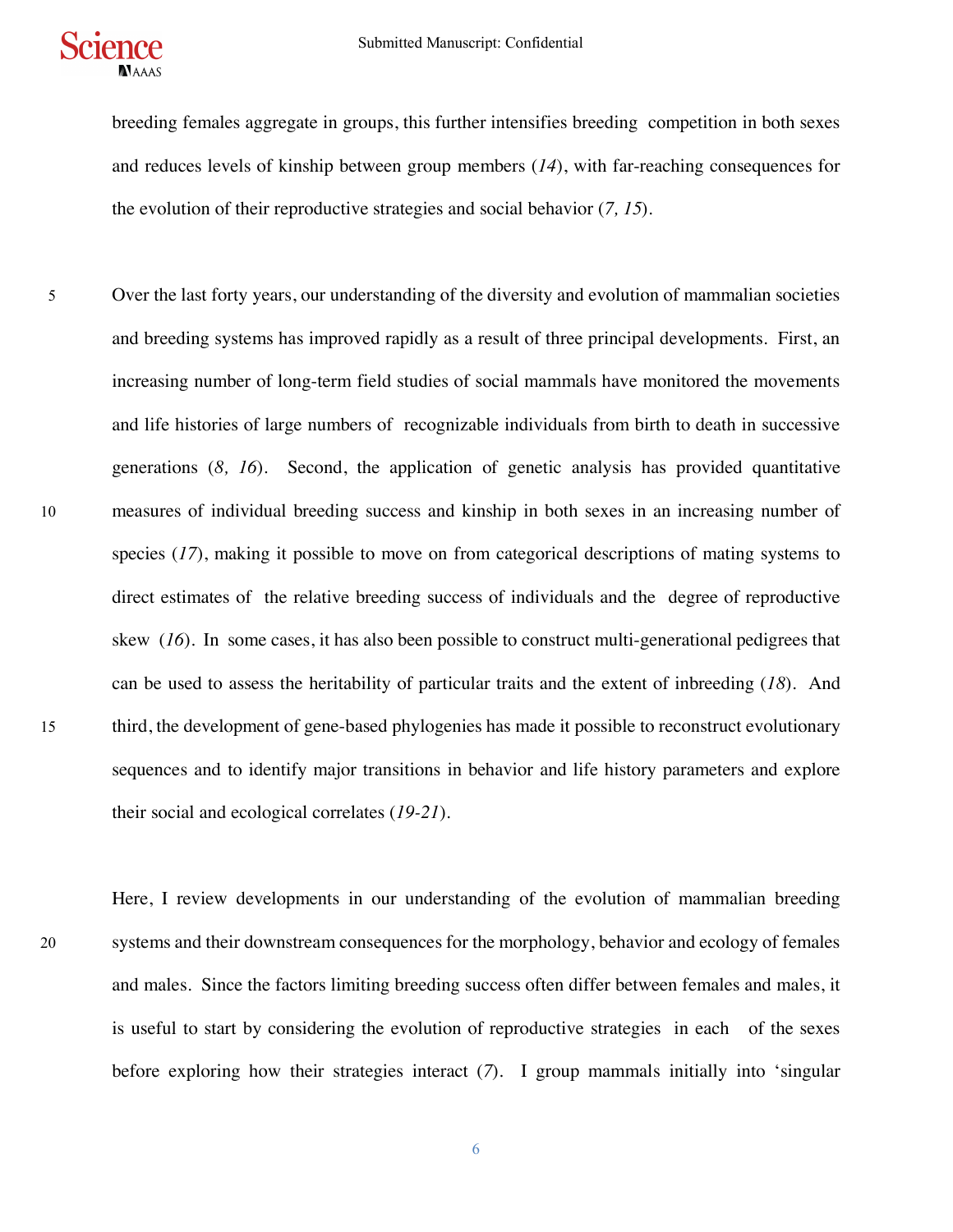breeding females aggregate in groups, this further intensifies breeding competition in both sexes and reduces levels of kinship between group members (*14*), with far-reaching consequences for the evolution of their reproductive strategies and social behavior (*7, 15*).

Over the last forty years, our understanding of the diversity and evolution of mammalian societies and breeding systems has improved rapidly as a result of three principal developments. First, an increasing number of long-term field studies of social mammals have monitored the movements and life histories of large numbers of recognizable individuals from birth to death in successive generations (*8, 16*). Second, the application of genetic analysis has provided quantitative measures of individual breeding success and kinship in both sexes in an increasing number of species (*17*), making it possible to move on from categorical descriptions of mating systems to direct estimates of the relative breeding success of individuals and the degree of reproductive skew (*16*). In some cases, it has also been possible to construct multi-generational pedigrees that can be used to assess the heritability of particular traits and the extent of inbreeding (*18*). And third, the development of gene-based phylogenies has made it possible to reconstruct evolutionary sequences and to identify major transitions in behavior and life history parameters and explore their social and ecological correlates (*19-21*).

Here, I review developments in our understanding of the evolution of mammalian breeding systems and their downstream consequences for the morphology, behavior and ecology of females and males. Since the factors limiting breeding success often differ between females and males, it is useful to start by considering the evolution of reproductive strategies in each of the sexes before exploring how their strategies interact (*7*). I group mammals initially into 'singular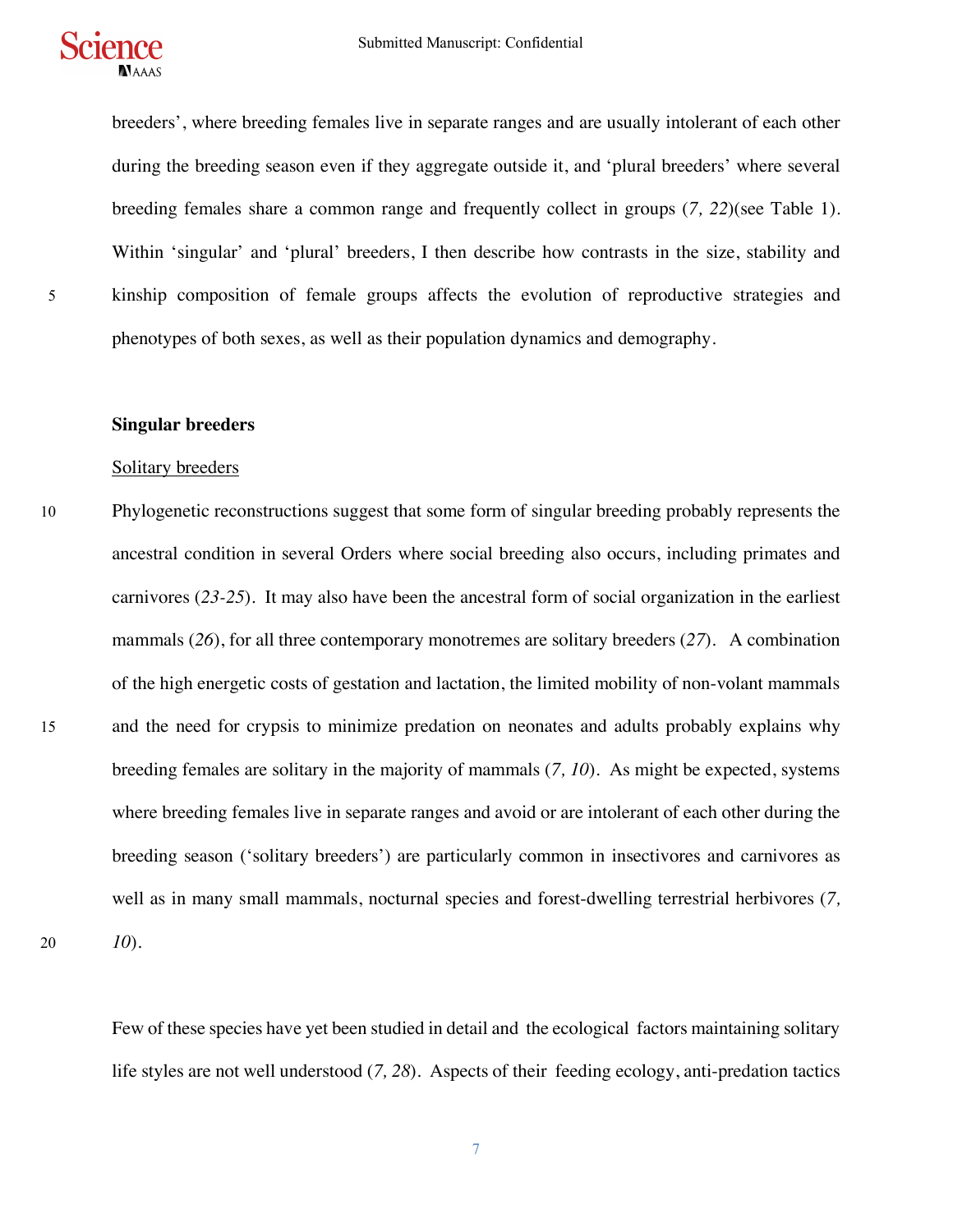breeders', where breeding females live in separate ranges and are usually intolerant of each other during the breeding season even if they aggregate outside it, and 'plural breeders' where several breeding females share a common range and frequently collect in groups (*7, 22*)(see Table 1). Within 'singular' and 'plural' breeders, I then describe how contrasts in the size, stability and kinship composition of female groups affects the evolution of reproductive strategies and phenotypes of both sexes, as well as their population dynamics and demography.

## Singular breeders

### Solitary breeders

Phylogenetic reconstructions suggest that some form of singular breeding probably represents the ancestral condition in several Orders where social breeding also occurs, including primates and carnivores (*23-25*). It may also have been the ancestral form of social organization in the earliest mammals (*26*), for all three contemporary monotremes are solitary breeders (*27*). A combination of the high energetic costs of gestation and lactation, the limited mobility of non-volant mammals and the need for crypsis to minimize predation on neonates and adults probably explains why breeding females are solitary in the majority of mammals (*7, 10*). As might be expected, systems where breeding females live in separate ranges and avoid or are intolerant of each other during the breeding season ('solitary breeders') are particularly common in insectivores and carnivores as well as in many small mammals, nocturnal species and forest-dwelling terrestrial herbivores (*7, 10*).

Few of these species have yet been studied in detail and the ecological factors maintaining solitary life styles are not well understood (*7, 28*). Aspects of their feeding ecology, anti-predation tactics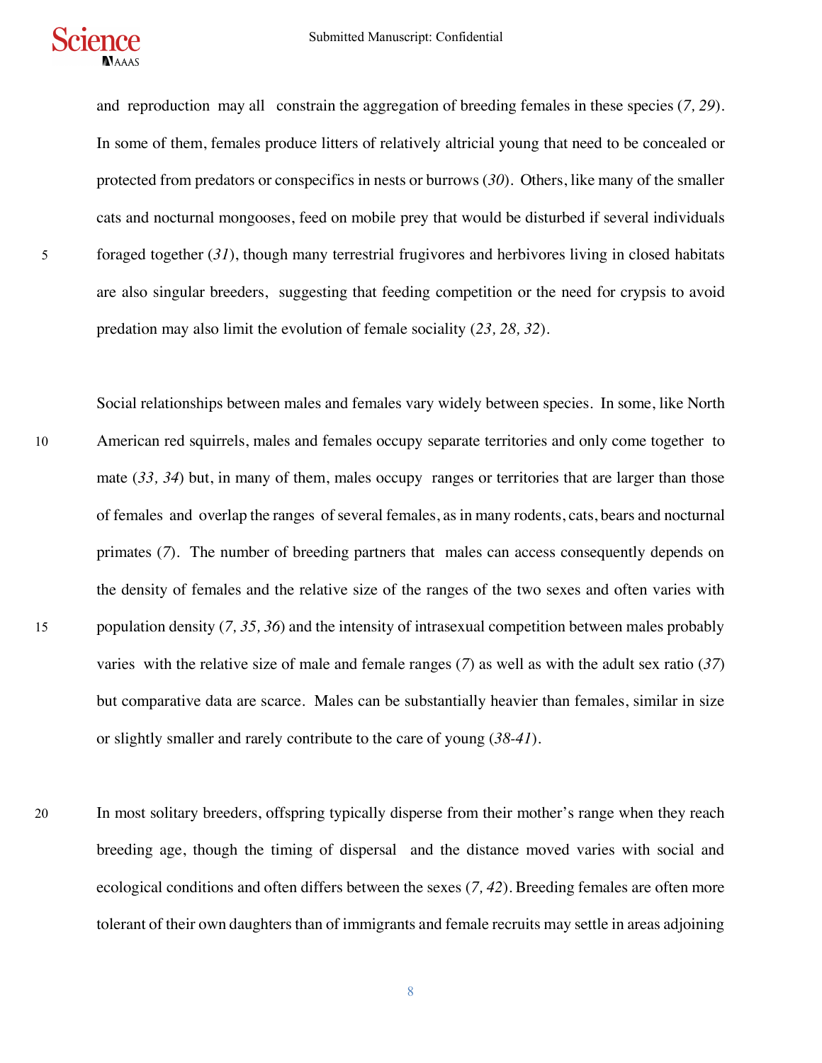and reproduction may all constrain the aggregation of breeding females in these species (*7, 29*). In some of them, females produce litters of relatively altricial young that need to be concealed or protected from predators or conspecifics in nests or burrows (*30*). Others, like many of the smaller cats and nocturnal mongooses, feed on mobile prey that would be disturbed if several individuals foraged together (*31*), though many terrestrial frugivores and herbivores living in closed habitats are also singular breeders, suggesting that feeding competition or the need for crypsis to avoid predation may also limit the evolution of female sociality (*23, 28, 32*).

Social relationships between males and females vary widely between species. In some, like North American red squirrels, males and females occupy separate territories and only come together to mate (*33, 34*) but, in many of them, males occupy ranges or territories that are larger than those of females and overlap the ranges of several females, as in many rodents, cats, bears and nocturnal primates (*7*). The number of breeding partners that males can access consequently depends on the density of females and the relative size of the ranges of the two sexes and often varies with population density (*7, 35, 36*) and the intensity of intrasexual competition between males probably varies with the relative size of male and female ranges (*7*) as well as with the adult sex ratio (*37*) but comparative data are scarce. Males can be substantially heavier than females, similar in size or slightly smaller and rarely contribute to the care of young (*38-41*).

In most solitary breeders, offspring typically disperse from their mother's range when they reach breeding age, though the timing of dispersal and the distance moved varies with social and ecological conditions and often differs between the sexes (*7, 42*). Breeding females are often more tolerant of their own daughters than of immigrants and female recruits may settle in areas adjoining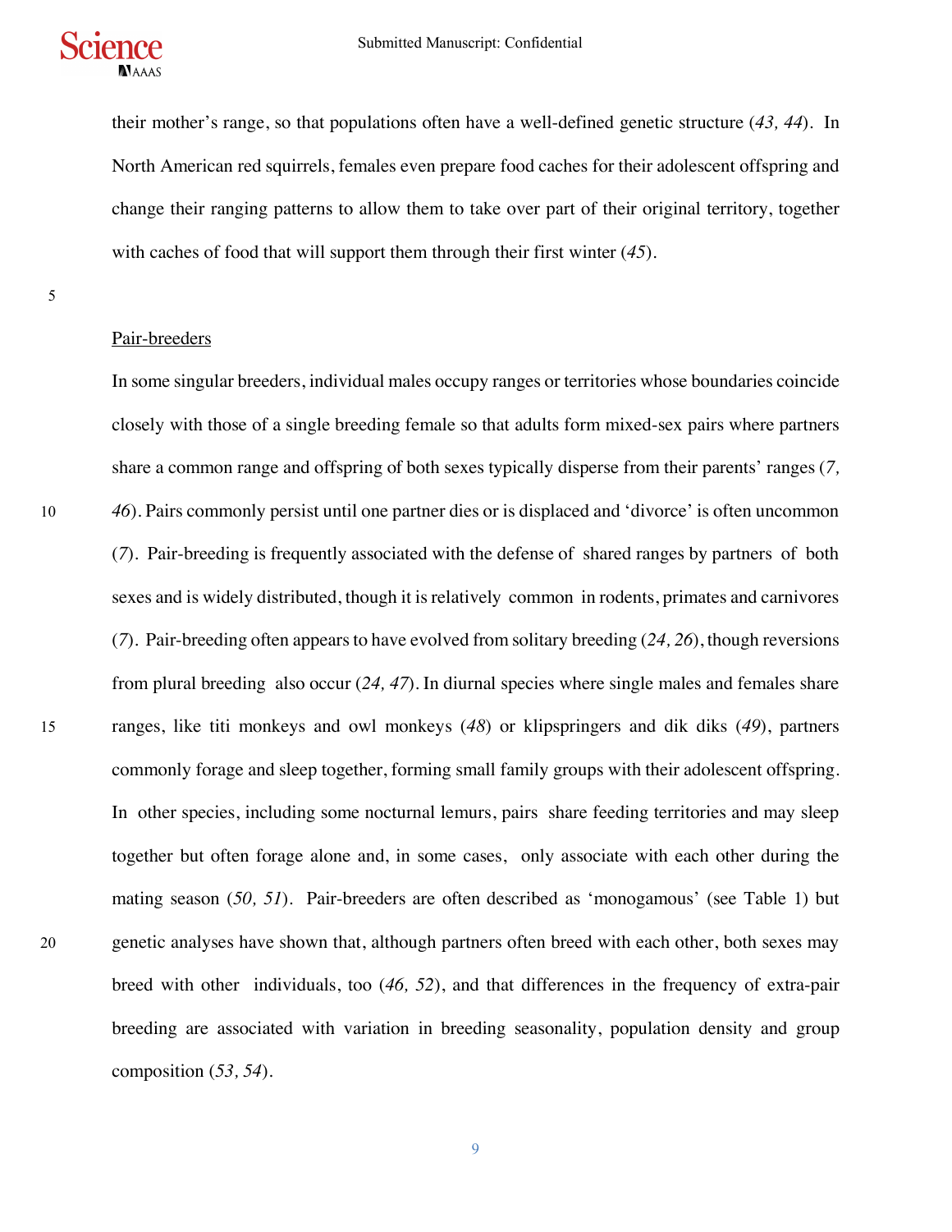their mother's range, so that populations often have a well-defined genetic structure (*43, 44*). In North American red squirrels, females even prepare food caches for their adolescent offspring and change their ranging patterns to allow them to take over part of their original territory, together with caches of food that will support them through their first winter (*45*).

Pair-breeders

In some singular breeders, individual males occupy ranges or territories whose boundaries coincide closely with those of a single breeding female so that adults form mixed-sex pairs where partners share a common range and offspring of both sexes typically disperse from their parents' ranges (*7, 46*). Pairs commonly persist until one partner dies or is displaced and 'divorce' is often uncommon (*7*). Pair-breeding is frequently associated with the defense of shared ranges by partners of both sexes and is widely distributed, though it is relatively common in rodents, primates and carnivores (*7*). Pair-breeding often appears to have evolved from solitary breeding (*24, 26*), though reversions from plural breeding also occur (*24, 47*). In diurnal species where single males and females share ranges, like titi monkeys and owl monkeys (*48*) or klipspringers and dik diks (*49*), partners commonly forage and sleep together, forming small family groups with their adolescent offspring. In other species, including some nocturnal lemurs, pairs share feeding territories and may sleep together but often forage alone and, in some cases, only associate with each other during the mating season (*50, 51*). Pair-breeders are often described as 'monogamous' (see Table 1) but genetic analyses have shown that, although partners often breed with each other, both sexes may breed with other individuals, too (*46, 52*), and that differences in the frequency of extra-pair breeding are associated with variation in breeding seasonality, population density and group composition (*53, 54*).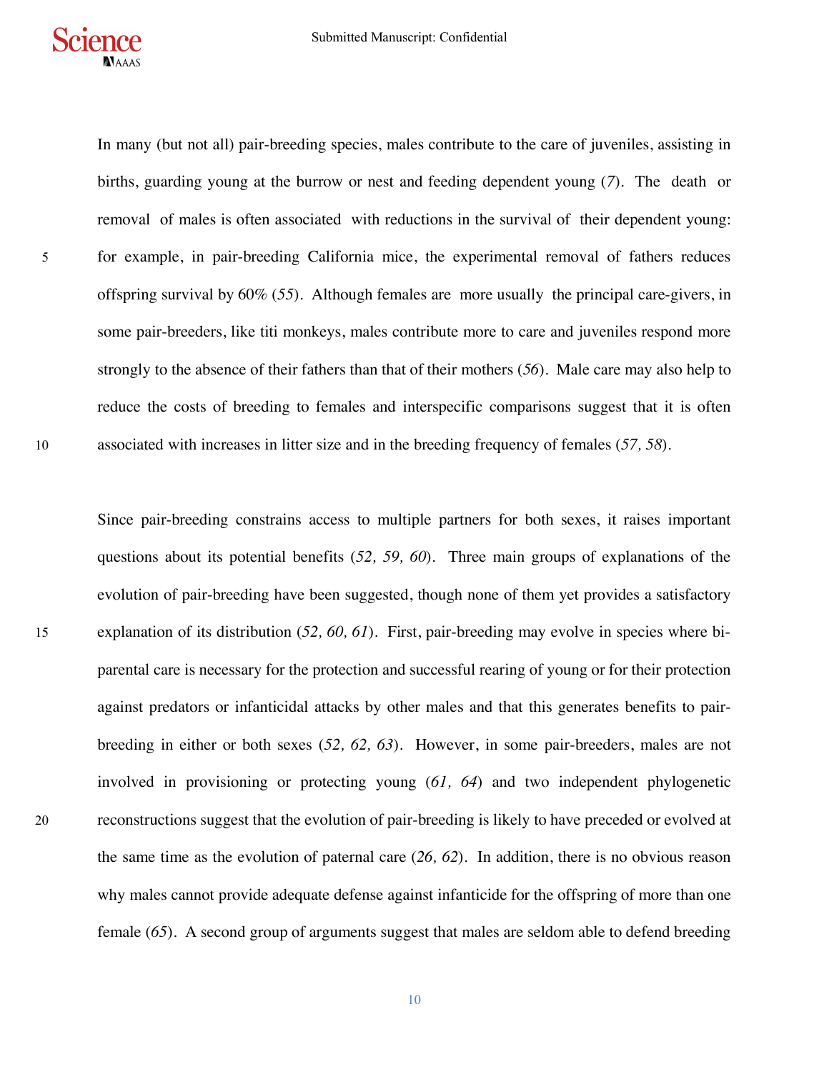In many (but not all) pair-breeding species, males contribute to the care of juveniles, assisting in births, guarding young at the burrow or nest and feeding dependent young (*7*). The death or removal of males is often associated with reductions in the survival of their dependent young: for example, in pair-breeding California mice, the experimental removal of fathers reduces offspring survival by 60% (*55*). Although females are more usually the principal care-givers, in some pair-breeders, like titi monkeys, males contribute more to care and juveniles respond more strongly to the absence of their fathers than that of their mothers (*56*). Male care may also help to reduce the costs of breeding to females and interspecific comparisons suggest that it is often associated with increases in litter size and in the breeding frequency of females (*57, 58*).

Since pair-breeding constrains access to multiple partners for both sexes, it raises important questions about its potential benefits (*52, 59, 60*). Three main groups of explanations of the evolution of pair-breeding have been suggested, though none of them yet provides a satisfactory explanation of its distribution (*52, 60, 61*). First, pair-breeding may evolve in species where bi-parental care is necessary for the protection and successful rearing of young or for their protection against predators or infanticidal attacks by other males and that this generates benefits to pair-breeding in either or both sexes (*52, 62, 63*). However, in some pair-breeders, males are not involved in provisioning or protecting young (*61, 64*) and two independent phylogenetic reconstructions suggest that the evolution of pair-breeding is likely to have preceded or evolved at the same time as the evolution of paternal care (*26, 62*). In addition, there is no obvious reason why males cannot provide adequate defense against infanticide for the offspring of more than one female (*65*). A second group of arguments suggest that males are seldom able to defend breeding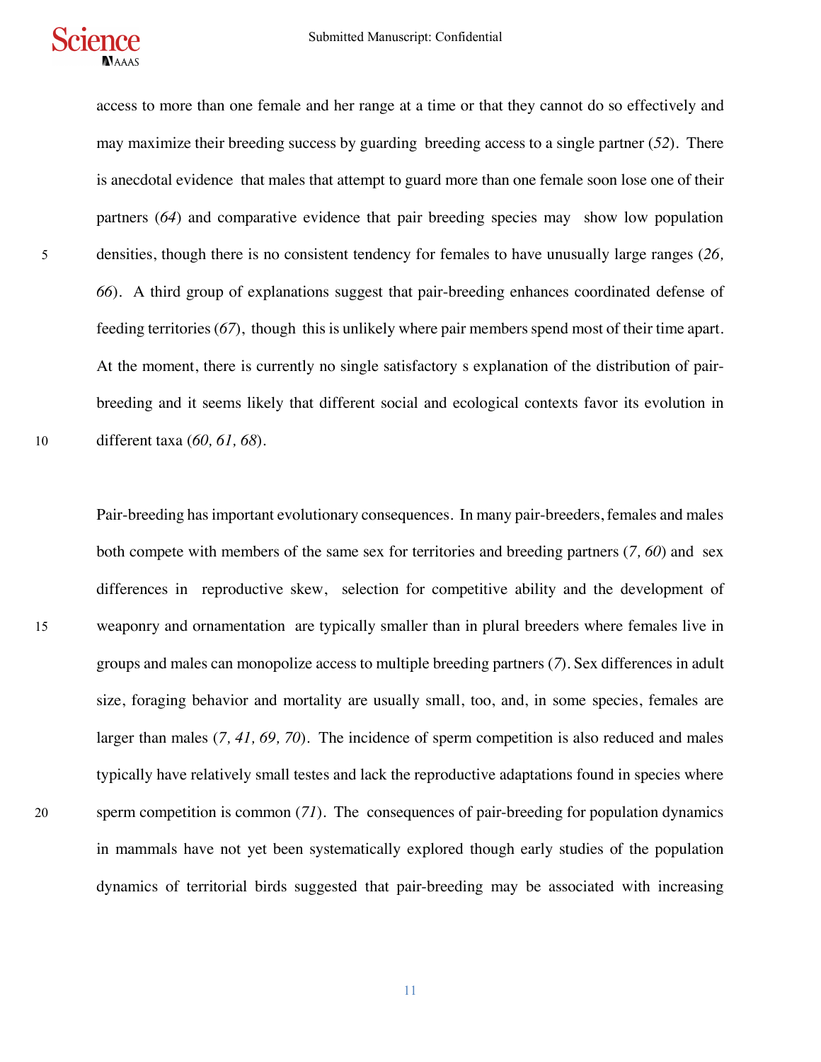access to more than one female and her range at a time or that they cannot do so effectively and may maximize their breeding success by guarding breeding access to a single partner (*52*). There is anecdotal evidence that males that attempt to guard more than one female soon lose one of their partners (*64*) and comparative evidence that pair breeding species may show low population densities, though there is no consistent tendency for females to have unusually large ranges (*26, 66*). A third group of explanations suggest that pair-breeding enhances coordinated defense of feeding territories (*67*), though this is unlikely where pair members spend most of their time apart. At the moment, there is currently no single satisfactory s explanation of the distribution of pair-breeding and it seems likely that different social and ecological contexts favor its evolution in different taxa (*60, 61, 68*).

Pair-breeding has important evolutionary consequences. In many pair-breeders, females and males both compete with members of the same sex for territories and breeding partners (*7, 60*) and sex differences in reproductive skew, selection for competitive ability and the development of weaponry and ornamentation are typically smaller than in plural breeders where females live in groups and males can monopolize access to multiple breeding partners (*7*). Sex differences in adult size, foraging behavior and mortality are usually small, too, and, in some species, females are larger than males (*7, 41, 69, 70*). The incidence of sperm competition is also reduced and males typically have relatively small testes and lack the reproductive adaptations found in species where sperm competition is common (*71*). The consequences of pair-breeding for population dynamics in mammals have not yet been systematically explored though early studies of the population dynamics of territorial birds suggested that pair-breeding may be associated with increasing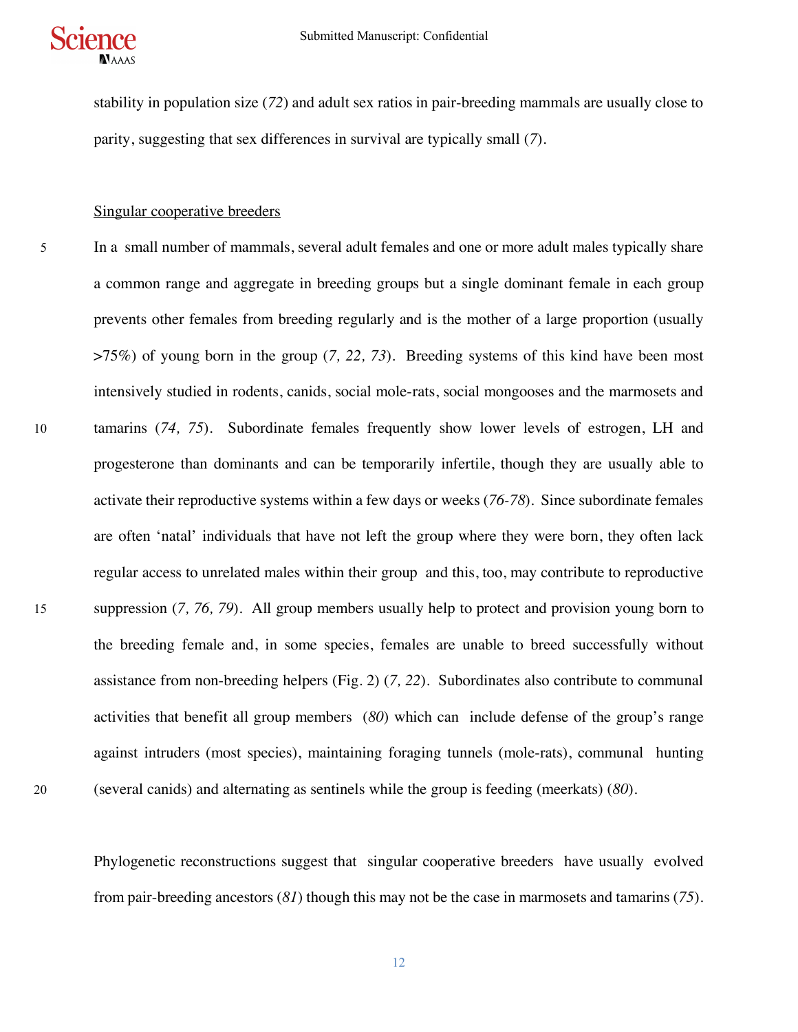stability in population size (*72*) and adult sex ratios in pair-breeding mammals are usually close to parity, suggesting that sex differences in survival are typically small (*7*).

Singular cooperative breeders

In a small number of mammals, several adult females and one or more adult males typically share a common range and aggregate in breeding groups but a single dominant female in each group prevents other females from breeding regularly and is the mother of a large proportion (usually >75%) of young born in the group (*7, 22, 73*). Breeding systems of this kind have been most intensively studied in rodents, canids, social mole-rats, social mongooses and the marmosets and tamarins (*74, 75*). Subordinate females frequently show lower levels of estrogen, LH and progesterone than dominants and can be temporarily infertile, though they are usually able to activate their reproductive systems within a few days or weeks (*76-78*). Since subordinate females are often 'natal' individuals that have not left the group where they were born, they often lack regular access to unrelated males within their group and this, too, may contribute to reproductive suppression (*7, 76, 79*). All group members usually help to protect and provision young born to the breeding female and, in some species, females are unable to breed successfully without assistance from non-breeding helpers (Fig. 2) (*7, 22*). Subordinates also contribute to communal activities that benefit all group members (*80*) which can include defense of the group's range against intruders (most species), maintaining foraging tunnels (mole-rats), communal hunting (several canids) and alternating as sentinels while the group is feeding (meerkats) (*80*).

Phylogenetic reconstructions suggest that singular cooperative breeders have usually evolved from pair-breeding ancestors (*81*) though this may not be the case in marmosets and tamarins (*75*).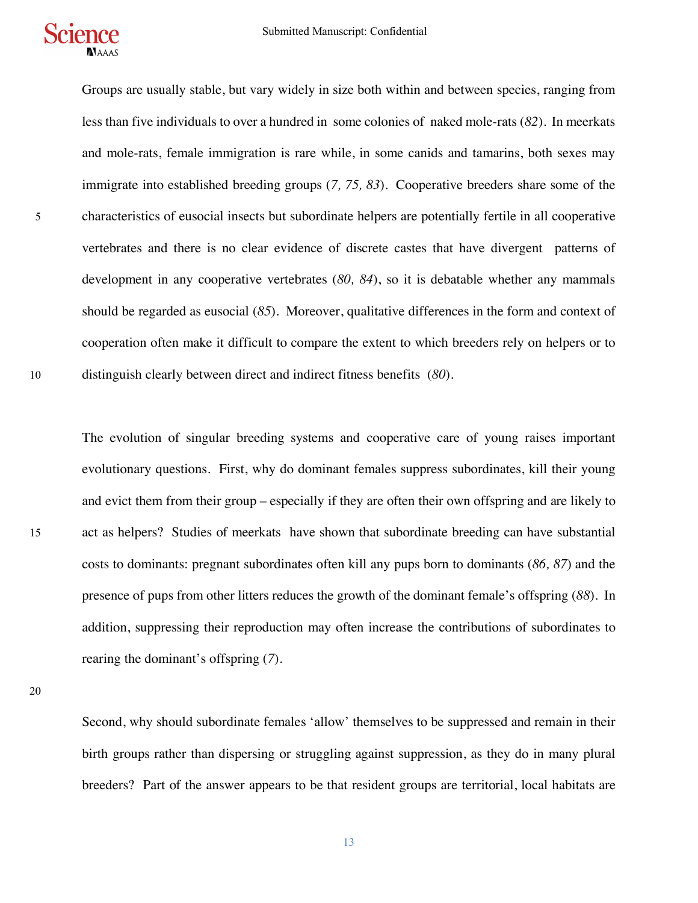Groups are usually stable, but vary widely in size both within and between species, ranging from less than five individuals to over a hundred in some colonies of naked mole-rats (*82*). In meerkats and mole-rats, female immigration is rare while, in some canids and tamarins, both sexes may immigrate into established breeding groups (*7, 75, 83*). Cooperative breeders share some of the characteristics of eusocial insects but subordinate helpers are potentially fertile in all cooperative vertebrates and there is no clear evidence of discrete castes that have divergent patterns of development in any cooperative vertebrates (*80, 84*), so it is debatable whether any mammals should be regarded as eusocial (*85*). Moreover, qualitative differences in the form and context of cooperation often make it difficult to compare the extent to which breeders rely on helpers or to distinguish clearly between direct and indirect fitness benefits (*80*).

The evolution of singular breeding systems and cooperative care of young raises important evolutionary questions. First, why do dominant females suppress subordinates, kill their young and evict them from their group – especially if they are often their own offspring and are likely to act as helpers? Studies of meerkats have shown that subordinate breeding can have substantial costs to dominants: pregnant subordinates often kill any pups born to dominants (*86, 87*) and the presence of pups from other litters reduces the growth of the dominant female's offspring (*88*). In addition, suppressing their reproduction may often increase the contributions of subordinates to rearing the dominant's offspring (*7*).

Second, why should subordinate females 'allow' themselves to be suppressed and remain in their birth groups rather than dispersing or struggling against suppression, as they do in many plural breeders? Part of the answer appears to be that resident groups are territorial, local habitats are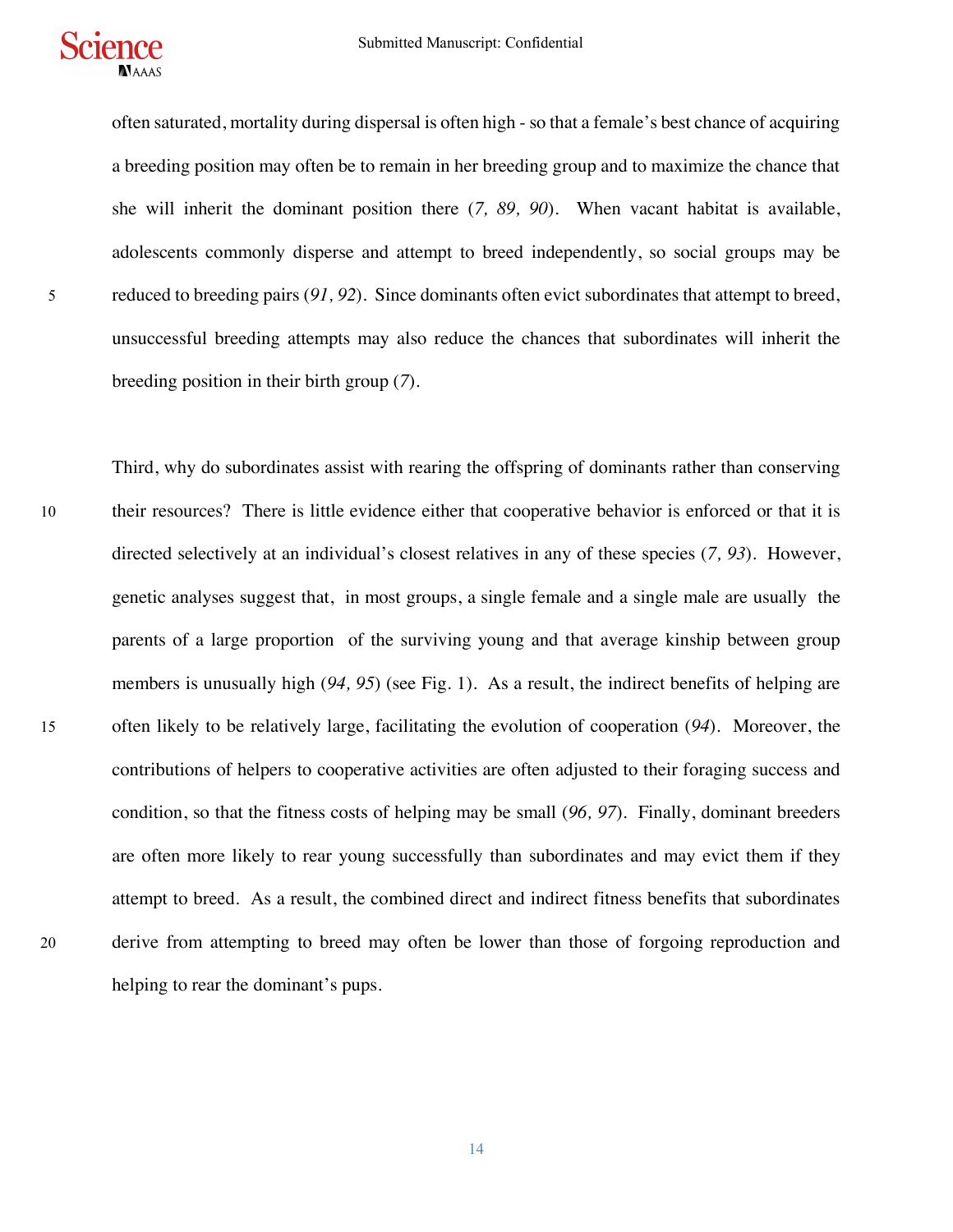often saturated, mortality during dispersal is often high - so that a female's best chance of acquiring a breeding position may often be to remain in her breeding group and to maximize the chance that she will inherit the dominant position there (*7, 89, 90*). When vacant habitat is available, adolescents commonly disperse and attempt to breed independently, so social groups may be reduced to breeding pairs (*91, 92*). Since dominants often evict subordinates that attempt to breed, unsuccessful breeding attempts may also reduce the chances that subordinates will inherit the breeding position in their birth group (*7*).

Third, why do subordinates assist with rearing the offspring of dominants rather than conserving their resources? There is little evidence either that cooperative behavior is enforced or that it is directed selectively at an individual's closest relatives in any of these species (*7, 93*). However, genetic analyses suggest that, in most groups, a single female and a single male are usually the parents of a large proportion of the surviving young and that average kinship between group members is unusually high (*94, 95*) (see Fig. 1). As a result, the indirect benefits of helping are often likely to be relatively large, facilitating the evolution of cooperation (*94*). Moreover, the contributions of helpers to cooperative activities are often adjusted to their foraging success and condition, so that the fitness costs of helping may be small (*96, 97*). Finally, dominant breeders are often more likely to rear young successfully than subordinates and may evict them if they attempt to breed. As a result, the combined direct and indirect fitness benefits that subordinates derive from attempting to breed may often be lower than those of forgoing reproduction and helping to rear the dominant's pups.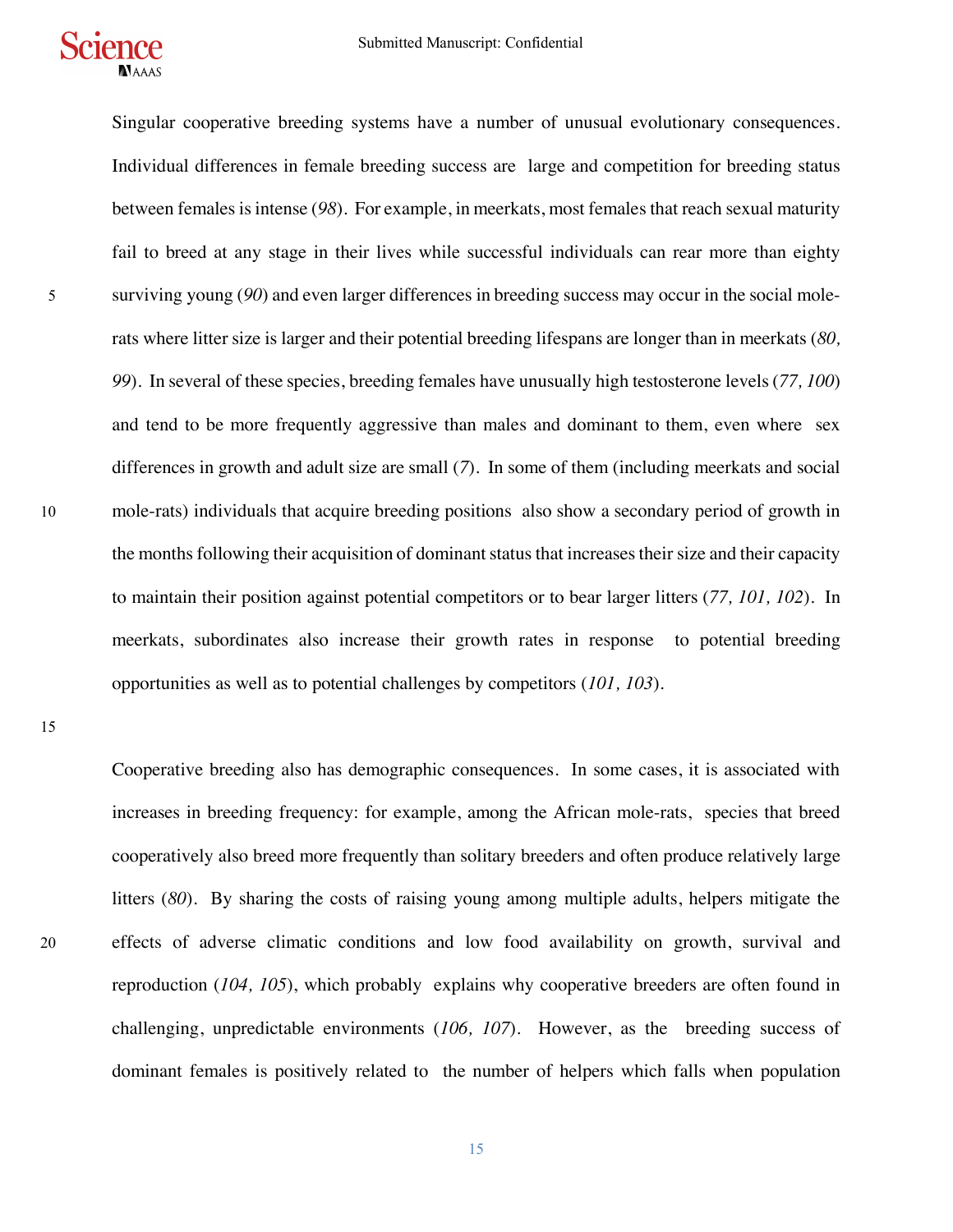Singular cooperative breeding systems have a number of unusual evolutionary consequences. Individual differences in female breeding success are large and competition for breeding status between females is intense (*98*). For example, in meerkats, most females that reach sexual maturity fail to breed at any stage in their lives while successful individuals can rear more than eighty surviving young (*90*) and even larger differences in breeding success may occur in the social mole-rats where litter size is larger and their potential breeding lifespans are longer than in meerkats (*80, 99*). In several of these species, breeding females have unusually high testosterone levels (*77, 100*) and tend to be more frequently aggressive than males and dominant to them, even where sex differences in growth and adult size are small (*7*). In some of them (including meerkats and social mole-rats) individuals that acquire breeding positions also show a secondary period of growth in the months following their acquisition of dominant status that increases their size and their capacity to maintain their position against potential competitors or to bear larger litters (*77, 101, 102*). In meerkats, subordinates also increase their growth rates in response to potential breeding opportunities as well as to potential challenges by competitors (*101, 103*).

Cooperative breeding also has demographic consequences. In some cases, it is associated with increases in breeding frequency: for example, among the African mole-rats, species that breed cooperatively also breed more frequently than solitary breeders and often produce relatively large litters (*80*). By sharing the costs of raising young among multiple adults, helpers mitigate the effects of adverse climatic conditions and low food availability on growth, survival and reproduction (*104, 105*), which probably explains why cooperative breeders are often found in challenging, unpredictable environments (*106, 107*). However, as the breeding success of dominant females is positively related to the number of helpers which falls when population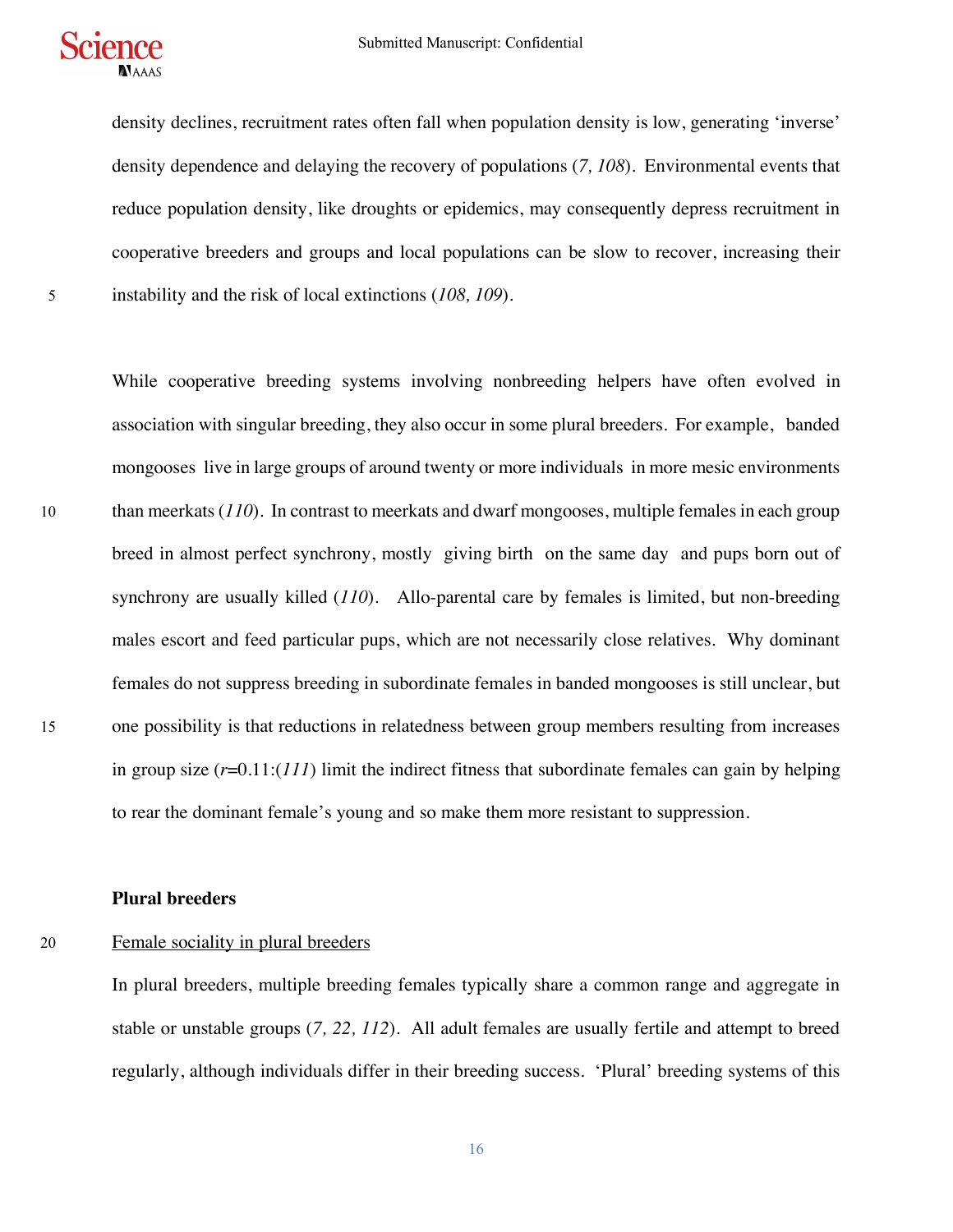density declines, recruitment rates often fall when population density is low, generating 'inverse' density dependence and delaying the recovery of populations (*7, 108*). Environmental events that reduce population density, like droughts or epidemics, may consequently depress recruitment in cooperative breeders and groups and local populations can be slow to recover, increasing their instability and the risk of local extinctions (*108, 109*).

While cooperative breeding systems involving nonbreeding helpers have often evolved in association with singular breeding, they also occur in some plural breeders. For example, banded mongooses live in large groups of around twenty or more individuals in more mesic environments than meerkats (*110*). In contrast to meerkats and dwarf mongooses, multiple females in each group breed in almost perfect synchrony, mostly giving birth on the same day and pups born out of synchrony are usually killed (*110*). Allo-parental care by females is limited, but non-breeding males escort and feed particular pups, which are not necessarily close relatives. Why dominant females do not suppress breeding in subordinate females in banded mongooses is still unclear, but one possibility is that reductions in relatedness between group members resulting from increases in group size ($r$=0.11:(*111*) limit the indirect fitness that subordinate females can gain by helping to rear the dominant female's young and so make them more resistant to suppression.

## Plural breeders

### Female sociality in plural breeders

In plural breeders, multiple breeding females typically share a common range and aggregate in stable or unstable groups (*7, 22, 112*). All adult females are usually fertile and attempt to breed regularly, although individuals differ in their breeding success. 'Plural' breeding systems of this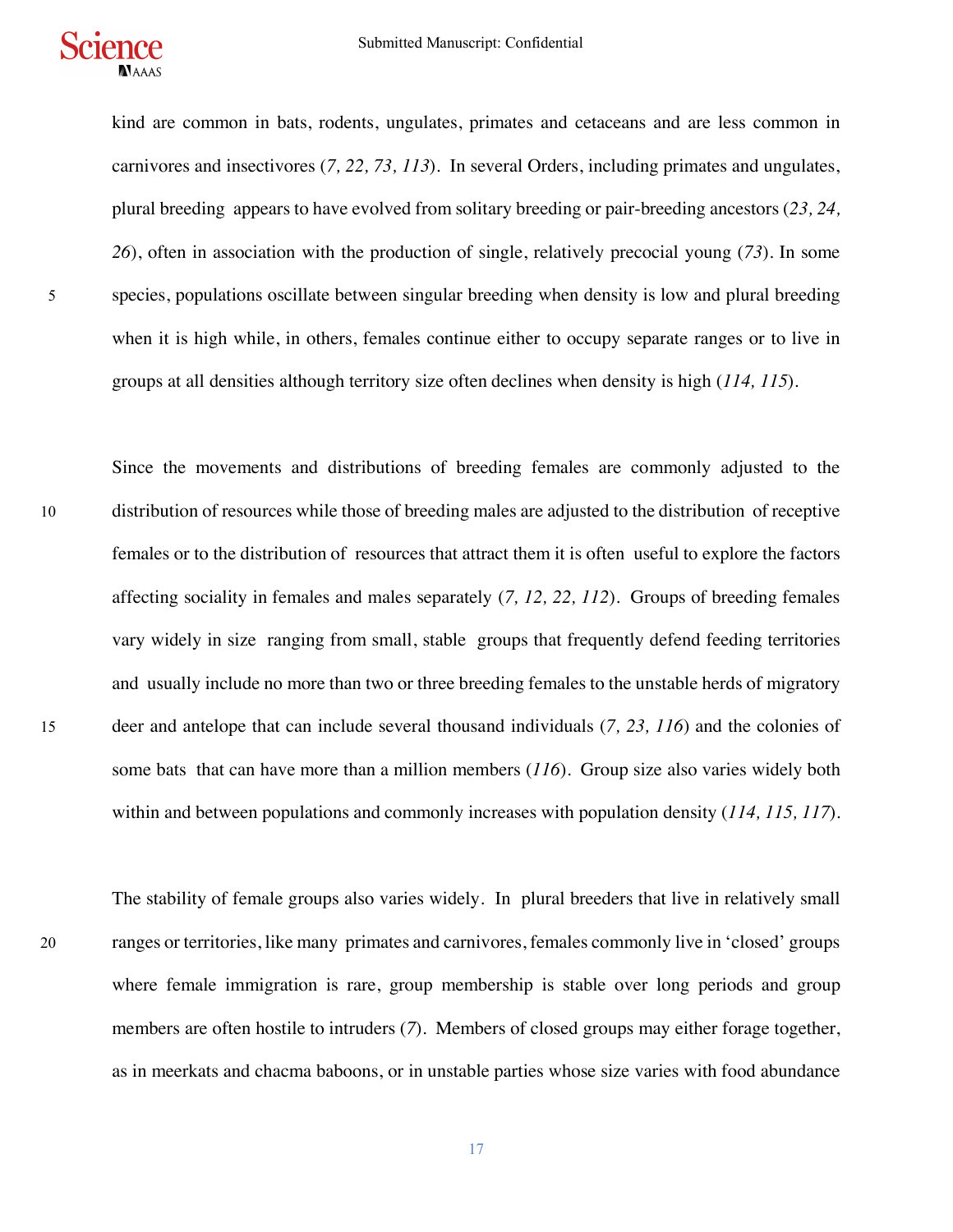kind are common in bats, rodents, ungulates, primates and cetaceans and are less common in carnivores and insectivores (*7, 22, 73, 113*). In several Orders, including primates and ungulates, plural breeding appears to have evolved from solitary breeding or pair-breeding ancestors (*23, 24, 26*), often in association with the production of single, relatively precocial young (*73*). In some species, populations oscillate between singular breeding when density is low and plural breeding when it is high while, in others, females continue either to occupy separate ranges or to live in groups at all densities although territory size often declines when density is high (*114, 115*).

Since the movements and distributions of breeding females are commonly adjusted to the distribution of resources while those of breeding males are adjusted to the distribution of receptive females or to the distribution of resources that attract them it is often useful to explore the factors affecting sociality in females and males separately (*7, 12, 22, 112*). Groups of breeding females vary widely in size ranging from small, stable groups that frequently defend feeding territories and usually include no more than two or three breeding females to the unstable herds of migratory deer and antelope that can include several thousand individuals (*7, 23, 116*) and the colonies of some bats that can have more than a million members (*116*). Group size also varies widely both within and between populations and commonly increases with population density (*114, 115, 117*).

The stability of female groups also varies widely. In plural breeders that live in relatively small ranges or territories, like many primates and carnivores, females commonly live in 'closed' groups where female immigration is rare, group membership is stable over long periods and group members are often hostile to intruders (*7*). Members of closed groups may either forage together, as in meerkats and chacma baboons, or in unstable parties whose size varies with food abundance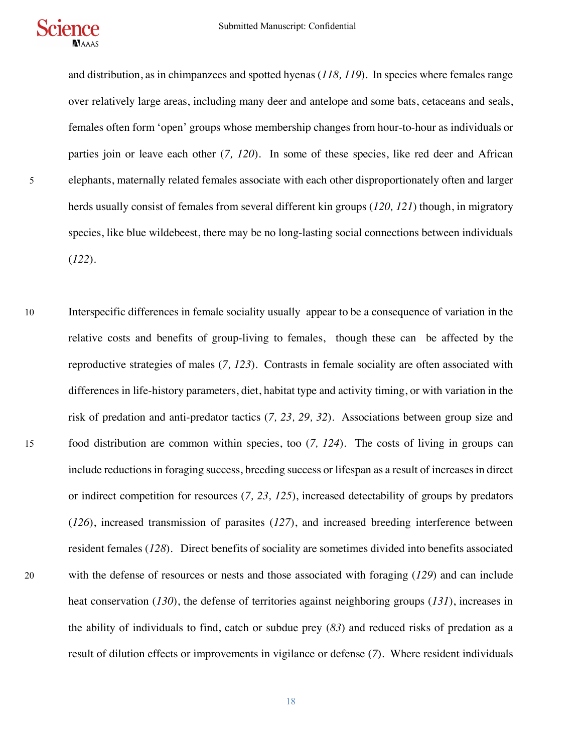and distribution, as in chimpanzees and spotted hyenas (*118, 119*). In species where females range over relatively large areas, including many deer and antelope and some bats, cetaceans and seals, females often form 'open' groups whose membership changes from hour-to-hour as individuals or parties join or leave each other (*7, 120*). In some of these species, like red deer and African elephants, maternally related females associate with each other disproportionately often and larger herds usually consist of females from several different kin groups (*120, 121*) though, in migratory species, like blue wildebeest, there may be no long-lasting social connections between individuals (*122*).

Interspecific differences in female sociality usually appear to be a consequence of variation in the relative costs and benefits of group-living to females, though these can be affected by the reproductive strategies of males (*7, 123*). Contrasts in female sociality are often associated with differences in life-history parameters, diet, habitat type and activity timing, or with variation in the risk of predation and anti-predator tactics (*7, 23, 29, 32*). Associations between group size and food distribution are common within species, too (*7, 124*). The costs of living in groups can include reductions in foraging success, breeding success or lifespan as a result of increases in direct or indirect competition for resources (*7, 23, 125*), increased detectability of groups by predators (*126*), increased transmission of parasites (*127*), and increased breeding interference between resident females (*128*). Direct benefits of sociality are sometimes divided into benefits associated with the defense of resources or nests and those associated with foraging (*129*) and can include heat conservation (*130*), the defense of territories against neighboring groups (*131*), increases in the ability of individuals to find, catch or subdue prey (*83*) and reduced risks of predation as a result of dilution effects or improvements in vigilance or defense (*7*). Where resident individuals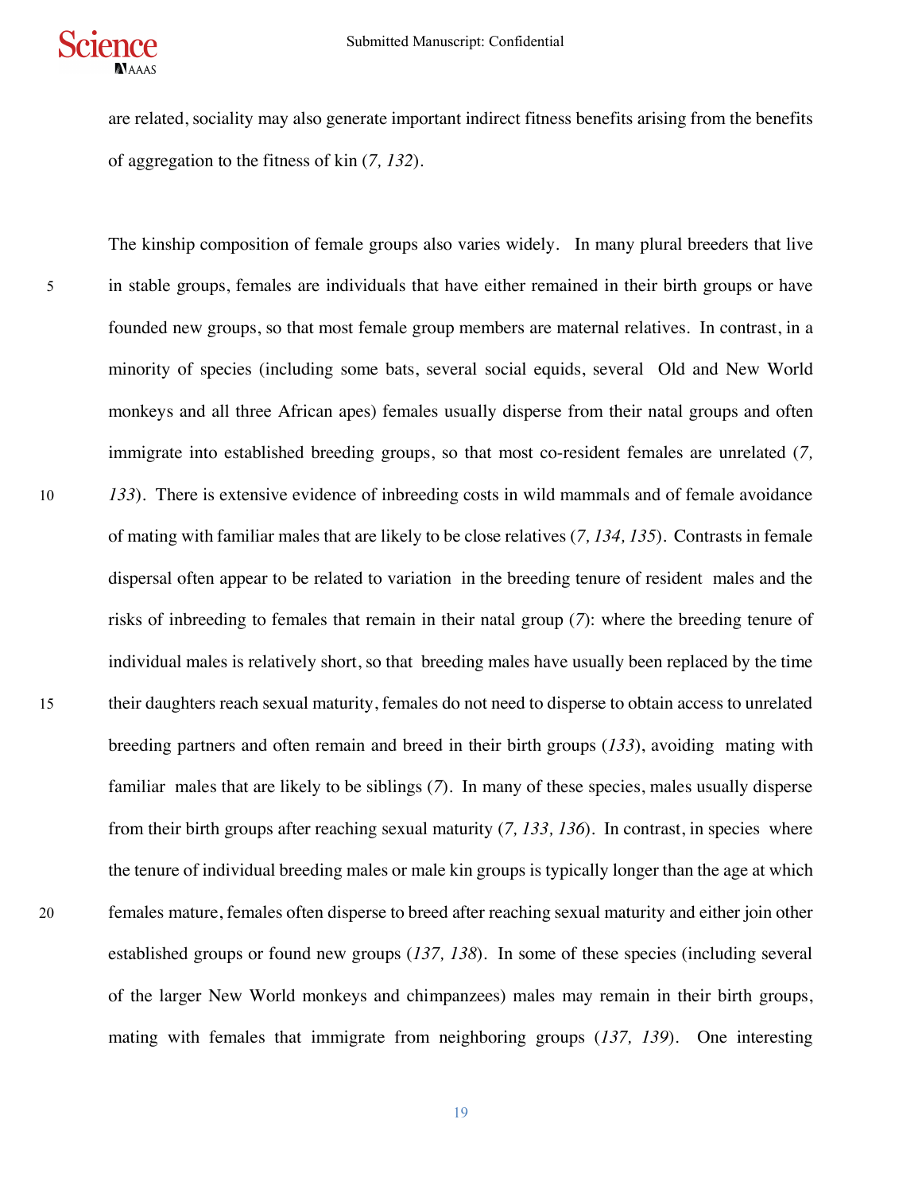are related, sociality may also generate important indirect fitness benefits arising from the benefits of aggregation to the fitness of kin (*7, 132*).

The kinship composition of female groups also varies widely. In many plural breeders that live in stable groups, females are individuals that have either remained in their birth groups or have founded new groups, so that most female group members are maternal relatives. In contrast, in a minority of species (including some bats, several social equids, several Old and New World monkeys and all three African apes) females usually disperse from their natal groups and often immigrate into established breeding groups, so that most co-resident females are unrelated (*7, 133*). There is extensive evidence of inbreeding costs in wild mammals and of female avoidance of mating with familiar males that are likely to be close relatives (*7, 134, 135*). Contrasts in female dispersal often appear to be related to variation in the breeding tenure of resident males and the risks of inbreeding to females that remain in their natal group (*7*): where the breeding tenure of individual males is relatively short, so that breeding males have usually been replaced by the time their daughters reach sexual maturity, females do not need to disperse to obtain access to unrelated breeding partners and often remain and breed in their birth groups (*133*), avoiding mating with familiar males that are likely to be siblings (*7*). In many of these species, males usually disperse from their birth groups after reaching sexual maturity (*7, 133, 136*). In contrast, in species where the tenure of individual breeding males or male kin groups is typically longer than the age at which females mature, females often disperse to breed after reaching sexual maturity and either join other established groups or found new groups (*137, 138*). In some of these species (including several of the larger New World monkeys and chimpanzees) males may remain in their birth groups, mating with females that immigrate from neighboring groups (*137, 139*). One interesting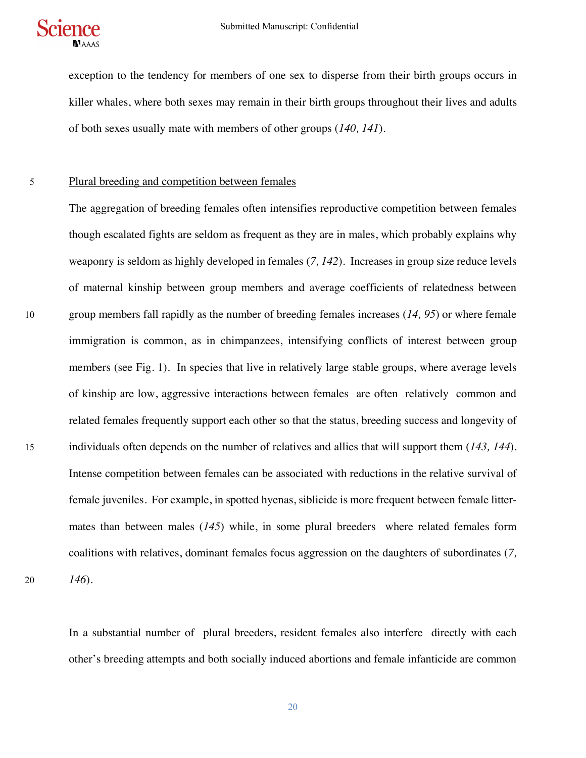exception to the tendency for members of one sex to disperse from their birth groups occurs in killer whales, where both sexes may remain in their birth groups throughout their lives and adults of both sexes usually mate with members of other groups (*140, 141*).

Plural breeding and competition between females

The aggregation of breeding females often intensifies reproductive competition between females though escalated fights are seldom as frequent as they are in males, which probably explains why weaponry is seldom as highly developed in females (*7, 142*). Increases in group size reduce levels of maternal kinship between group members and average coefficients of relatedness between group members fall rapidly as the number of breeding females increases (*14, 95*) or where female immigration is common, as in chimpanzees, intensifying conflicts of interest between group members (see Fig. 1). In species that live in relatively large stable groups, where average levels of kinship are low, aggressive interactions between females are often relatively common and related females frequently support each other so that the status, breeding success and longevity of individuals often depends on the number of relatives and allies that will support them (*143, 144*). Intense competition between females can be associated with reductions in the relative survival of female juveniles. For example, in spotted hyenas, siblicide is more frequent between female litter-mates than between males (*145*) while, in some plural breeders where related females form coalitions with relatives, dominant females focus aggression on the daughters of subordinates (*7, 146*).

In a substantial number of plural breeders, resident females also interfere directly with each other's breeding attempts and both socially induced abortions and female infanticide are common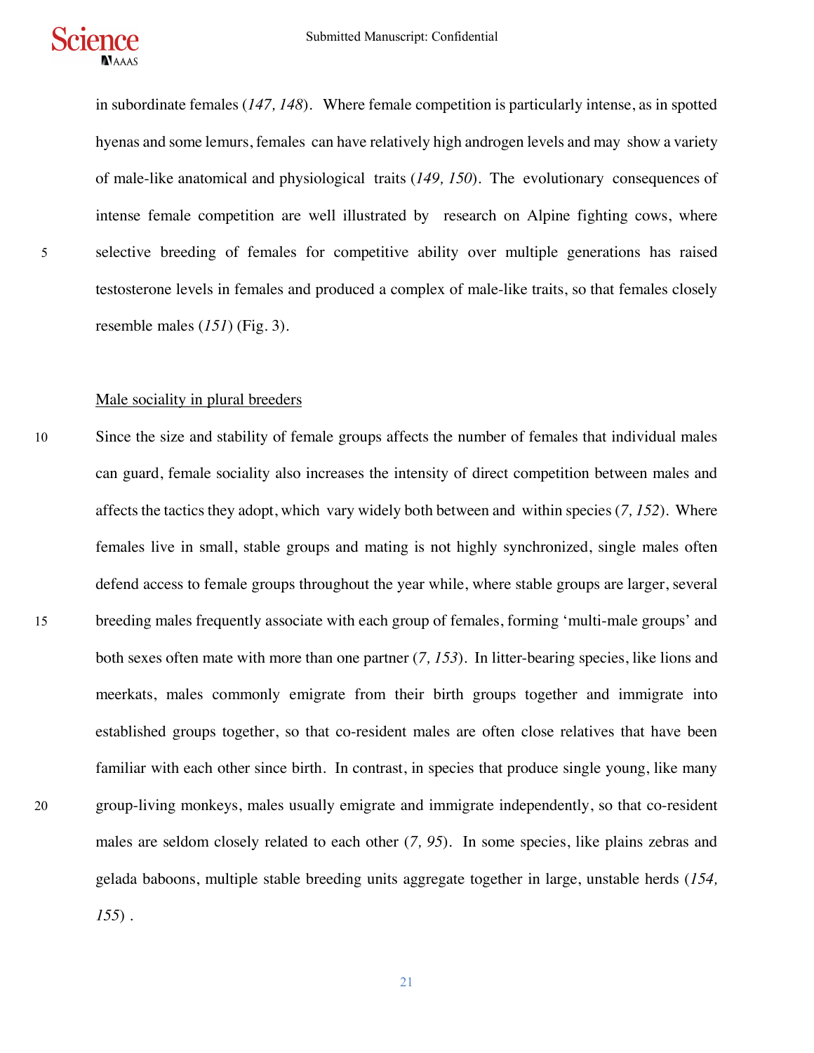in subordinate females (*147, 148*). Where female competition is particularly intense, as in spotted hyenas and some lemurs, females can have relatively high androgen levels and may show a variety of male-like anatomical and physiological traits (*149, 150*). The evolutionary consequences of intense female competition are well illustrated by research on Alpine fighting cows, where selective breeding of females for competitive ability over multiple generations has raised testosterone levels in females and produced a complex of male-like traits, so that females closely resemble males (*151*) (Fig. 3).

Male sociality in plural breeders

Since the size and stability of female groups affects the number of females that individual males can guard, female sociality also increases the intensity of direct competition between males and affects the tactics they adopt, which vary widely both between and within species (*7, 152*). Where females live in small, stable groups and mating is not highly synchronized, single males often defend access to female groups throughout the year while, where stable groups are larger, several breeding males frequently associate with each group of females, forming 'multi-male groups' and both sexes often mate with more than one partner (*7, 153*). In litter-bearing species, like lions and meerkats, males commonly emigrate from their birth groups together and immigrate into established groups together, so that co-resident males are often close relatives that have been familiar with each other since birth. In contrast, in species that produce single young, like many group-living monkeys, males usually emigrate and immigrate independently, so that co-resident males are seldom closely related to each other (*7, 95*). In some species, like plains zebras and gelada baboons, multiple stable breeding units aggregate together in large, unstable herds (*154, 155*) .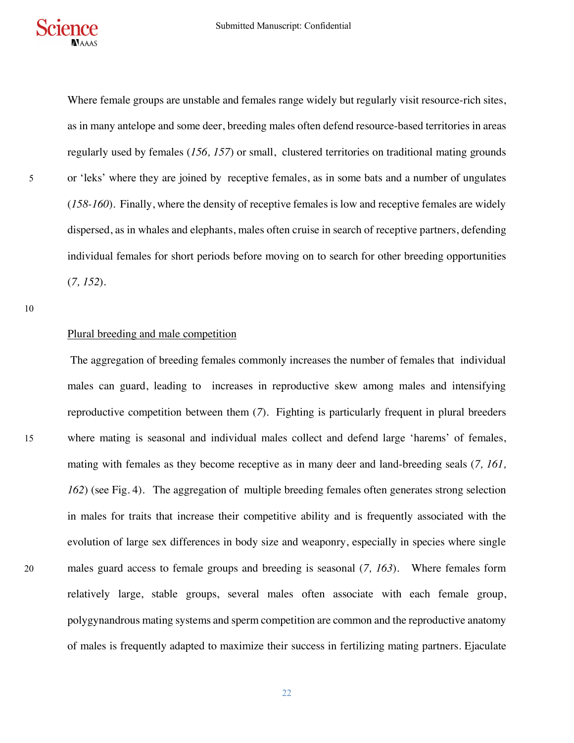Where female groups are unstable and females range widely but regularly visit resource-rich sites, as in many antelope and some deer, breeding males often defend resource-based territories in areas regularly used by females (*156, 157*) or small, clustered territories on traditional mating grounds or 'leks' where they are joined by receptive females, as in some bats and a number of ungulates (*158-160*). Finally, where the density of receptive females is low and receptive females are widely dispersed, as in whales and elephants, males often cruise in search of receptive partners, defending individual females for short periods before moving on to search for other breeding opportunities (*7, 152*).

Plural breeding and male competition

The aggregation of breeding females commonly increases the number of females that individual males can guard, leading to increases in reproductive skew among males and intensifying reproductive competition between them (*7*). Fighting is particularly frequent in plural breeders where mating is seasonal and individual males collect and defend large 'harems' of females, mating with females as they become receptive as in many deer and land-breeding seals (*7, 161, 162*) (see Fig. 4). The aggregation of multiple breeding females often generates strong selection in males for traits that increase their competitive ability and is frequently associated with the evolution of large sex differences in body size and weaponry, especially in species where single males guard access to female groups and breeding is seasonal (*7, 163*). Where females form relatively large, stable groups, several males often associate with each female group, polygynandrous mating systems and sperm competition are common and the reproductive anatomy of males is frequently adapted to maximize their success in fertilizing mating partners. Ejaculate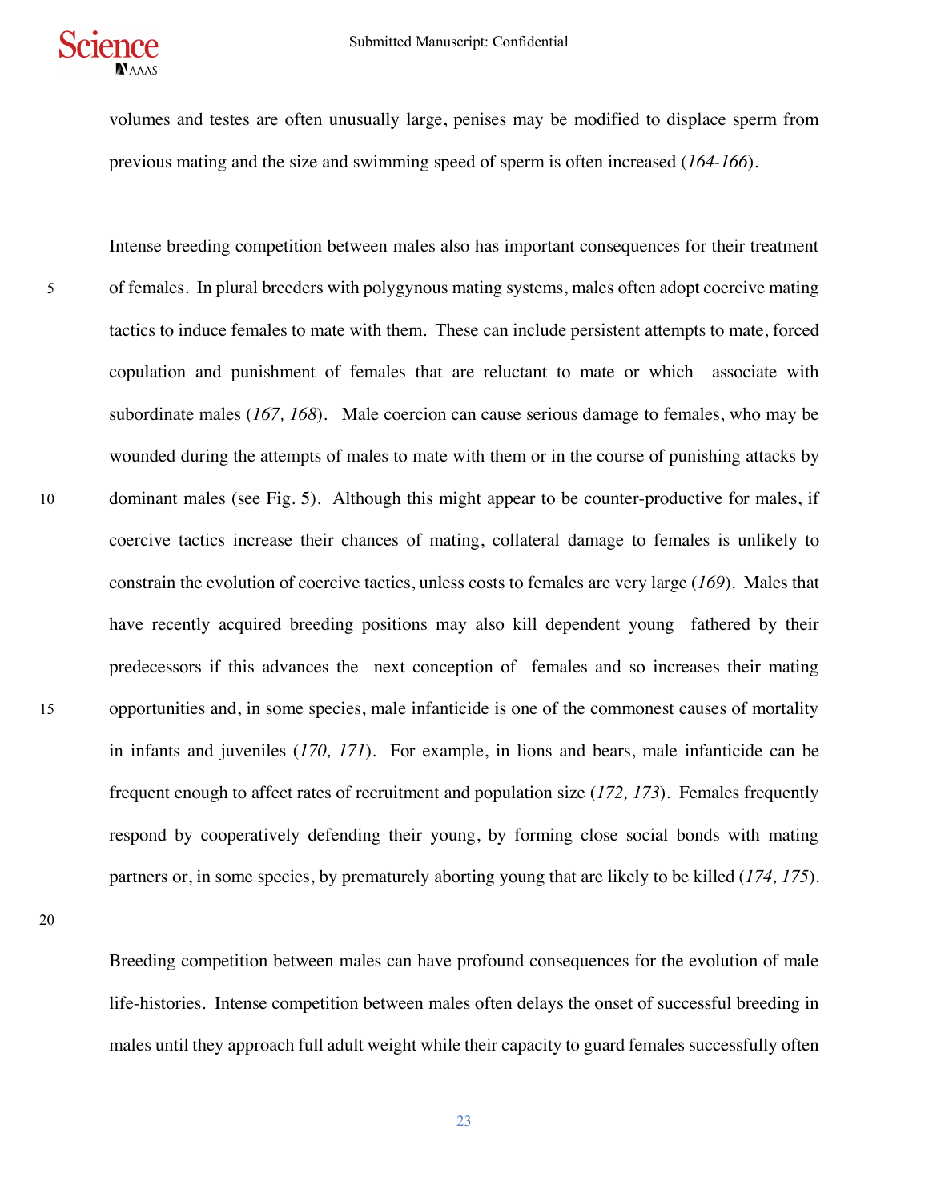volumes and testes are often unusually large, penises may be modified to displace sperm from previous mating and the size and swimming speed of sperm is often increased (*164-166*).

Intense breeding competition between males also has important consequences for their treatment of females. In plural breeders with polygynous mating systems, males often adopt coercive mating tactics to induce females to mate with them. These can include persistent attempts to mate, forced copulation and punishment of females that are reluctant to mate or which associate with subordinate males (*167, 168*). Male coercion can cause serious damage to females, who may be wounded during the attempts of males to mate with them or in the course of punishing attacks by dominant males (see Fig. 5). Although this might appear to be counter-productive for males, if coercive tactics increase their chances of mating, collateral damage to females is unlikely to constrain the evolution of coercive tactics, unless costs to females are very large (*169*). Males that have recently acquired breeding positions may also kill dependent young fathered by their predecessors if this advances the next conception of females and so increases their mating opportunities and, in some species, male infanticide is one of the commonest causes of mortality in infants and juveniles (*170, 171*). For example, in lions and bears, male infanticide can be frequent enough to affect rates of recruitment and population size (*172, 173*). Females frequently respond by cooperatively defending their young, by forming close social bonds with mating partners or, in some species, by prematurely aborting young that are likely to be killed (*174, 175*).

Breeding competition between males can have profound consequences for the evolution of male life-histories. Intense competition between males often delays the onset of successful breeding in males until they approach full adult weight while their capacity to guard females successfully often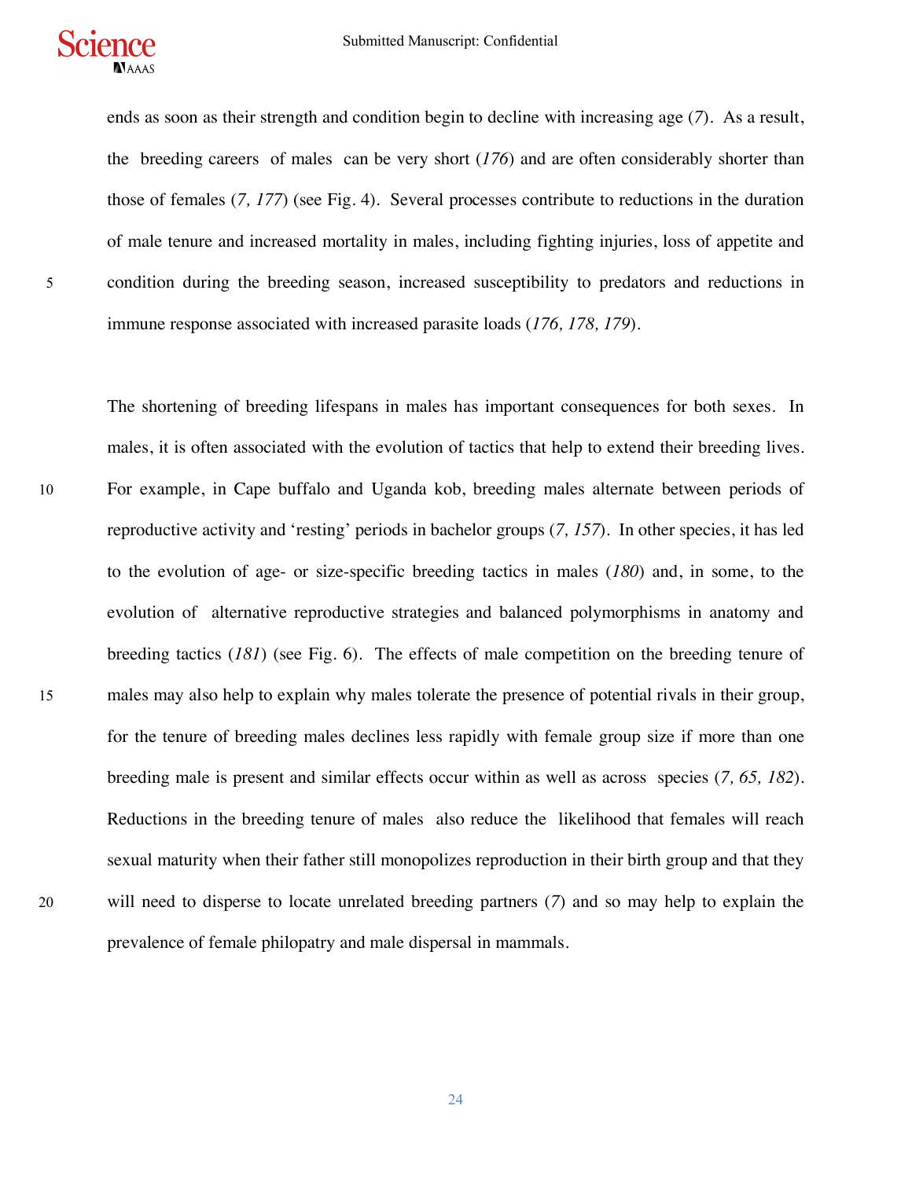ends as soon as their strength and condition begin to decline with increasing age (*7*). As a result, the breeding careers of males can be very short (*176*) and are often considerably shorter than those of females (*7, 177*) (see Fig. 4). Several processes contribute to reductions in the duration of male tenure and increased mortality in males, including fighting injuries, loss of appetite and condition during the breeding season, increased susceptibility to predators and reductions in immune response associated with increased parasite loads (*176, 178, 179*).

The shortening of breeding lifespans in males has important consequences for both sexes. In males, it is often associated with the evolution of tactics that help to extend their breeding lives. For example, in Cape buffalo and Uganda kob, breeding males alternate between periods of reproductive activity and 'resting' periods in bachelor groups (*7, 157*). In other species, it has led to the evolution of age- or size-specific breeding tactics in males (*180*) and, in some, to the evolution of alternative reproductive strategies and balanced polymorphisms in anatomy and breeding tactics (*181*) (see Fig. 6). The effects of male competition on the breeding tenure of males may also help to explain why males tolerate the presence of potential rivals in their group, for the tenure of breeding males declines less rapidly with female group size if more than one breeding male is present and similar effects occur within as well as across species (*7, 65, 182*). Reductions in the breeding tenure of males also reduce the likelihood that females will reach sexual maturity when their father still monopolizes reproduction in their birth group and that they will need to disperse to locate unrelated breeding partners (*7*) and so may help to explain the prevalence of female philopatry and male dispersal in mammals.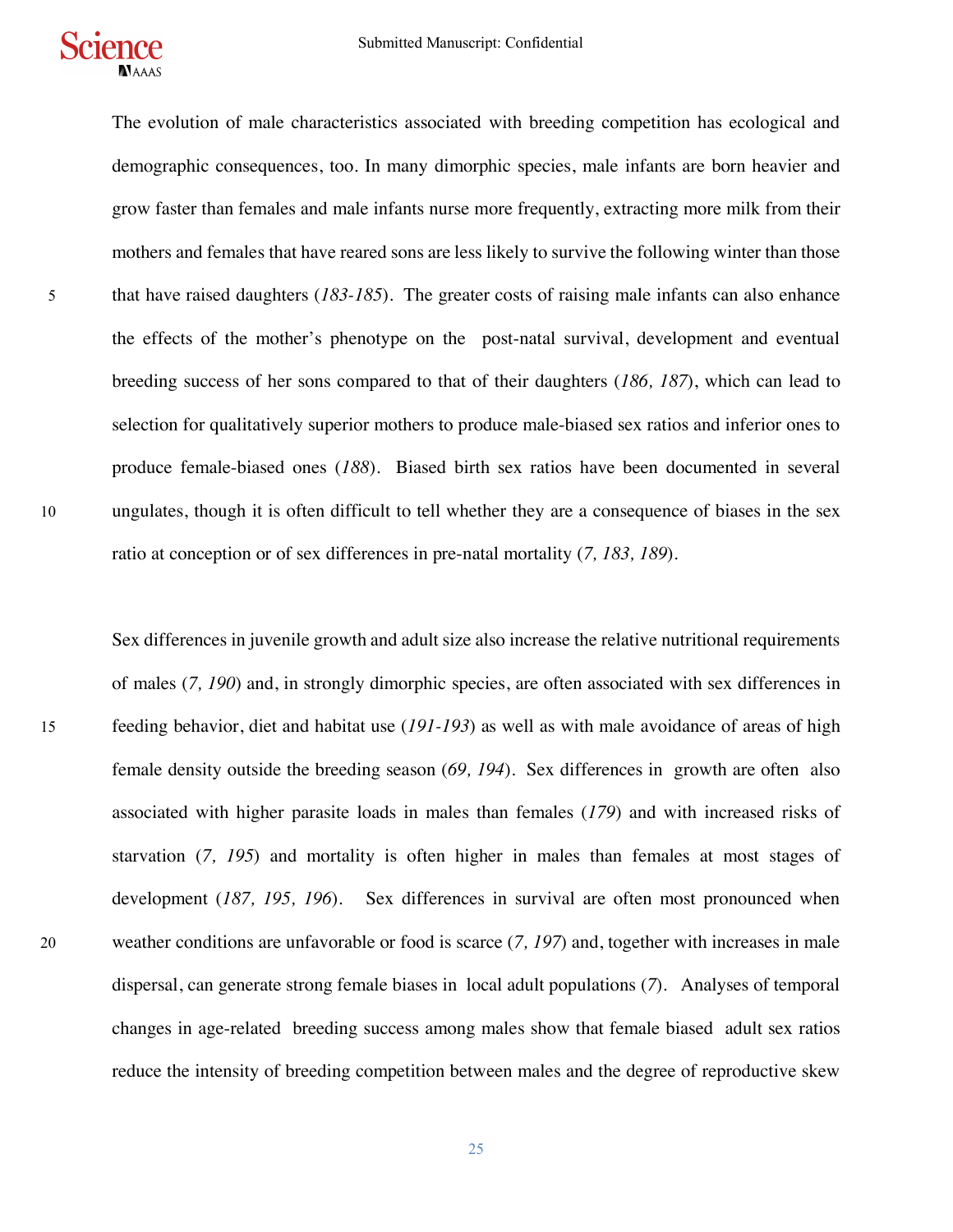The evolution of male characteristics associated with breeding competition has ecological and demographic consequences, too. In many dimorphic species, male infants are born heavier and grow faster than females and male infants nurse more frequently, extracting more milk from their mothers and females that have reared sons are less likely to survive the following winter than those that have raised daughters (*183-185*). The greater costs of raising male infants can also enhance the effects of the mother's phenotype on the post-natal survival, development and eventual breeding success of her sons compared to that of their daughters (*186, 187*), which can lead to selection for qualitatively superior mothers to produce male-biased sex ratios and inferior ones to produce female-biased ones (*188*). Biased birth sex ratios have been documented in several ungulates, though it is often difficult to tell whether they are a consequence of biases in the sex ratio at conception or of sex differences in pre-natal mortality (*7, 183, 189*).

Sex differences in juvenile growth and adult size also increase the relative nutritional requirements of males (*7, 190*) and, in strongly dimorphic species, are often associated with sex differences in feeding behavior, diet and habitat use (*191-193*) as well as with male avoidance of areas of high female density outside the breeding season (*69, 194*). Sex differences in growth are often also associated with higher parasite loads in males than females (*179*) and with increased risks of starvation (*7, 195*) and mortality is often higher in males than females at most stages of development (*187, 195, 196*). Sex differences in survival are often most pronounced when weather conditions are unfavorable or food is scarce (*7, 197*) and, together with increases in male dispersal, can generate strong female biases in local adult populations (*7*). Analyses of temporal changes in age-related breeding success among males show that female biased adult sex ratios reduce the intensity of breeding competition between males and the degree of reproductive skew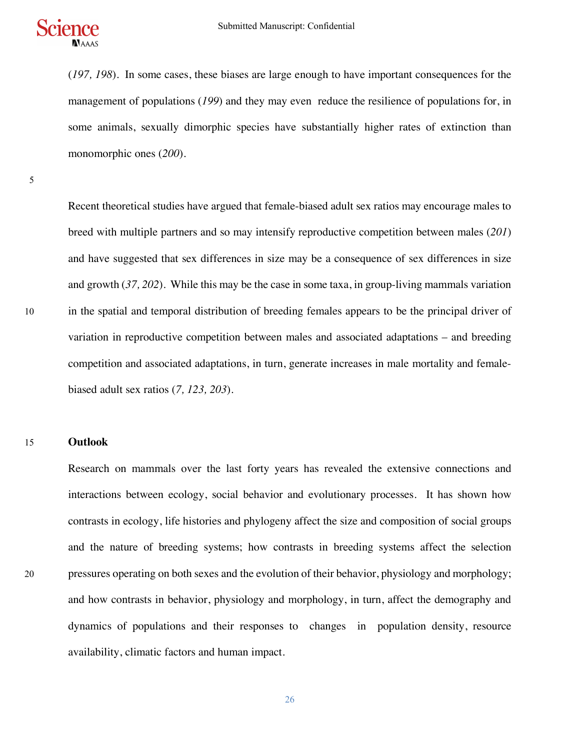(*197, 198*). In some cases, these biases are large enough to have important consequences for the management of populations (*199*) and they may even reduce the resilience of populations for, in some animals, sexually dimorphic species have substantially higher rates of extinction than monomorphic ones (*200*).

Recent theoretical studies have argued that female-biased adult sex ratios may encourage males to breed with multiple partners and so may intensify reproductive competition between males (*201*) and have suggested that sex differences in size may be a consequence of sex differences in size and growth (*37, 202*). While this may be the case in some taxa, in group-living mammals variation in the spatial and temporal distribution of breeding females appears to be the principal driver of variation in reproductive competition between males and associated adaptations – and breeding competition and associated adaptations, in turn, generate increases in male mortality and female-biased adult sex ratios (*7, 123, 203*).

## Outlook

Research on mammals over the last forty years has revealed the extensive connections and interactions between ecology, social behavior and evolutionary processes. It has shown how contrasts in ecology, life histories and phylogeny affect the size and composition of social groups and the nature of breeding systems; how contrasts in breeding systems affect the selection pressures operating on both sexes and the evolution of their behavior, physiology and morphology; and how contrasts in behavior, physiology and morphology, in turn, affect the demography and dynamics of populations and their responses to changes in population density, resource availability, climatic factors and human impact.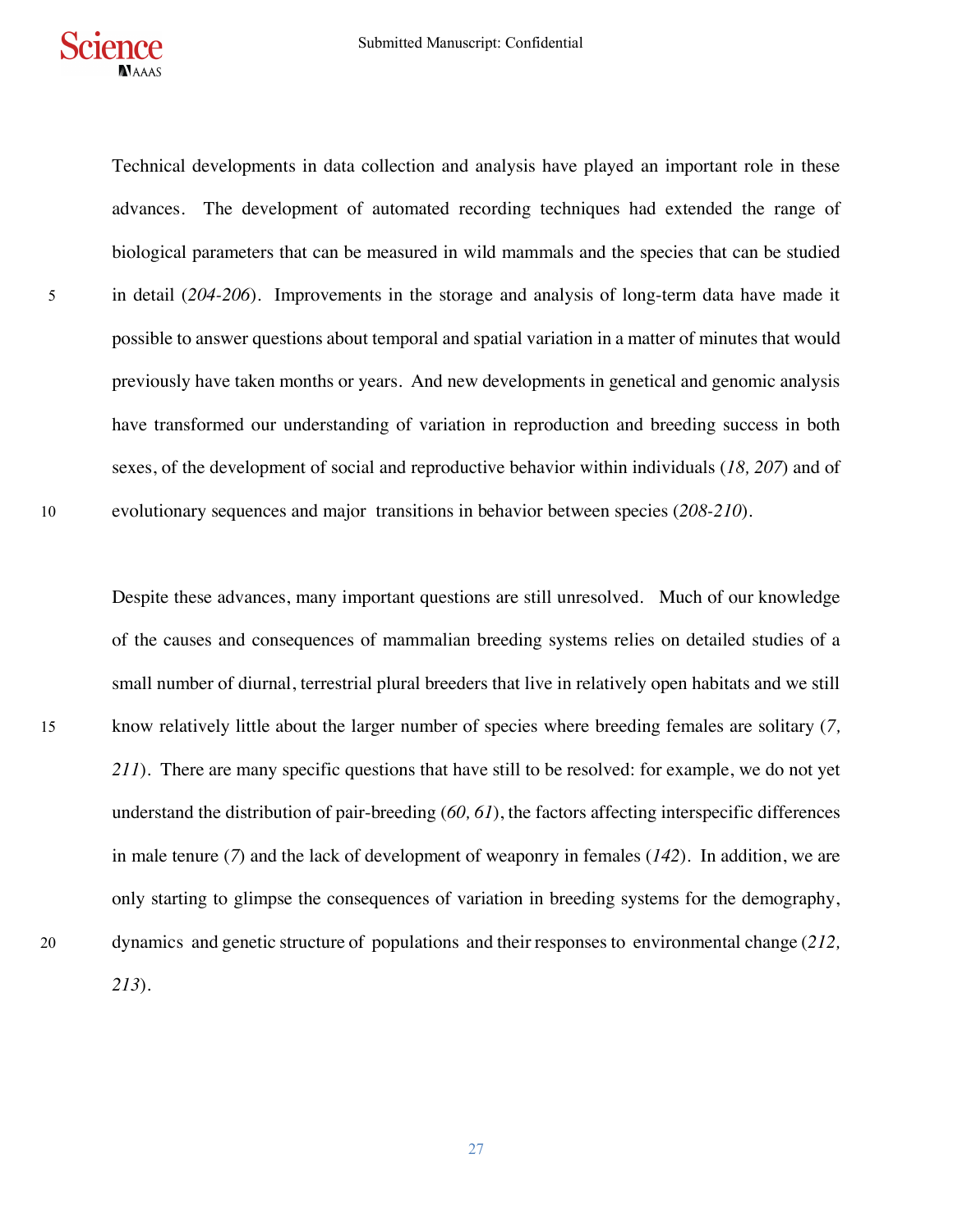Technical developments in data collection and analysis have played an important role in these advances. The development of automated recording techniques had extended the range of biological parameters that can be measured in wild mammals and the species that can be studied in detail (*204-206*). Improvements in the storage and analysis of long-term data have made it possible to answer questions about temporal and spatial variation in a matter of minutes that would previously have taken months or years. And new developments in genetical and genomic analysis have transformed our understanding of variation in reproduction and breeding success in both sexes, of the development of social and reproductive behavior within individuals (*18, 207*) and of evolutionary sequences and major transitions in behavior between species (*208-210*).

Despite these advances, many important questions are still unresolved. Much of our knowledge of the causes and consequences of mammalian breeding systems relies on detailed studies of a small number of diurnal, terrestrial plural breeders that live in relatively open habitats and we still know relatively little about the larger number of species where breeding females are solitary (*7, 211*). There are many specific questions that have still to be resolved: for example, we do not yet understand the distribution of pair-breeding (*60, 61*), the factors affecting interspecific differences in male tenure (*7*) and the lack of development of weaponry in females (*142*). In addition, we are only starting to glimpse the consequences of variation in breeding systems for the demography, dynamics and genetic structure of populations and their responses to environmental change (*212, 213*).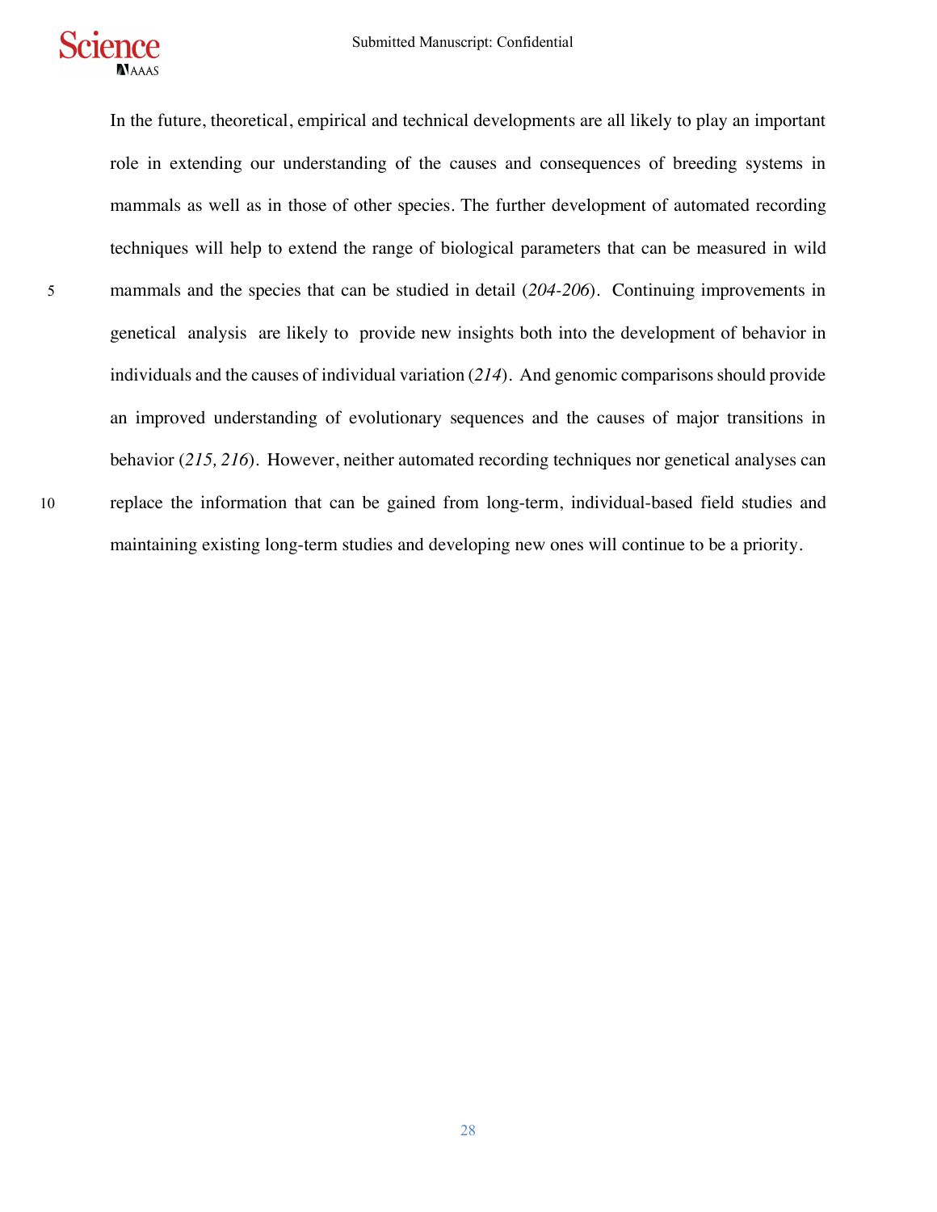In the future, theoretical, empirical and technical developments are all likely to play an important role in extending our understanding of the causes and consequences of breeding systems in mammals as well as in those of other species. The further development of automated recording techniques will help to extend the range of biological parameters that can be measured in wild mammals and the species that can be studied in detail (*204-206*). Continuing improvements in genetical analysis are likely to provide new insights both into the development of behavior in individuals and the causes of individual variation (*214*). And genomic comparisons should provide an improved understanding of evolutionary sequences and the causes of major transitions in behavior (*215, 216*). However, neither automated recording techniques nor genetical analyses can replace the information that can be gained from long-term, individual-based field studies and maintaining existing long-term studies and developing new ones will continue to be a priority.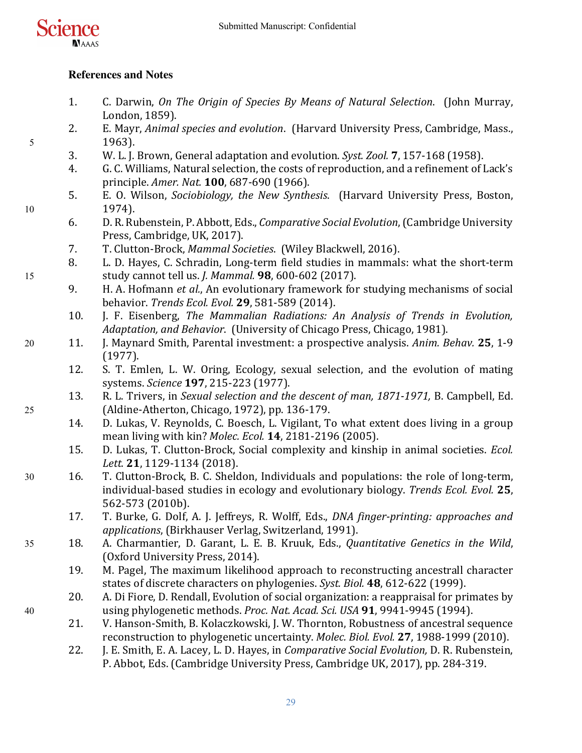**References and Notes**

1. C. Darwin, *On The Origin of Species By Means of Natural Selection*. (John Murray, London, 1859).
2. E. Mayr, *Animal species and evolution*. (Harvard University Press, Cambridge, Mass., 1963).
3. W. L. J. Brown, General adaptation and evolution. *Syst. Zool.* **7**, 157-168 (1958).
4. G. C. Williams, Natural selection, the costs of reproduction, and a refinement of Lack's principle. *Amer. Nat.* **100**, 687-690 (1966).
5. E. O. Wilson, *Sociobiology, the New Synthesis*. (Harvard University Press, Boston, 1974).
6. D. R. Rubenstein, P. Abbott, Eds., *Comparative Social Evolution*, (Cambridge University Press, Cambridge, UK, 2017).
7. T. Clutton-Brock, *Mammal Societies*. (Wiley Blackwell, 2016).
8. L. D. Hayes, C. Schradin, Long-term field studies in mammals: what the short-term study cannot tell us. *J. Mammal.* **98**, 600-602 (2017).
9. H. A. Hofmann *et al.*, An evolutionary framework for studying mechanisms of social behavior. *Trends Ecol. Evol.* **29**, 581-589 (2014).
10. J. F. Eisenberg, *The Mammalian Radiations: An Analysis of Trends in Evolution, Adaptation, and Behavior*. (University of Chicago Press, Chicago, 1981).
11. J. Maynard Smith, Parental investment: a prospective analysis. *Anim. Behav.* **25**, 1-9 (1977).
12. S. T. Emlen, L. W. Oring, Ecology, sexual selection, and the evolution of mating systems. *Science* **197**, 215-223 (1977).
13. R. L. Trivers, in *Sexual selection and the descent of man, 1871-1971,* B. Campbell, Ed. (Aldine-Atherton, Chicago, 1972), pp. 136-179.
14. D. Lukas, V. Reynolds, C. Boesch, L. Vigilant, To what extent does living in a group mean living with kin? *Molec. Ecol.* **14**, 2181-2196 (2005).
15. D. Lukas, T. Clutton-Brock, Social complexity and kinship in animal societies. *Ecol. Lett.* **21**, 1129-1134 (2018).
16. T. Clutton-Brock, B. C. Sheldon, Individuals and populations: the role of long-term, individual-based studies in ecology and evolutionary biology. *Trends Ecol. Evol.* **25**, 562-573 (2010b).
17. T. Burke, G. Dolf, A. J. Jeffreys, R. Wolff, Eds., *DNA finger-printing: approaches and applications*, (Birkhauser Verlag, Switzerland, 1991).
18. A. Charmantier, D. Garant, L. E. B. Kruuk, Eds., *Quantitative Genetics in the Wild*, (Oxford University Press, 2014).
19. M. Pagel, The maximum likelihood approach to reconstructing ancestrall character states of discrete characters on phylogenies. *Syst. Biol.* **48**, 612-622 (1999).
20. A. Di Fiore, D. Rendall, Evolution of social organization: a reappraisal for primates by using phylogenetic methods. *Proc. Nat. Acad. Sci. USA* **91**, 9941-9945 (1994).
21. V. Hanson-Smith, B. Kolaczkowski, J. W. Thornton, Robustness of ancestral sequence reconstruction to phylogenetic uncertainty. *Molec. Biol. Evol.* **27**, 1988-1999 (2010).
22. J. E. Smith, E. A. Lacey, L. D. Hayes, in *Comparative Social Evolution,* D. R. Rubenstein, P. Abbot, Eds. (Cambridge University Press, Cambridge UK, 2017), pp. 284-319.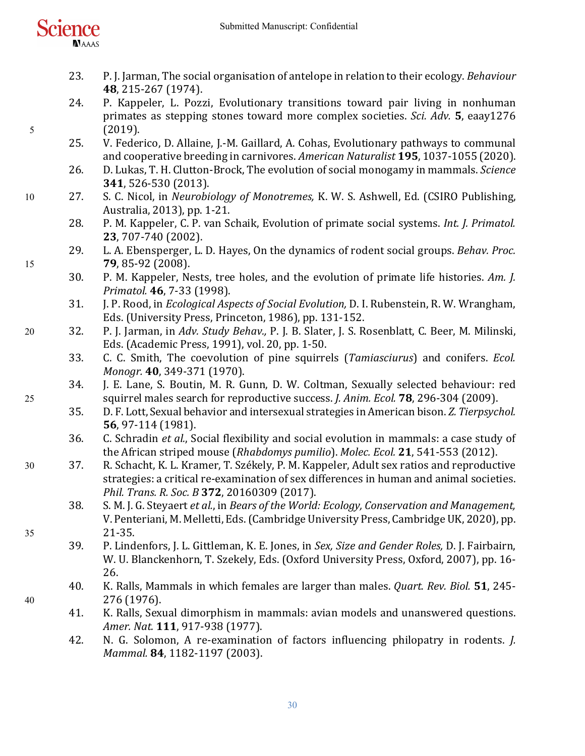23. P. J. Jarman, The social organisation of antelope in relation to their ecology. *Behaviour* **48**, 215-267 (1974).
24. P. Kappeler, L. Pozzi, Evolutionary transitions toward pair living in nonhuman primates as stepping stones toward more complex societies. *Sci. Adv.* **5**, eaay1276 (2019).
25. V. Federico, D. Allaine, J.-M. Gaillard, A. Cohas, Evolutionary pathways to communal and cooperative breeding in carnivores. *American Naturalist* **195**, 1037-1055 (2020).
26. D. Lukas, T. H. Clutton-Brock, The evolution of social monogamy in mammals. *Science* **341**, 526-530 (2013).
27. S. C. Nicol, in *Neurobiology of Monotremes,* K. W. S. Ashwell, Ed. (CSIRO Publishing, Australia, 2013), pp. 1-21.
28. P. M. Kappeler, C. P. van Schaik, Evolution of primate social systems. *Int. J. Primatol.* **23**, 707-740 (2002).
29. L. A. Ebensperger, L. D. Hayes, On the dynamics of rodent social groups. *Behav. Proc.* **79**, 85-92 (2008).
30. P. M. Kappeler, Nests, tree holes, and the evolution of primate life histories. *Am. J. Primatol.* **46**, 7-33 (1998).
31. J. P. Rood, in *Ecological Aspects of Social Evolution,* D. I. Rubenstein, R. W. Wrangham, Eds. (University Press, Princeton, 1986), pp. 131-152.
32. P. J. Jarman, in *Adv. Study Behav.,* P. J. B. Slater, J. S. Rosenblatt, C. Beer, M. Milinski, Eds. (Academic Press, 1991), vol. 20, pp. 1-50.
33. C. C. Smith, The coevolution of pine squirrels (*Tamiasciurus*) and conifers. *Ecol. Monogr.* **40**, 349-371 (1970).
34. J. E. Lane, S. Boutin, M. R. Gunn, D. W. Coltman, Sexually selected behaviour: red squirrel males search for reproductive success. *J. Anim. Ecol.* **78**, 296-304 (2009).
35. D. F. Lott, Sexual behavior and intersexual strategies in American bison. *Z. Tierpsychol.* **56**, 97-114 (1981).
36. C. Schradin *et al.*, Social flexibility and social evolution in mammals: a case study of the African striped mouse (*Rhabdomys pumilio*). *Molec. Ecol.* **21**, 541-553 (2012).
37. R. Schacht, K. L. Kramer, T. Székely, P. M. Kappeler, Adult sex ratios and reproductive strategies: a critical re-examination of sex differences in human and animal societies. *Phil. Trans. R. Soc. B* **372**, 20160309 (2017).
38. S. M. J. G. Steyaert *et al.*, in *Bears of the World: Ecology, Conservation and Management,* V. Penteriani, M. Melletti, Eds. (Cambridge University Press, Cambridge UK, 2020), pp. 21-35.
39. P. Lindenfors, J. L. Gittleman, K. E. Jones, in *Sex, Size and Gender Roles,* D. J. Fairbairn, W. U. Blanckenhorn, T. Szekely, Eds. (Oxford University Press, Oxford, 2007), pp. 16-26.
40. K. Ralls, Mammals in which females are larger than males. *Quart. Rev. Biol.* **51**, 245-276 (1976).
41. K. Ralls, Sexual dimorphism in mammals: avian models and unanswered questions. *Amer. Nat.* **111**, 917-938 (1977).
42. N. G. Solomon, A re-examination of factors influencing philopatry in rodents. *J. Mammal.* **84**, 1182-1197 (2003).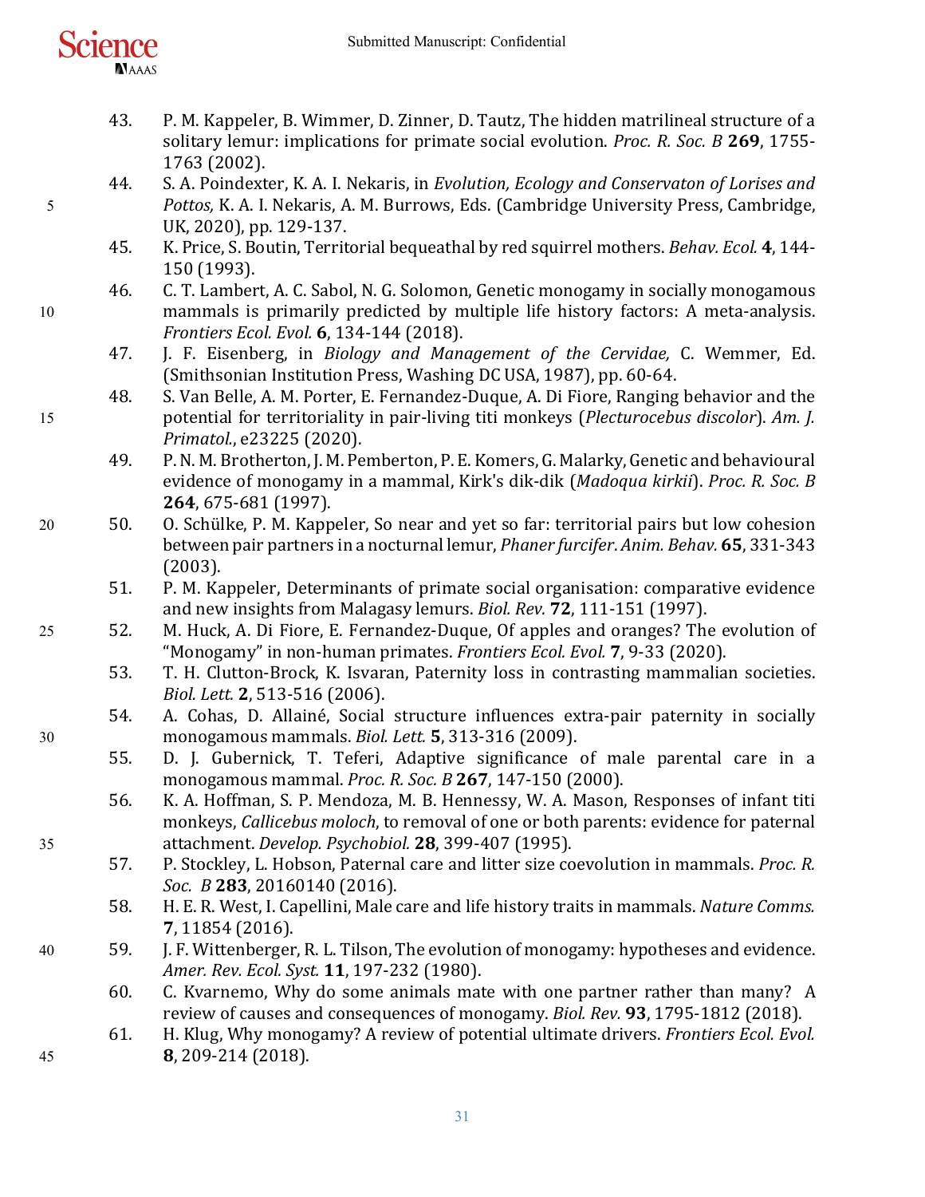43. P. M. Kappeler, B. Wimmer, D. Zinner, D. Tautz, The hidden matrilineal structure of a solitary lemur: implications for primate social evolution. *Proc. R. Soc. B* **269**, 1755-1763 (2002).
44. S. A. Poindexter, K. A. I. Nekaris, in *Evolution, Ecology and Conservaton of Lorises and Pottos,* K. A. I. Nekaris, A. M. Burrows, Eds. (Cambridge University Press, Cambridge, UK, 2020), pp. 129-137.
45. K. Price, S. Boutin, Territorial bequeathal by red squirrel mothers. *Behav. Ecol.* **4**, 144-150 (1993).
46. C. T. Lambert, A. C. Sabol, N. G. Solomon, Genetic monogamy in socially monogamous mammals is primarily predicted by multiple life history factors: A meta-analysis. *Frontiers Ecol. Evol.* **6**, 134-144 (2018).
47. J. F. Eisenberg, in *Biology and Management of the Cervidae,* C. Wemmer, Ed. (Smithsonian Institution Press, Washing DC USA, 1987), pp. 60-64.
48. S. Van Belle, A. M. Porter, E. Fernandez-Duque, A. Di Fiore, Ranging behavior and the potential for territoriality in pair-living titi monkeys (*Plecturocebus discolor*). *Am. J. Primatol.*, e23225 (2020).
49. P. N. M. Brotherton, J. M. Pemberton, P. E. Komers, G. Malarky, Genetic and behavioural evidence of monogamy in a mammal, Kirk's dik-dik (*Madoqua kirkii*). *Proc. R. Soc. B* **264**, 675-681 (1997).
50. O. Schülke, P. M. Kappeler, So near and yet so far: territorial pairs but low cohesion between pair partners in a nocturnal lemur, *Phaner furcifer*. *Anim. Behav.* **65**, 331-343 (2003).
51. P. M. Kappeler, Determinants of primate social organisation: comparative evidence and new insights from Malagasy lemurs. *Biol. Rev.* **72**, 111-151 (1997).
52. M. Huck, A. Di Fiore, E. Fernandez-Duque, Of apples and oranges? The evolution of "Monogamy" in non-human primates. *Frontiers Ecol. Evol.* **7**, 9-33 (2020).
53. T. H. Clutton-Brock, K. Isvaran, Paternity loss in contrasting mammalian societies. *Biol. Lett.* **2**, 513-516 (2006).
54. A. Cohas, D. Allainé, Social structure influences extra-pair paternity in socially monogamous mammals. *Biol. Lett.* **5**, 313-316 (2009).
55. D. J. Gubernick, T. Teferi, Adaptive significance of male parental care in a monogamous mammal. *Proc. R. Soc. B* **267**, 147-150 (2000).
56. K. A. Hoffman, S. P. Mendoza, M. B. Hennessy, W. A. Mason, Responses of infant titi monkeys, *Callicebus moloch*, to removal of one or both parents: evidence for paternal attachment. *Develop. Psychobiol.* **28**, 399-407 (1995).
57. P. Stockley, L. Hobson, Paternal care and litter size coevolution in mammals. *Proc. R. Soc. B* **283**, 20160140 (2016).
58. H. E. R. West, I. Capellini, Male care and life history traits in mammals. *Nature Comms.* **7**, 11854 (2016).
59. J. F. Wittenberger, R. L. Tilson, The evolution of monogamy: hypotheses and evidence. *Amer. Rev. Ecol. Syst.* **11**, 197-232 (1980).
60. C. Kvarnemo, Why do some animals mate with one partner rather than many? A review of causes and consequences of monogamy. *Biol. Rev.* **93**, 1795-1812 (2018).
61. H. Klug, Why monogamy? A review of potential ultimate drivers. *Frontiers Ecol. Evol.* **8**, 209-214 (2018).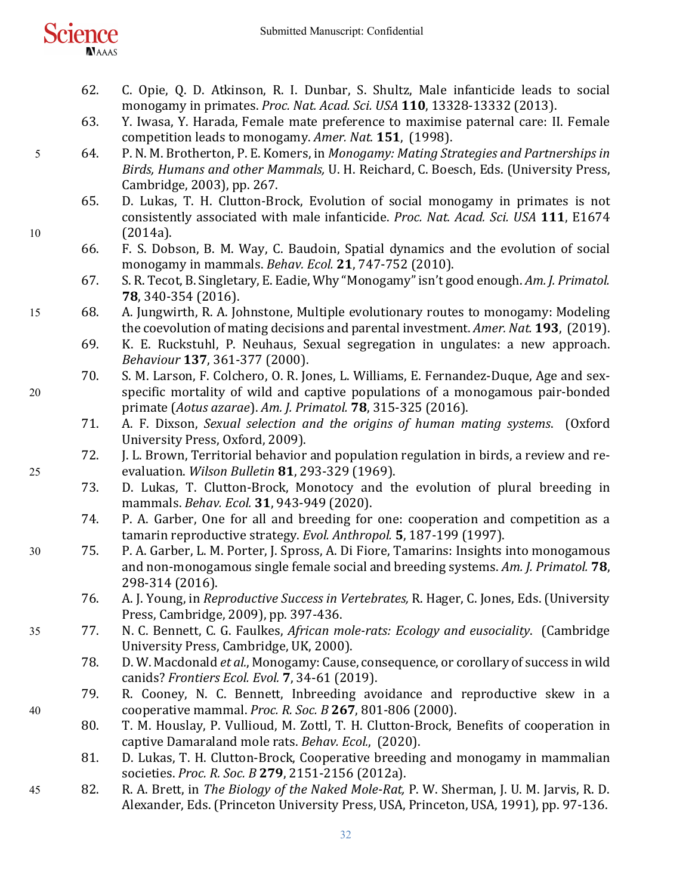62. C. Opie, Q. D. Atkinson, R. I. Dunbar, S. Shultz, Male infanticide leads to social monogamy in primates. *Proc. Nat. Acad. Sci. USA* **110**, 13328-13332 (2013).
63. Y. Iwasa, Y. Harada, Female mate preference to maximise paternal care: II. Female competition leads to monogamy. *Amer. Nat.* **151**, (1998).
64. P. N. M. Brotherton, P. E. Komers, in *Monogamy: Mating Strategies and Partnerships in Birds, Humans and other Mammals,* U. H. Reichard, C. Boesch, Eds. (University Press, Cambridge, 2003), pp. 267.
65. D. Lukas, T. H. Clutton-Brock, Evolution of social monogamy in primates is not consistently associated with male infanticide. *Proc. Nat. Acad. Sci. USA* **111**, E1674 (2014a).
66. F. S. Dobson, B. M. Way, C. Baudoin, Spatial dynamics and the evolution of social monogamy in mammals. *Behav. Ecol.* **21**, 747-752 (2010).
67. S. R. Tecot, B. Singletary, E. Eadie, Why "Monogamy" isn't good enough. *Am. J. Primatol.* **78**, 340-354 (2016).
68. A. Jungwirth, R. A. Johnstone, Multiple evolutionary routes to monogamy: Modeling the coevolution of mating decisions and parental investment. *Amer. Nat.* **193**, (2019).
69. K. E. Ruckstuhl, P. Neuhaus, Sexual segregation in ungulates: a new approach. *Behaviour* **137**, 361-377 (2000).
70. S. M. Larson, F. Colchero, O. R. Jones, L. Williams, E. Fernandez-Duque, Age and sex-specific mortality of wild and captive populations of a monogamous pair-bonded primate (*Aotus azarae*). *Am. J. Primatol.* **78**, 315-325 (2016).
71. A. F. Dixson, *Sexual selection and the origins of human mating systems*. (Oxford University Press, Oxford, 2009).
72. J. L. Brown, Territorial behavior and population regulation in birds, a review and re-evaluation. *Wilson Bulletin* **81**, 293-329 (1969).
73. D. Lukas, T. Clutton-Brock, Monotocy and the evolution of plural breeding in mammals. *Behav. Ecol.* **31**, 943-949 (2020).
74. P. A. Garber, One for all and breeding for one: cooperation and competition as a tamarin reproductive strategy. *Evol. Anthropol.* **5**, 187-199 (1997).
75. P. A. Garber, L. M. Porter, J. Spross, A. Di Fiore, Tamarins: Insights into monogamous and non-monogamous single female social and breeding systems. *Am. J. Primatol.* **78**, 298-314 (2016).
76. A. J. Young, in *Reproductive Success in Vertebrates,* R. Hager, C. Jones, Eds. (University Press, Cambridge, 2009), pp. 397-436.
77. N. C. Bennett, C. G. Faulkes, *African mole-rats: Ecology and eusociality*. (Cambridge University Press, Cambridge, UK, 2000).
78. D. W. Macdonald *et al.*, Monogamy: Cause, consequence, or corollary of success in wild canids? *Frontiers Ecol. Evol.* **7**, 34-61 (2019).
79. R. Cooney, N. C. Bennett, Inbreeding avoidance and reproductive skew in a cooperative mammal. *Proc. R. Soc. B* **267**, 801-806 (2000).
80. T. M. Houslay, P. Vullioud, M. Zottl, T. H. Clutton-Brock, Benefits of cooperation in captive Damaraland mole rats. *Behav. Ecol.*, (2020).
81. D. Lukas, T. H. Clutton-Brock, Cooperative breeding and monogamy in mammalian societies. *Proc. R. Soc. B* **279**, 2151-2156 (2012a).
82. R. A. Brett, in *The Biology of the Naked Mole-Rat,* P. W. Sherman, J. U. M. Jarvis, R. D. Alexander, Eds. (Princeton University Press, USA, Princeton, USA, 1991), pp. 97-136.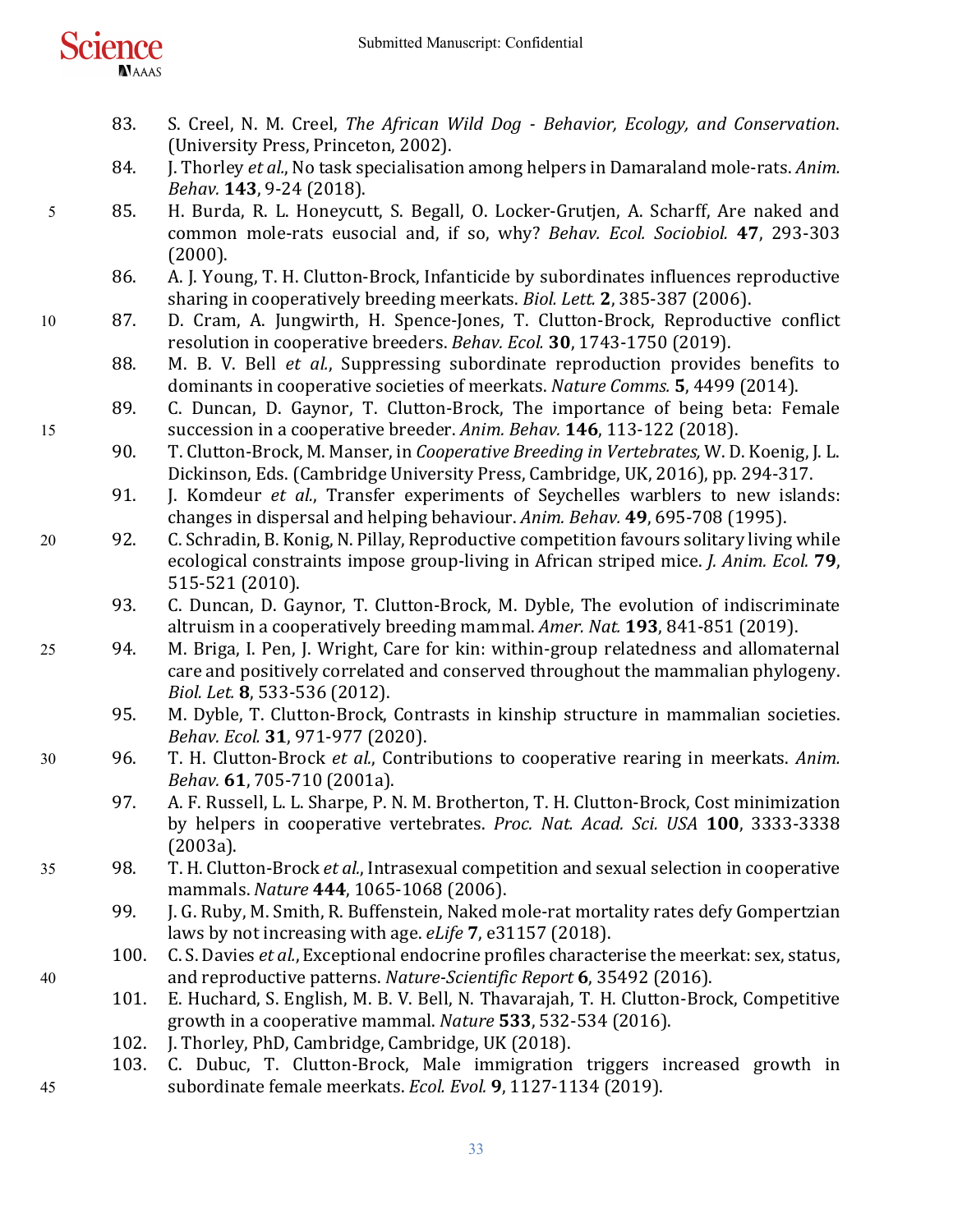83. S. Creel, N. M. Creel, *The African Wild Dog - Behavior, Ecology, and Conservation*. (University Press, Princeton, 2002).
84. J. Thorley *et al.*, No task specialisation among helpers in Damaraland mole-rats. *Anim. Behav.* **143**, 9-24 (2018).
85. H. Burda, R. L. Honeycutt, S. Begall, O. Locker-Grutjen, A. Scharff, Are naked and common mole-rats eusocial and, if so, why? *Behav. Ecol. Sociobiol.* **47**, 293-303 (2000).
86. A. J. Young, T. H. Clutton-Brock, Infanticide by subordinates influences reproductive sharing in cooperatively breeding meerkats. *Biol. Lett.* **2**, 385-387 (2006).
87. D. Cram, A. Jungwirth, H. Spence-Jones, T. Clutton-Brock, Reproductive conflict resolution in cooperative breeders. *Behav. Ecol.* **30**, 1743-1750 (2019).
88. M. B. V. Bell *et al.*, Suppressing subordinate reproduction provides benefits to dominants in cooperative societies of meerkats. *Nature Comms.* **5**, 4499 (2014).
89. C. Duncan, D. Gaynor, T. Clutton-Brock, The importance of being beta: Female succession in a cooperative breeder. *Anim. Behav.* **146**, 113-122 (2018).
90. T. Clutton-Brock, M. Manser, in *Cooperative Breeding in Vertebrates,* W. D. Koenig, J. L. Dickinson, Eds. (Cambridge University Press, Cambridge, UK, 2016), pp. 294-317.
91. J. Komdeur *et al.*, Transfer experiments of Seychelles warblers to new islands: changes in dispersal and helping behaviour. *Anim. Behav.* **49**, 695-708 (1995).
92. C. Schradin, B. Konig, N. Pillay, Reproductive competition favours solitary living while ecological constraints impose group-living in African striped mice. *J. Anim. Ecol.* **79**, 515-521 (2010).
93. C. Duncan, D. Gaynor, T. Clutton-Brock, M. Dyble, The evolution of indiscriminate altruism in a cooperatively breeding mammal. *Amer. Nat.* **193**, 841-851 (2019).
94. M. Briga, I. Pen, J. Wright, Care for kin: within-group relatedness and allomaternal care and positively correlated and conserved throughout the mammalian phylogeny. *Biol. Let.* **8**, 533-536 (2012).
95. M. Dyble, T. Clutton-Brock, Contrasts in kinship structure in mammalian societies. *Behav. Ecol.* **31**, 971-977 (2020).
96. T. H. Clutton-Brock *et al.*, Contributions to cooperative rearing in meerkats. *Anim. Behav.* **61**, 705-710 (2001a).
97. A. F. Russell, L. L. Sharpe, P. N. M. Brotherton, T. H. Clutton-Brock, Cost minimization by helpers in cooperative vertebrates. *Proc. Nat. Acad. Sci. USA* **100**, 3333-3338 (2003a).
98. T. H. Clutton-Brock *et al.*, Intrasexual competition and sexual selection in cooperative mammals. *Nature* **444**, 1065-1068 (2006).
99. J. G. Ruby, M. Smith, R. Buffenstein, Naked mole-rat mortality rates defy Gompertzian laws by not increasing with age. *eLife* **7**, e31157 (2018).
100. C. S. Davies *et al.*, Exceptional endocrine profiles characterise the meerkat: sex, status, and reproductive patterns. *Nature-Scientific Report* **6**, 35492 (2016).
101. E. Huchard, S. English, M. B. V. Bell, N. Thavarajah, T. H. Clutton-Brock, Competitive growth in a cooperative mammal. *Nature* **533**, 532-534 (2016).
102. J. Thorley, PhD, Cambridge, Cambridge, UK (2018).
103. C. Dubuc, T. Clutton-Brock, Male immigration triggers increased growth in subordinate female meerkats. *Ecol. Evol.* **9**, 1127-1134 (2019).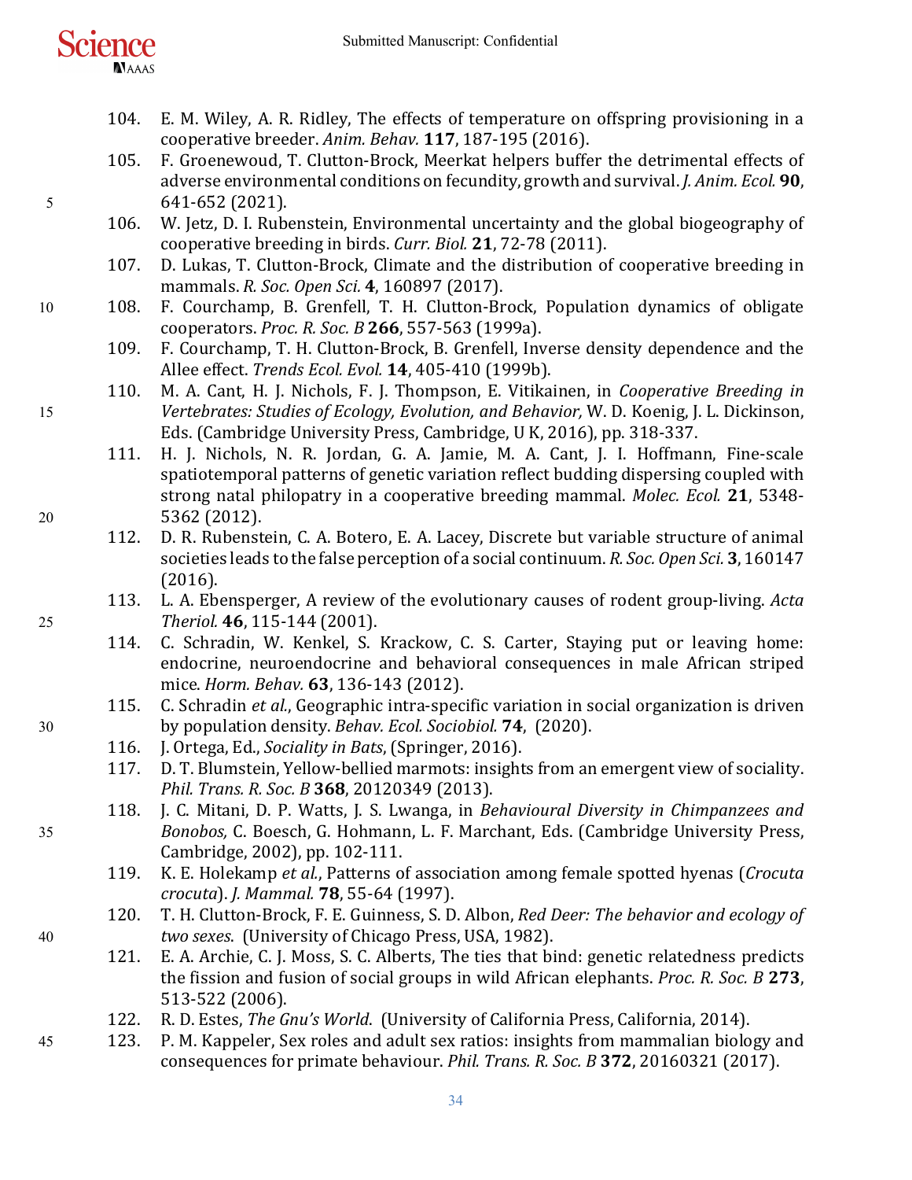104. E. M. Wiley, A. R. Ridley, The effects of temperature on offspring provisioning in a cooperative breeder. *Anim. Behav.* **117**, 187-195 (2016).
105. F. Groenewoud, T. Clutton-Brock, Meerkat helpers buffer the detrimental effects of adverse environmental conditions on fecundity, growth and survival. *J. Anim. Ecol.* **90**, 641-652 (2021).
106. W. Jetz, D. I. Rubenstein, Environmental uncertainty and the global biogeography of cooperative breeding in birds. *Curr. Biol.* **21**, 72-78 (2011).
107. D. Lukas, T. Clutton-Brock, Climate and the distribution of cooperative breeding in mammals. *R. Soc. Open Sci.* **4**, 160897 (2017).
108. F. Courchamp, B. Grenfell, T. H. Clutton-Brock, Population dynamics of obligate cooperators. *Proc. R. Soc. B* **266**, 557-563 (1999a).
109. F. Courchamp, T. H. Clutton-Brock, B. Grenfell, Inverse density dependence and the Allee effect. *Trends Ecol. Evol.* **14**, 405-410 (1999b).
110. M. A. Cant, H. J. Nichols, F. J. Thompson, E. Vitikainen, in *Cooperative Breeding in Vertebrates: Studies of Ecology, Evolution, and Behavior,* W. D. Koenig, J. L. Dickinson, Eds. (Cambridge University Press, Cambridge, U K, 2016), pp. 318-337.
111. H. J. Nichols, N. R. Jordan, G. A. Jamie, M. A. Cant, J. I. Hoffmann, Fine-scale spatiotemporal patterns of genetic variation reflect budding dispersing coupled with strong natal philopatry in a cooperative breeding mammal. *Molec. Ecol.* **21**, 5348-5362 (2012).
112. D. R. Rubenstein, C. A. Botero, E. A. Lacey, Discrete but variable structure of animal societies leads to the false perception of a social continuum. *R. Soc. Open Sci.* **3**, 160147 (2016).
113. L. A. Ebensperger, A review of the evolutionary causes of rodent group-living. *Acta Theriol.* **46**, 115-144 (2001).
114. C. Schradin, W. Kenkel, S. Krackow, C. S. Carter, Staying put or leaving home: endocrine, neuroendocrine and behavioral consequences in male African striped mice. *Horm. Behav.* **63**, 136-143 (2012).
115. C. Schradin *et al.*, Geographic intra-specific variation in social organization is driven by population density. *Behav. Ecol. Sociobiol.* **74**, (2020).
116. J. Ortega, Ed., *Sociality in Bats*, (Springer, 2016).
117. D. T. Blumstein, Yellow-bellied marmots: insights from an emergent view of sociality. *Phil. Trans. R. Soc. B* **368**, 20120349 (2013).
118. J. C. Mitani, D. P. Watts, J. S. Lwanga, in *Behavioural Diversity in Chimpanzees and Bonobos,* C. Boesch, G. Hohmann, L. F. Marchant, Eds. (Cambridge University Press, Cambridge, 2002), pp. 102-111.
119. K. E. Holekamp *et al.*, Patterns of association among female spotted hyenas (*Crocuta crocuta*). *J. Mammal.* **78**, 55-64 (1997).
120. T. H. Clutton-Brock, F. E. Guinness, S. D. Albon, *Red Deer: The behavior and ecology of two sexes*. (University of Chicago Press, USA, 1982).
121. E. A. Archie, C. J. Moss, S. C. Alberts, The ties that bind: genetic relatedness predicts the fission and fusion of social groups in wild African elephants. *Proc. R. Soc. B* **273**, 513-522 (2006).
122. R. D. Estes, *The Gnu's World*. (University of California Press, California, 2014).
123. P. M. Kappeler, Sex roles and adult sex ratios: insights from mammalian biology and consequences for primate behaviour. *Phil. Trans. R. Soc. B* **372**, 20160321 (2017).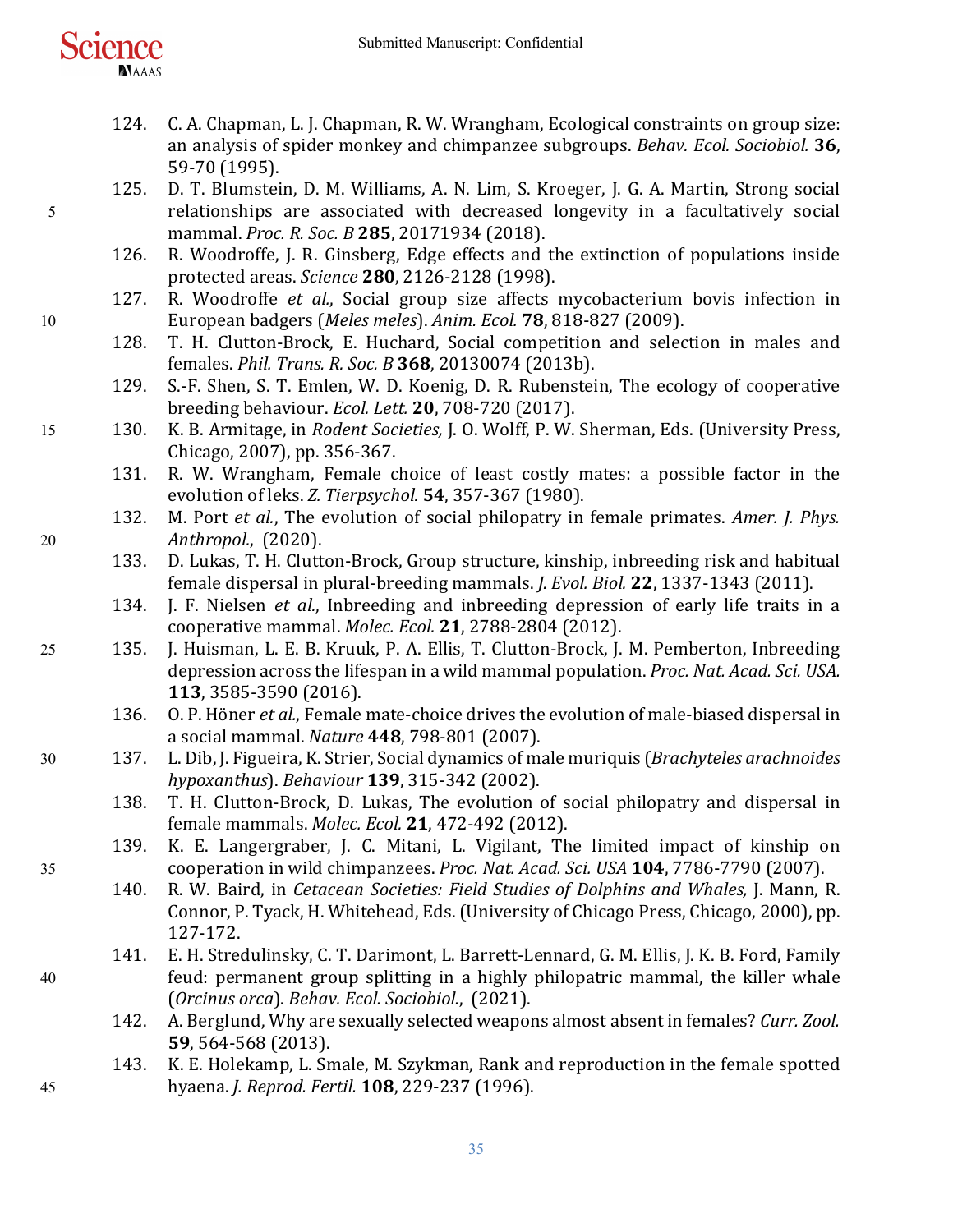124. C. A. Chapman, L. J. Chapman, R. W. Wrangham, Ecological constraints on group size: an analysis of spider monkey and chimpanzee subgroups. *Behav. Ecol. Sociobiol.* **36**, 59-70 (1995).

125. D. T. Blumstein, D. M. Williams, A. N. Lim, S. Kroeger, J. G. A. Martin, Strong social relationships are associated with decreased longevity in a facultatively social mammal. *Proc. R. Soc. B* **285**, 20171934 (2018).

126. R. Woodroffe, J. R. Ginsberg, Edge effects and the extinction of populations inside protected areas. *Science* **280**, 2126-2128 (1998).

127. R. Woodroffe *et al.*, Social group size affects mycobacterium bovis infection in European badgers (*Meles meles*). *Anim. Ecol.* **78**, 818-827 (2009).

128. T. H. Clutton-Brock, E. Huchard, Social competition and selection in males and females. *Phil. Trans. R. Soc. B* **368**, 20130074 (2013b).

129. S.-F. Shen, S. T. Emlen, W. D. Koenig, D. R. Rubenstein, The ecology of cooperative breeding behaviour. *Ecol. Lett.* **20**, 708-720 (2017).

130. K. B. Armitage, in *Rodent Societies,* J. O. Wolff, P. W. Sherman, Eds. (University Press, Chicago, 2007), pp. 356-367.

131. R. W. Wrangham, Female choice of least costly mates: a possible factor in the evolution of leks. *Z. Tierpsychol.* **54**, 357-367 (1980).

132. M. Port *et al.*, The evolution of social philopatry in female primates. *Amer. J. Phys. Anthropol.*, (2020).

133. D. Lukas, T. H. Clutton-Brock, Group structure, kinship, inbreeding risk and habitual female dispersal in plural-breeding mammals. *J. Evol. Biol.* **22**, 1337-1343 (2011).

134. J. F. Nielsen *et al.*, Inbreeding and inbreeding depression of early life traits in a cooperative mammal. *Molec. Ecol.* **21**, 2788-2804 (2012).

135. J. Huisman, L. E. B. Kruuk, P. A. Ellis, T. Clutton-Brock, J. M. Pemberton, Inbreeding depression across the lifespan in a wild mammal population. *Proc. Nat. Acad. Sci. USA.* **113**, 3585-3590 (2016).

136. O. P. Höner *et al.*, Female mate-choice drives the evolution of male-biased dispersal in a social mammal. *Nature* **448**, 798-801 (2007).

137. L. Dib, J. Figueira, K. Strier, Social dynamics of male muriquis (*Brachyteles arachnoides hypoxanthus*). *Behaviour* **139**, 315-342 (2002).

138. T. H. Clutton-Brock, D. Lukas, The evolution of social philopatry and dispersal in female mammals. *Molec. Ecol.* **21**, 472-492 (2012).

139. K. E. Langergraber, J. C. Mitani, L. Vigilant, The limited impact of kinship on cooperation in wild chimpanzees. *Proc. Nat. Acad. Sci. USA* **104**, 7786-7790 (2007).

140. R. W. Baird, in *Cetacean Societies: Field Studies of Dolphins and Whales,* J. Mann, R. Connor, P. Tyack, H. Whitehead, Eds. (University of Chicago Press, Chicago, 2000), pp. 127-172.

141. E. H. Stredulinsky, C. T. Darimont, L. Barrett-Lennard, G. M. Ellis, J. K. B. Ford, Family feud: permanent group splitting in a highly philopatric mammal, the killer whale (*Orcinus orca*). *Behav. Ecol. Sociobiol.*, (2021).

142. A. Berglund, Why are sexually selected weapons almost absent in females? *Curr. Zool.* **59**, 564-568 (2013).

143. K. E. Holekamp, L. Smale, M. Szykman, Rank and reproduction in the female spotted hyaena. *J. Reprod. Fertil.* **108**, 229-237 (1996).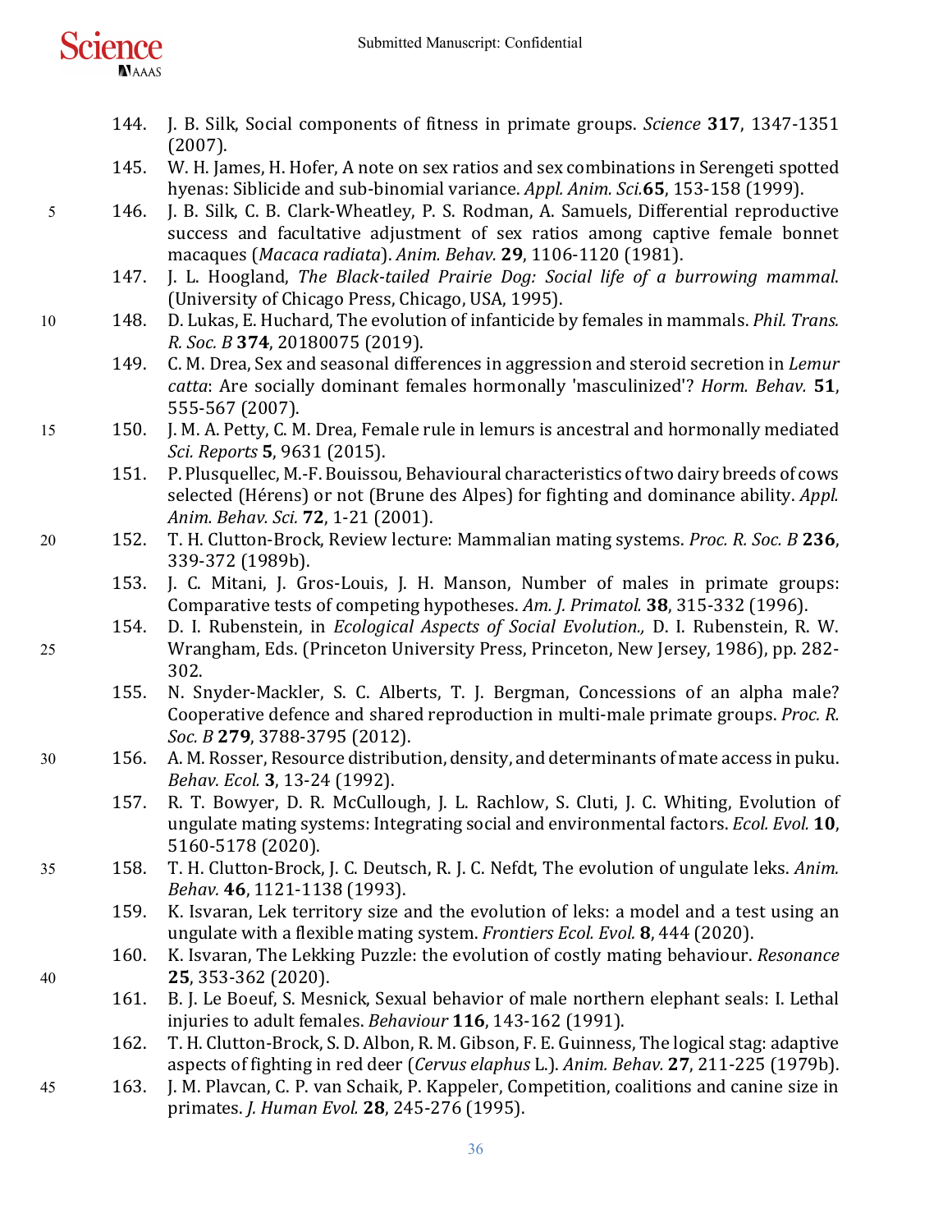144. J. B. Silk, Social components of fitness in primate groups. *Science* **317**, 1347-1351 (2007).
145. W. H. James, H. Hofer, A note on sex ratios and sex combinations in Serengeti spotted hyenas: Siblicide and sub-binomial variance. *Appl. Anim. Sci.***65**, 153-158 (1999).
146. J. B. Silk, C. B. Clark-Wheatley, P. S. Rodman, A. Samuels, Differential reproductive success and facultative adjustment of sex ratios among captive female bonnet macaques (*Macaca radiata*). *Anim. Behav.* **29**, 1106-1120 (1981).
147. J. L. Hoogland, *The Black-tailed Prairie Dog: Social life of a burrowing mammal*. (University of Chicago Press, Chicago, USA, 1995).
148. D. Lukas, E. Huchard, The evolution of infanticide by females in mammals. *Phil. Trans. R. Soc. B* **374**, 20180075 (2019).
149. C. M. Drea, Sex and seasonal differences in aggression and steroid secretion in *Lemur catta*: Are socially dominant females hormonally 'masculinized'? *Horm. Behav.* **51**, 555-567 (2007).
150. J. M. A. Petty, C. M. Drea, Female rule in lemurs is ancestral and hormonally mediated *Sci. Reports* **5**, 9631 (2015).
151. P. Plusquellec, M.-F. Bouissou, Behavioural characteristics of two dairy breeds of cows selected (Hérens) or not (Brune des Alpes) for fighting and dominance ability. *Appl. Anim. Behav. Sci.* **72**, 1-21 (2001).
152. T. H. Clutton-Brock, Review lecture: Mammalian mating systems. *Proc. R. Soc. B* **236**, 339-372 (1989b).
153. J. C. Mitani, J. Gros-Louis, J. H. Manson, Number of males in primate groups: Comparative tests of competing hypotheses. *Am. J. Primatol.* **38**, 315-332 (1996).
154. D. I. Rubenstein, in *Ecological Aspects of Social Evolution.,* D. I. Rubenstein, R. W. Wrangham, Eds. (Princeton University Press, Princeton, New Jersey, 1986), pp. 282-302.
155. N. Snyder-Mackler, S. C. Alberts, T. J. Bergman, Concessions of an alpha male? Cooperative defence and shared reproduction in multi-male primate groups. *Proc. R. Soc. B* **279**, 3788-3795 (2012).
156. A. M. Rosser, Resource distribution, density, and determinants of mate access in puku. *Behav. Ecol.* **3**, 13-24 (1992).
157. R. T. Bowyer, D. R. McCullough, J. L. Rachlow, S. Cluti, J. C. Whiting, Evolution of ungulate mating systems: Integrating social and environmental factors. *Ecol. Evol.* **10**, 5160-5178 (2020).
158. T. H. Clutton-Brock, J. C. Deutsch, R. J. C. Nefdt, The evolution of ungulate leks. *Anim. Behav.* **46**, 1121-1138 (1993).
159. K. Isvaran, Lek territory size and the evolution of leks: a model and a test using an ungulate with a flexible mating system. *Frontiers Ecol. Evol.* **8**, 444 (2020).
160. K. Isvaran, The Lekking Puzzle: the evolution of costly mating behaviour. *Resonance* **25**, 353-362 (2020).
161. B. J. Le Boeuf, S. Mesnick, Sexual behavior of male northern elephant seals: I. Lethal injuries to adult females. *Behaviour* **116**, 143-162 (1991).
162. T. H. Clutton-Brock, S. D. Albon, R. M. Gibson, F. E. Guinness, The logical stag: adaptive aspects of fighting in red deer (*Cervus elaphus* L.). *Anim. Behav.* **27**, 211-225 (1979b).
163. J. M. Plavcan, C. P. van Schaik, P. Kappeler, Competition, coalitions and canine size in primates. *J. Human Evol.* **28**, 245-276 (1995).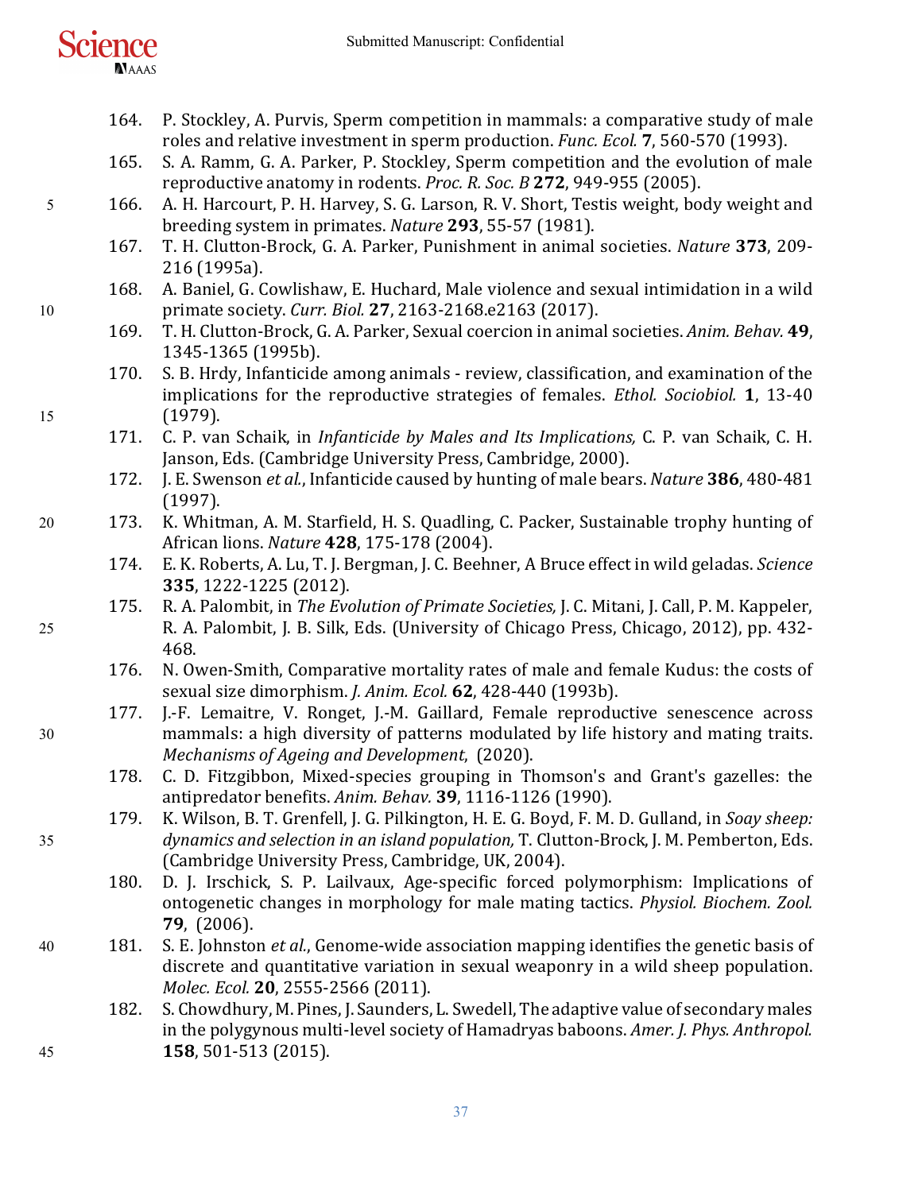164. P. Stockley, A. Purvis, Sperm competition in mammals: a comparative study of male roles and relative investment in sperm production. *Func. Ecol.* **7**, 560-570 (1993).
165. S. A. Ramm, G. A. Parker, P. Stockley, Sperm competition and the evolution of male reproductive anatomy in rodents. *Proc. R. Soc. B* **272**, 949-955 (2005).
166. A. H. Harcourt, P. H. Harvey, S. G. Larson, R. V. Short, Testis weight, body weight and breeding system in primates. *Nature* **293**, 55-57 (1981).
167. T. H. Clutton-Brock, G. A. Parker, Punishment in animal societies. *Nature* **373**, 209-216 (1995a).
168. A. Baniel, G. Cowlishaw, E. Huchard, Male violence and sexual intimidation in a wild primate society. *Curr. Biol.* **27**, 2163-2168.e2163 (2017).
169. T. H. Clutton-Brock, G. A. Parker, Sexual coercion in animal societies. *Anim. Behav.* **49**, 1345-1365 (1995b).
170. S. B. Hrdy, Infanticide among animals - review, classification, and examination of the implications for the reproductive strategies of females. *Ethol. Sociobiol.* **1**, 13-40 (1979).
171. C. P. van Schaik, in *Infanticide by Males and Its Implications,* C. P. van Schaik, C. H. Janson, Eds. (Cambridge University Press, Cambridge, 2000).
172. J. E. Swenson *et al.*, Infanticide caused by hunting of male bears. *Nature* **386**, 480-481 (1997).
173. K. Whitman, A. M. Starfield, H. S. Quadling, C. Packer, Sustainable trophy hunting of African lions. *Nature* **428**, 175-178 (2004).
174. E. K. Roberts, A. Lu, T. J. Bergman, J. C. Beehner, A Bruce effect in wild geladas. *Science* **335**, 1222-1225 (2012).
175. R. A. Palombit, in *The Evolution of Primate Societies,* J. C. Mitani, J. Call, P. M. Kappeler, R. A. Palombit, J. B. Silk, Eds. (University of Chicago Press, Chicago, 2012), pp. 432-468.
176. N. Owen-Smith, Comparative mortality rates of male and female Kudus: the costs of sexual size dimorphism. *J. Anim. Ecol.* **62**, 428-440 (1993b).
177. J.-F. Lemaitre, V. Ronget, J.-M. Gaillard, Female reproductive senescence across mammals: a high diversity of patterns modulated by life history and mating traits. *Mechanisms of Ageing and Development*, (2020).
178. C. D. Fitzgibbon, Mixed-species grouping in Thomson's and Grant's gazelles: the antipredator benefits. *Anim. Behav.* **39**, 1116-1126 (1990).
179. K. Wilson, B. T. Grenfell, J. G. Pilkington, H. E. G. Boyd, F. M. D. Gulland, in *Soay sheep: dynamics and selection in an island population,* T. Clutton-Brock, J. M. Pemberton, Eds. (Cambridge University Press, Cambridge, UK, 2004).
180. D. J. Irschick, S. P. Lailvaux, Age-specific forced polymorphism: Implications of ontogenetic changes in morphology for male mating tactics. *Physiol. Biochem. Zool.* **79**, (2006).
181. S. E. Johnston *et al.*, Genome-wide association mapping identifies the genetic basis of discrete and quantitative variation in sexual weaponry in a wild sheep population. *Molec. Ecol.* **20**, 2555-2566 (2011).
182. S. Chowdhury, M. Pines, J. Saunders, L. Swedell, The adaptive value of secondary males in the polygynous multi-level society of Hamadryas baboons. *Amer. J. Phys. Anthropol.* **158**, 501-513 (2015).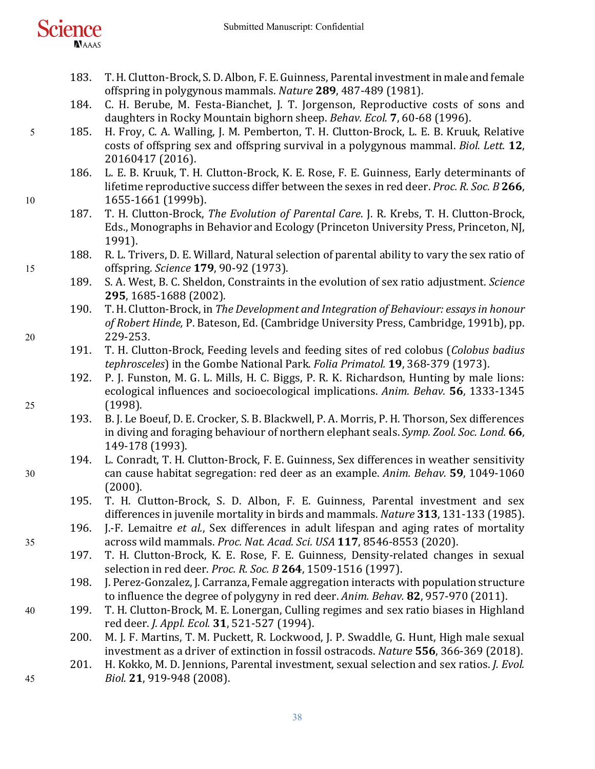183. T. H. Clutton-Brock, S. D. Albon, F. E. Guinness, Parental investment in male and female offspring in polygynous mammals. *Nature* **289**, 487-489 (1981).
184. C. H. Berube, M. Festa-Bianchet, J. T. Jorgenson, Reproductive costs of sons and daughters in Rocky Mountain bighorn sheep. *Behav. Ecol.* **7**, 60-68 (1996).
185. H. Froy, C. A. Walling, J. M. Pemberton, T. H. Clutton-Brock, L. E. B. Kruuk, Relative costs of offspring sex and offspring survival in a polygynous mammal. *Biol. Lett.* **12**, 20160417 (2016).
186. L. E. B. Kruuk, T. H. Clutton-Brock, K. E. Rose, F. E. Guinness, Early determinants of lifetime reproductive success differ between the sexes in red deer. *Proc. R. Soc. B* **266**, 1655-1661 (1999b).
187. T. H. Clutton-Brock, *The Evolution of Parental Care*. J. R. Krebs, T. H. Clutton-Brock, Eds., Monographs in Behavior and Ecology (Princeton University Press, Princeton, NJ, 1991).
188. R. L. Trivers, D. E. Willard, Natural selection of parental ability to vary the sex ratio of offspring. *Science* **179**, 90-92 (1973).
189. S. A. West, B. C. Sheldon, Constraints in the evolution of sex ratio adjustment. *Science* **295**, 1685-1688 (2002).
190. T. H. Clutton-Brock, in *The Development and Integration of Behaviour: essays in honour of Robert Hinde,* P. Bateson, Ed. (Cambridge University Press, Cambridge, 1991b), pp. 229-253.
191. T. H. Clutton-Brock, Feeding levels and feeding sites of red colobus (*Colobus badius tephrosceles*) in the Gombe National Park. *Folia Primatol.* **19**, 368-379 (1973).
192. P. J. Funston, M. G. L. Mills, H. C. Biggs, P. R. K. Richardson, Hunting by male lions: ecological influences and socioecological implications. *Anim. Behav.* **56**, 1333-1345 (1998).
193. B. J. Le Boeuf, D. E. Crocker, S. B. Blackwell, P. A. Morris, P. H. Thorson, Sex differences in diving and foraging behaviour of northern elephant seals. *Symp. Zool. Soc. Lond.* **66**, 149-178 (1993).
194. L. Conradt, T. H. Clutton-Brock, F. E. Guinness, Sex differences in weather sensitivity can cause habitat segregation: red deer as an example. *Anim. Behav.* **59**, 1049-1060 (2000).
195. T. H. Clutton-Brock, S. D. Albon, F. E. Guinness, Parental investment and sex differences in juvenile mortality in birds and mammals. *Nature* **313**, 131-133 (1985).
196. J.-F. Lemaitre *et al.*, Sex differences in adult lifespan and aging rates of mortality across wild mammals. *Proc. Nat. Acad. Sci. USA* **117**, 8546-8553 (2020).
197. T. H. Clutton-Brock, K. E. Rose, F. E. Guinness, Density-related changes in sexual selection in red deer. *Proc. R. Soc. B* **264**, 1509-1516 (1997).
198. J. Perez-Gonzalez, J. Carranza, Female aggregation interacts with population structure to influence the degree of polygyny in red deer. *Anim. Behav.* **82**, 957-970 (2011).
199. T. H. Clutton-Brock, M. E. Lonergan, Culling regimes and sex ratio biases in Highland red deer. *J. Appl. Ecol.* **31**, 521-527 (1994).
200. M. J. F. Martins, T. M. Puckett, R. Lockwood, J. P. Swaddle, G. Hunt, High male sexual investment as a driver of extinction in fossil ostracods. *Nature* **556**, 366-369 (2018).
201. H. Kokko, M. D. Jennions, Parental investment, sexual selection and sex ratios. *J. Evol. Biol.* **21**, 919-948 (2008).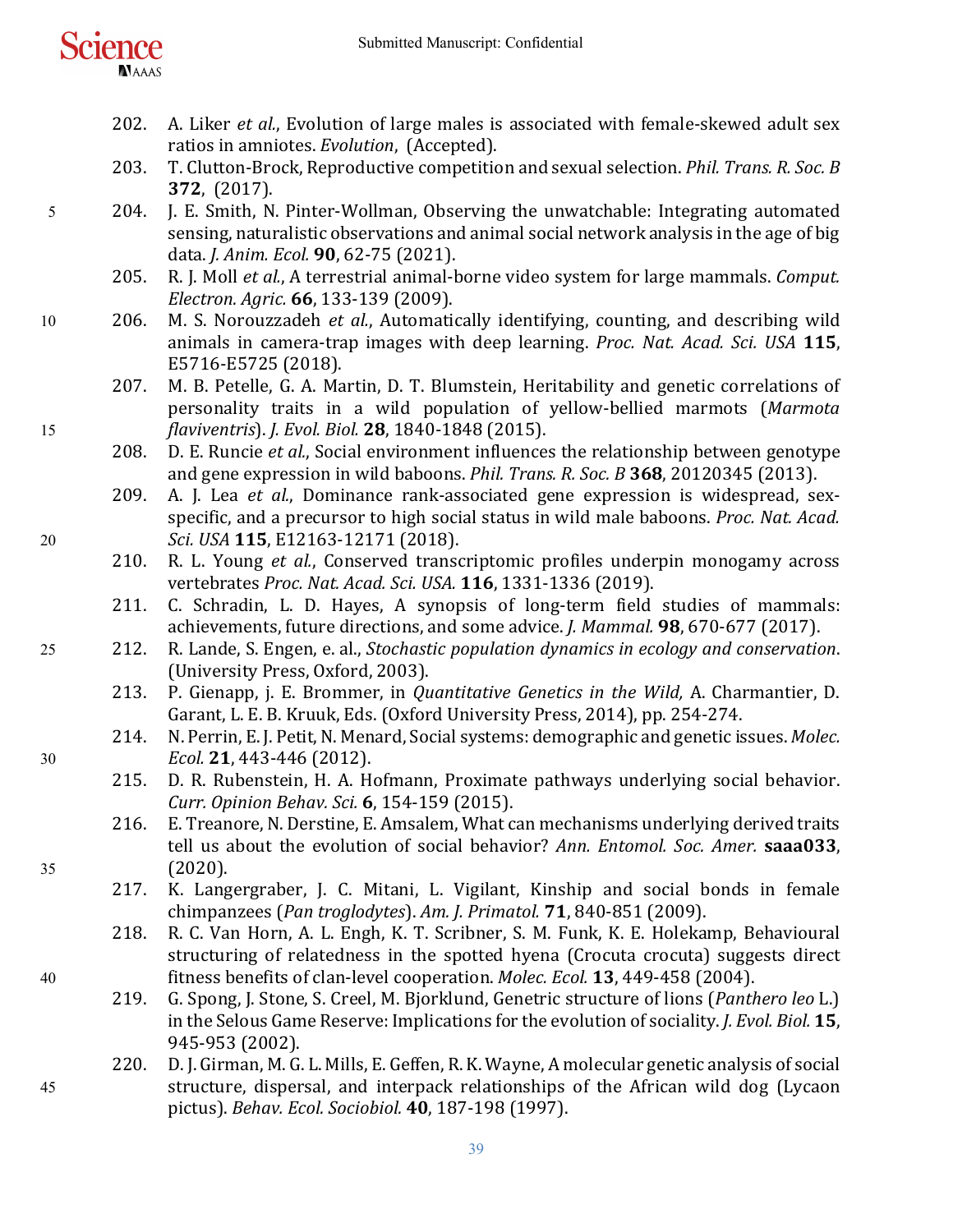202. A. Liker *et al.*, Evolution of large males is associated with female-skewed adult sex ratios in amniotes. *Evolution*, (Accepted).
203. T. Clutton-Brock, Reproductive competition and sexual selection. *Phil. Trans. R. Soc. B* **372**, (2017).
204. J. E. Smith, N. Pinter-Wollman, Observing the unwatchable: Integrating automated sensing, naturalistic observations and animal social network analysis in the age of big data. *J. Anim. Ecol.* **90**, 62-75 (2021).
205. R. J. Moll *et al.*, A terrestrial animal-borne video system for large mammals. *Comput. Electron. Agric.* **66**, 133-139 (2009).
206. M. S. Norouzzadeh *et al.*, Automatically identifying, counting, and describing wild animals in camera-trap images with deep learning. *Proc. Nat. Acad. Sci. USA* **115**, E5716-E5725 (2018).
207. M. B. Petelle, G. A. Martin, D. T. Blumstein, Heritability and genetic correlations of personality traits in a wild population of yellow-bellied marmots (*Marmota flaviventris*). *J. Evol. Biol.* **28**, 1840-1848 (2015).
208. D. E. Runcie *et al.*, Social environment influences the relationship between genotype and gene expression in wild baboons. *Phil. Trans. R. Soc. B* **368**, 20120345 (2013).
209. A. J. Lea *et al.*, Dominance rank-associated gene expression is widespread, sex-specific, and a precursor to high social status in wild male baboons. *Proc. Nat. Acad. Sci. USA* **115**, E12163-12171 (2018).
210. R. L. Young *et al.*, Conserved transcriptomic profiles underpin monogamy across vertebrates *Proc. Nat. Acad. Sci. USA.* **116**, 1331-1336 (2019).
211. C. Schradin, L. D. Hayes, A synopsis of long-term field studies of mammals: achievements, future directions, and some advice. *J. Mammal.* **98**, 670-677 (2017).
212. R. Lande, S. Engen, e. al., *Stochastic population dynamics in ecology and conservation*. (University Press, Oxford, 2003).
213. P. Gienapp, j. E. Brommer, in *Quantitative Genetics in the Wild,* A. Charmantier, D. Garant, L. E. B. Kruuk, Eds. (Oxford University Press, 2014), pp. 254-274.
214. N. Perrin, E. J. Petit, N. Menard, Social systems: demographic and genetic issues. *Molec. Ecol.* **21**, 443-446 (2012).
215. D. R. Rubenstein, H. A. Hofmann, Proximate pathways underlying social behavior. *Curr. Opinion Behav. Sci.* **6**, 154-159 (2015).
216. E. Treanore, N. Derstine, E. Amsalem, What can mechanisms underlying derived traits tell us about the evolution of social behavior? *Ann. Entomol. Soc. Amer.* **saaa033**, (2020).
217. K. Langergraber, J. C. Mitani, L. Vigilant, Kinship and social bonds in female chimpanzees (*Pan troglodytes*). *Am. J. Primatol.* **71**, 840-851 (2009).
218. R. C. Van Horn, A. L. Engh, K. T. Scribner, S. M. Funk, K. E. Holekamp, Behavioural structuring of relatedness in the spotted hyena (Crocuta crocuta) suggests direct fitness benefits of clan-level cooperation. *Molec. Ecol.* **13**, 449-458 (2004).
219. G. Spong, J. Stone, S. Creel, M. Bjorklund, Genetic structure of lions (*Panthero leo* L.) in the Selous Game Reserve: Implications for the evolution of sociality. *J. Evol. Biol.* **15**, 945-953 (2002).
220. D. J. Girman, M. G. L. Mills, E. Geffen, R. K. Wayne, A molecular genetic analysis of social structure, dispersal, and interpack relationships of the African wild dog (Lycaon pictus). *Behav. Ecol. Sociobiol.* **40**, 187-198 (1997).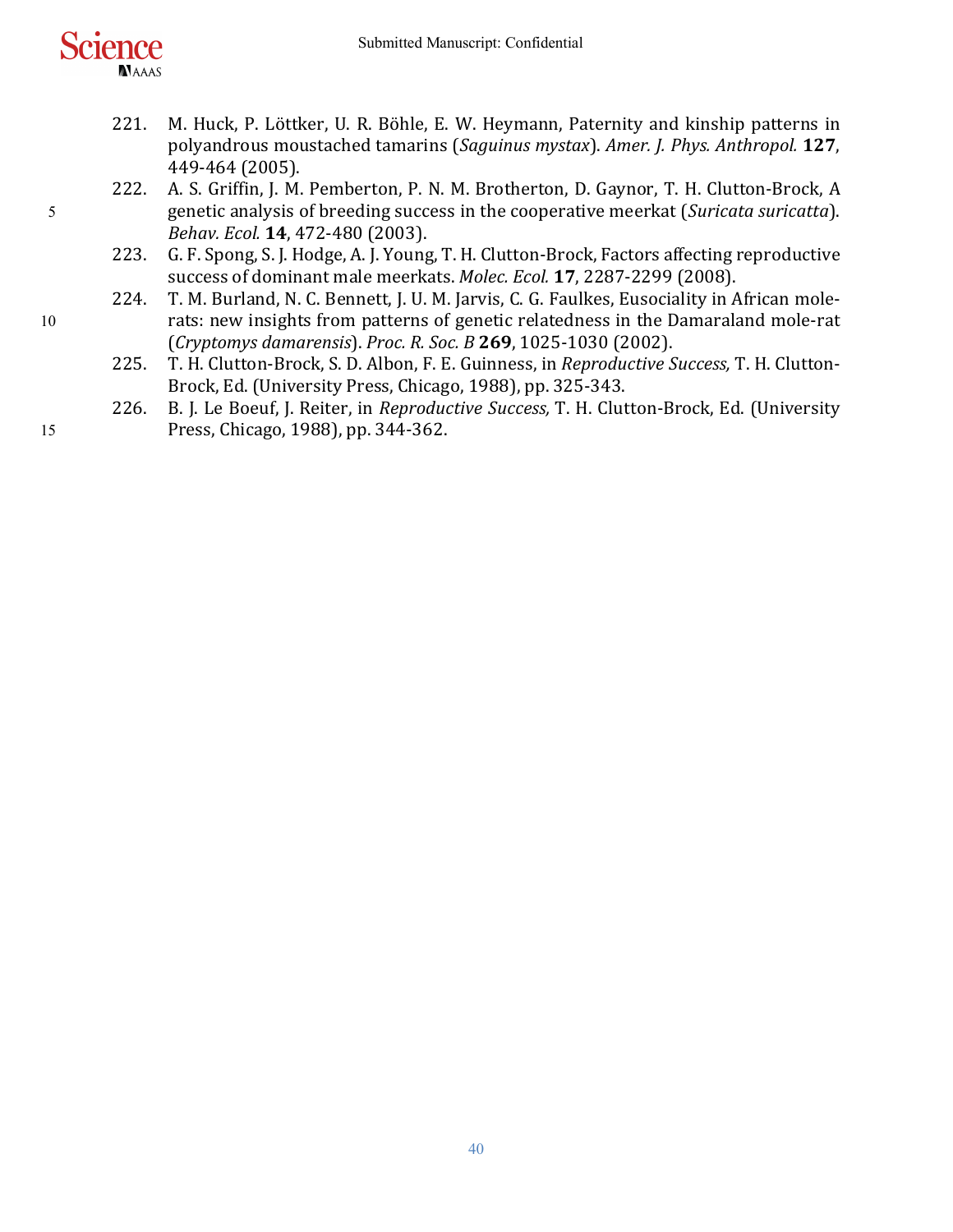221. M. Huck, P. Löttker, U. R. Böhle, E. W. Heymann, Paternity and kinship patterns in polyandrous moustached tamarins (*Saguinus mystax*). *Amer. J. Phys. Anthropol.* **127**, 449-464 (2005).

222. A. S. Griffin, J. M. Pemberton, P. N. M. Brotherton, D. Gaynor, T. H. Clutton-Brock, A genetic analysis of breeding success in the cooperative meerkat (*Suricata suricatta*). *Behav. Ecol.* **14**, 472-480 (2003).

223. G. F. Spong, S. J. Hodge, A. J. Young, T. H. Clutton-Brock, Factors affecting reproductive success of dominant male meerkats. *Molec. Ecol.* **17**, 2287-2299 (2008).

224. T. M. Burland, N. C. Bennett, J. U. M. Jarvis, C. G. Faulkes, Eusociality in African mole-rats: new insights from patterns of genetic relatedness in the Damaraland mole-rat (*Cryptomys damarensis*). *Proc. R. Soc. B* **269**, 1025-1030 (2002).

225. T. H. Clutton-Brock, S. D. Albon, F. E. Guinness, in *Reproductive Success,* T. H. Clutton-Brock, Ed. (University Press, Chicago, 1988), pp. 325-343.

226. B. J. Le Boeuf, J. Reiter, in *Reproductive Success,* T. H. Clutton-Brock, Ed. (University Press, Chicago, 1988), pp. 344-362.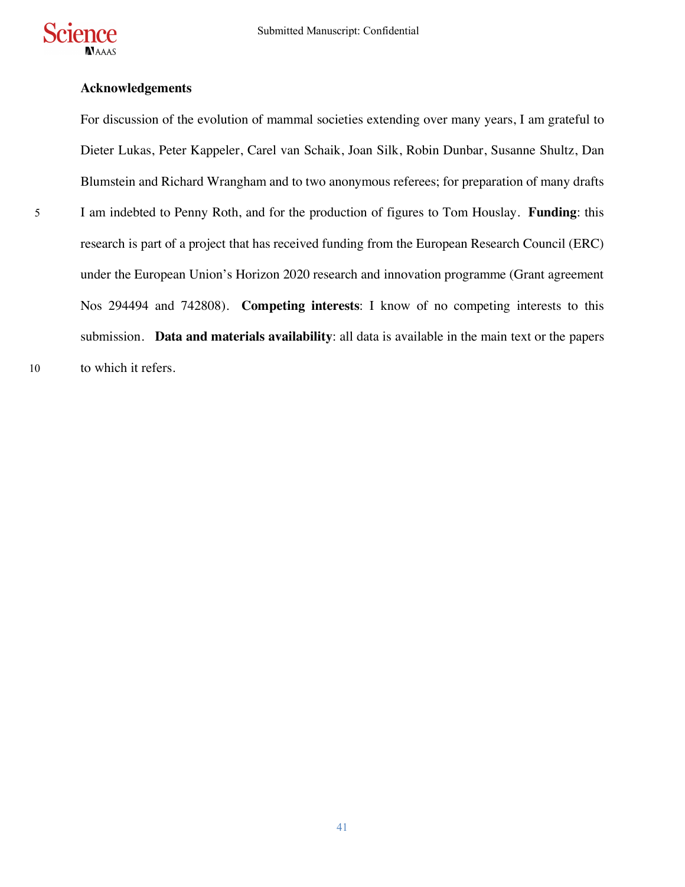## Acknowledgements

For discussion of the evolution of mammal societies extending over many years, I am grateful to Dieter Lukas, Peter Kappeler, Carel van Schaik, Joan Silk, Robin Dunbar, Susanne Shultz, Dan Blumstein and Richard Wrangham and to two anonymous referees; for preparation of many drafts I am indebted to Penny Roth, and for the production of figures to Tom Houslay. **Funding**: this research is part of a project that has received funding from the European Research Council (ERC) under the European Union's Horizon 2020 research and innovation programme (Grant agreement Nos 294494 and 742808). **Competing interests**: I know of no competing interests to this submission. **Data and materials availability**: all data is available in the main text or the papers to which it refers.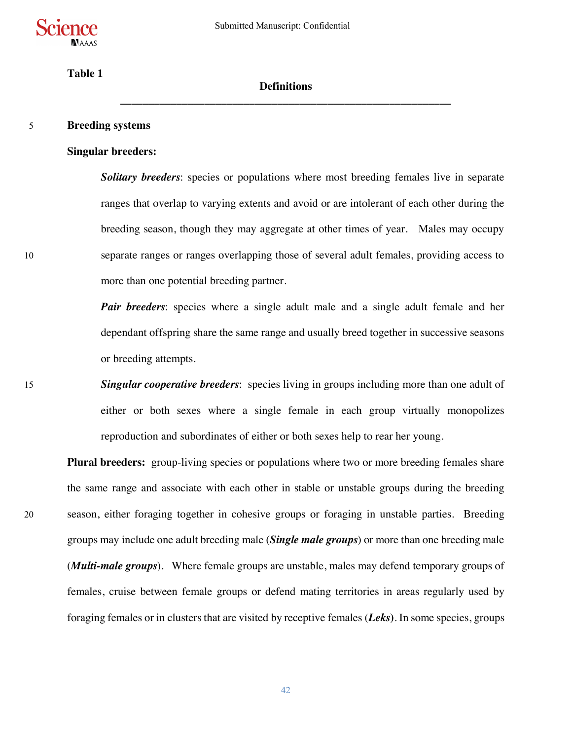**Table 1**

**Definitions**

---

**Breeding systems**

**Singular breeders:**

***Solitary breeders***: species or populations where most breeding females live in separate ranges that overlap to varying extents and avoid or are intolerant of each other during the breeding season, though they may aggregate at other times of year. Males may occupy separate ranges or ranges overlapping those of several adult females, providing access to more than one potential breeding partner.

***Pair breeders***: species where a single adult male and a single adult female and her dependant offspring share the same range and usually breed together in successive seasons or breeding attempts.

***Singular cooperative breeders***: species living in groups including more than one adult of either or both sexes where a single female in each group virtually monopolizes reproduction and subordinates of either or both sexes help to rear her young.

**Plural breeders:** group-living species or populations where two or more breeding females share the same range and associate with each other in stable or unstable groups during the breeding season, either foraging together in cohesive groups or foraging in unstable parties. Breeding groups may include one adult breeding male (***Single male groups***) or more than one breeding male (***Multi-male groups***). Where female groups are unstable, males may defend temporary groups of females, cruise between female groups or defend mating territories in areas regularly used by foraging females or in clusters that are visited by receptive females (***Leks***). In some species, groups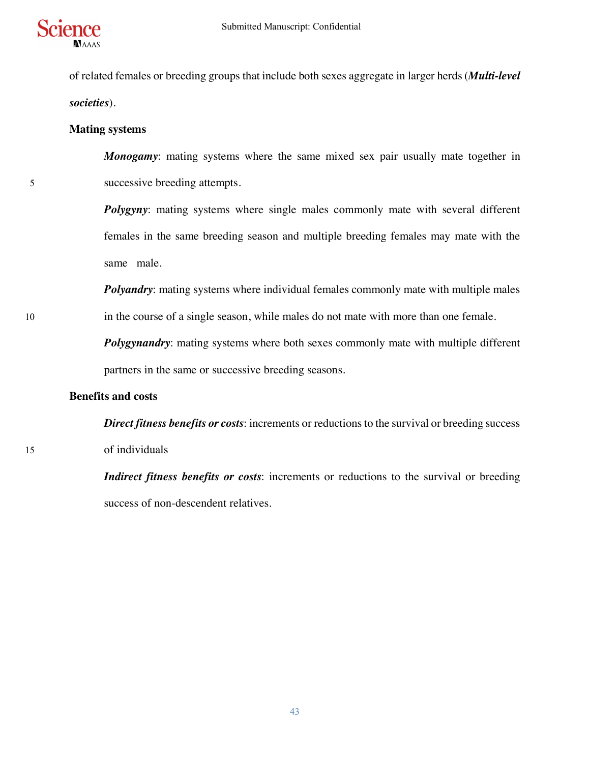of related females or breeding groups that include both sexes aggregate in larger herds (***Multi-level societies***).

**Mating systems**

***Monogamy***: mating systems where the same mixed sex pair usually mate together in successive breeding attempts.

***Polygyny***: mating systems where single males commonly mate with several different females in the same breeding season and multiple breeding females may mate with the same male.

***Polyandry***: mating systems where individual females commonly mate with multiple males in the course of a single season, while males do not mate with more than one female.

***Polygynandry***: mating systems where both sexes commonly mate with multiple different partners in the same or successive breeding seasons.

**Benefits and costs**

***Direct fitness benefits or costs***: increments or reductions to the survival or breeding success of individuals

***Indirect fitness benefits or costs***: increments or reductions to the survival or breeding success of non-descendent relatives.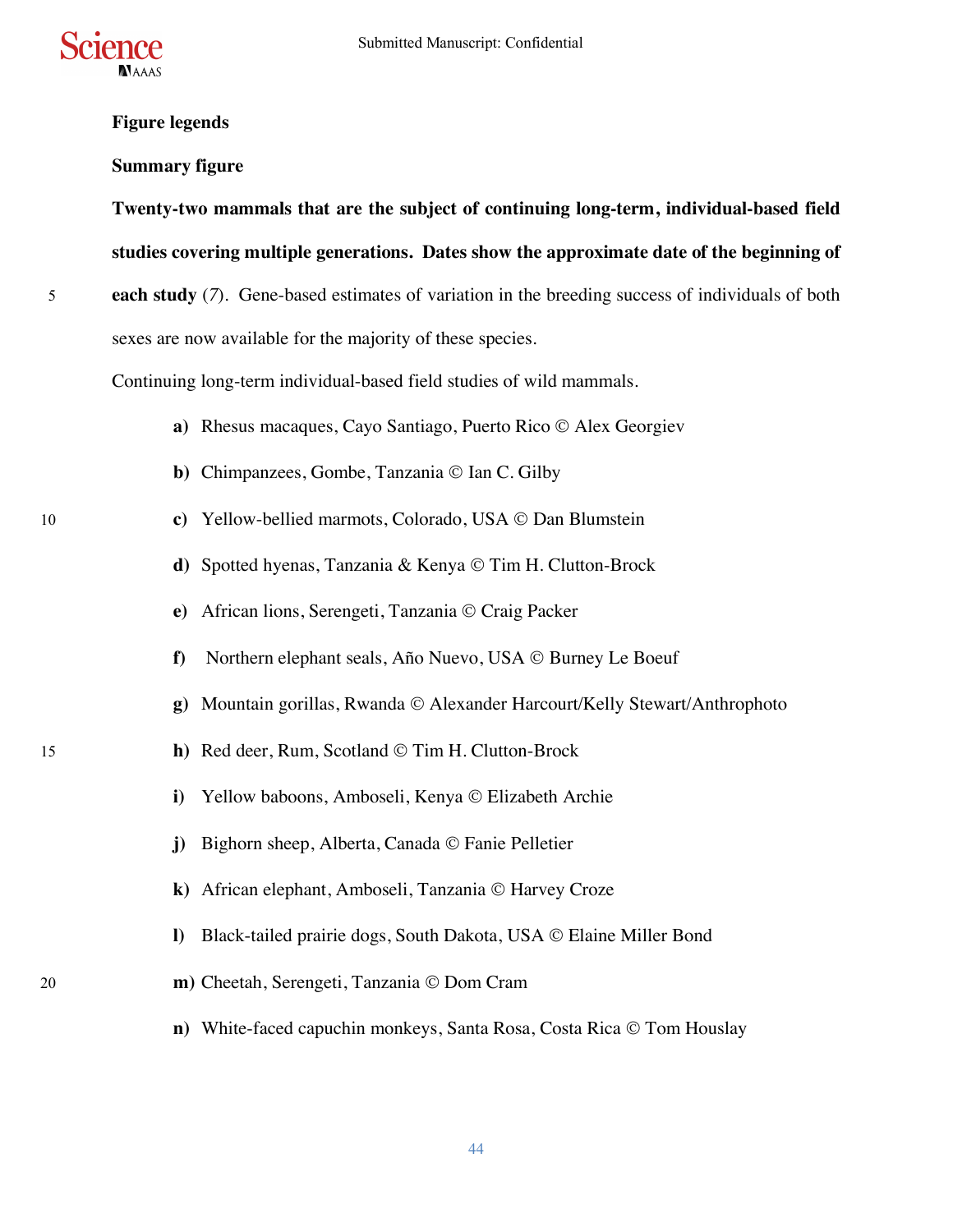**Figure legends**

**Summary figure**

**Twenty-two mammals that are the subject of continuing long-term, individual-based field studies covering multiple generations. Dates show the approximate date of the beginning of each study** (*7*). Gene-based estimates of variation in the breeding success of individuals of both sexes are now available for the majority of these species.

Continuing long-term individual-based field studies of wild mammals.

**a)** Rhesus macaques, Cayo Santiago, Puerto Rico © Alex Georgiev

**b)** Chimpanzees, Gombe, Tanzania © Ian C. Gilby

**c)** Yellow-bellied marmots, Colorado, USA © Dan Blumstein

**d)** Spotted hyenas, Tanzania & Kenya © Tim H. Clutton-Brock

**e)** African lions, Serengeti, Tanzania © Craig Packer

**f)** Northern elephant seals, Año Nuevo, USA © Burney Le Boeuf

**g)** Mountain gorillas, Rwanda © Alexander Harcourt/Kelly Stewart/Anthrophoto

**h)** Red deer, Rum, Scotland © Tim H. Clutton-Brock

**i)** Yellow baboons, Amboseli, Kenya © Elizabeth Archie

**j)** Bighorn sheep, Alberta, Canada © Fanie Pelletier

**k)** African elephant, Amboseli, Tanzania © Harvey Croze

**l)** Black-tailed prairie dogs, South Dakota, USA © Elaine Miller Bond

**m)** Cheetah, Serengeti, Tanzania © Dom Cram

**n)** White-faced capuchin monkeys, Santa Rosa, Costa Rica © Tom Houslay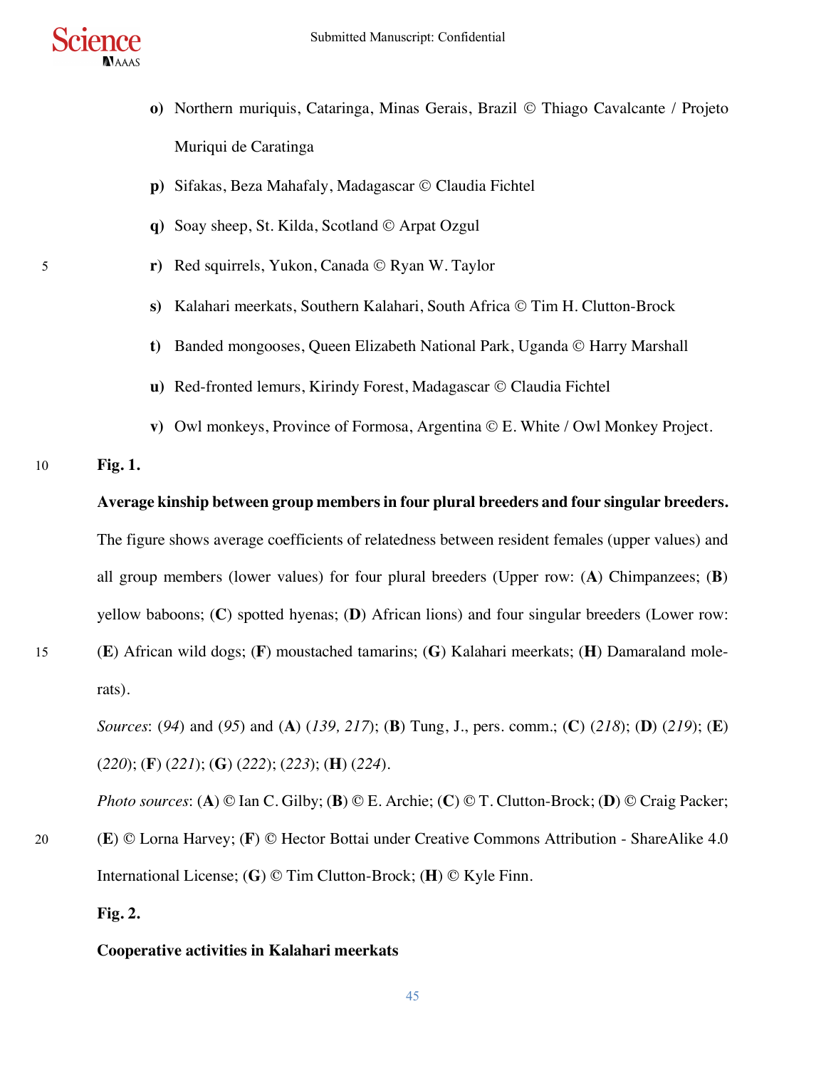o) Northern muriquis, Cataringa, Minas Gerais, Brazil © Thiago Cavalcante / Projeto Muriqui de Caratinga
p) Sifakas, Beza Mahafaly, Madagascar © Claudia Fichtel
q) Soay sheep, St. Kilda, Scotland © Arpat Ozgul
r) Red squirrels, Yukon, Canada © Ryan W. Taylor
s) Kalahari meerkats, Southern Kalahari, South Africa © Tim H. Clutton-Brock
t) Banded mongooses, Queen Elizabeth National Park, Uganda © Harry Marshall
u) Red-fronted lemurs, Kirindy Forest, Madagascar © Claudia Fichtel
v) Owl monkeys, Province of Formosa, Argentina © E. White / Owl Monkey Project.

**Fig. 1.**

**Average kinship between group members in four plural breeders and four singular breeders.** The figure shows average coefficients of relatedness between resident females (upper values) and all group members (lower values) for four plural breeders (Upper row: (**A**) Chimpanzees; (**B**) yellow baboons; (**C**) spotted hyenas; (**D**) African lions) and four singular breeders (Lower row: (**E**) African wild dogs; (**F**) moustached tamarins; (**G**) Kalahari meerkats; (**H**) Damaraland mole-rats).

*Sources*: (*94*) and (*95*) and (**A**) (*139, 217*); (**B**) Tung, J., pers. comm.; (**C**) (*218*); (**D**) (*219*); (**E**) (*220*); (**F**) (*221*); (**G**) (*222*); (*223*); (**H**) (*224*).

*Photo sources*: (**A**) © Ian C. Gilby; (**B**) © E. Archie; (**C**) © T. Clutton-Brock; (**D**) © Craig Packer; (**E**) © Lorna Harvey; (**F**) © Hector Bottai under Creative Commons Attribution - ShareAlike 4.0 International License; (**G**) © Tim Clutton-Brock; (**H**) © Kyle Finn.

**Fig. 2.**

**Cooperative activities in Kalahari meerkats**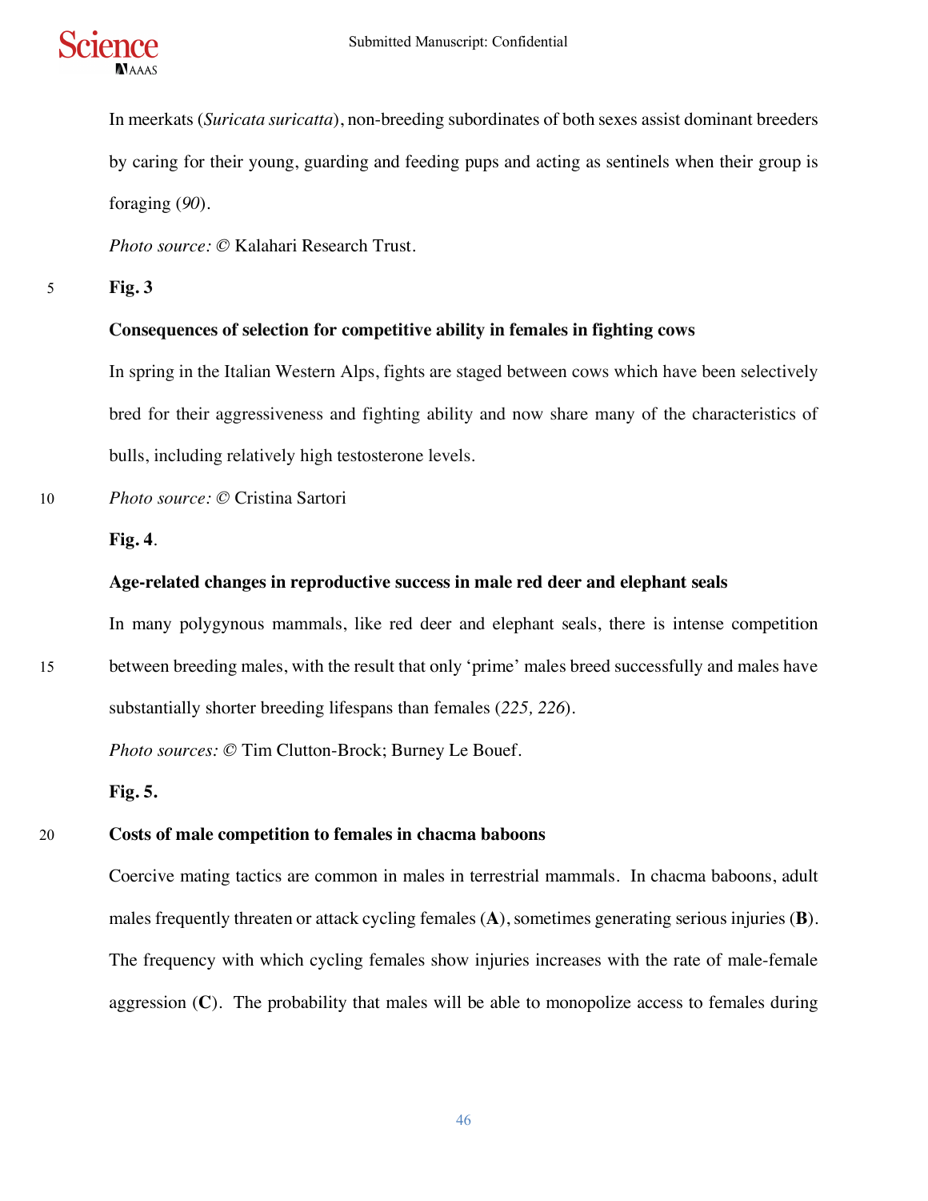In meerkats (*Suricata suricatta*), non-breeding subordinates of both sexes assist dominant breeders by caring for their young, guarding and feeding pups and acting as sentinels when their group is foraging (*90*).

*Photo source:* © Kalahari Research Trust.

**Fig. 3**

**Consequences of selection for competitive ability in females in fighting cows**

In spring in the Italian Western Alps, fights are staged between cows which have been selectively bred for their aggressiveness and fighting ability and now share many of the characteristics of bulls, including relatively high testosterone levels.

*Photo source:* © Cristina Sartori

**Fig. 4**.

**Age-related changes in reproductive success in male red deer and elephant seals**

In many polygynous mammals, like red deer and elephant seals, there is intense competition between breeding males, with the result that only 'prime' males breed successfully and males have substantially shorter breeding lifespans than females (*225, 226*).

*Photo sources:* © Tim Clutton-Brock; Burney Le Bouef.

**Fig. 5.**

**Costs of male competition to females in chacma baboons**

Coercive mating tactics are common in males in terrestrial mammals. In chacma baboons, adult males frequently threaten or attack cycling females (**A**), sometimes generating serious injuries (**B**). The frequency with which cycling females show injuries increases with the rate of male-female aggression (**C**). The probability that males will be able to monopolize access to females during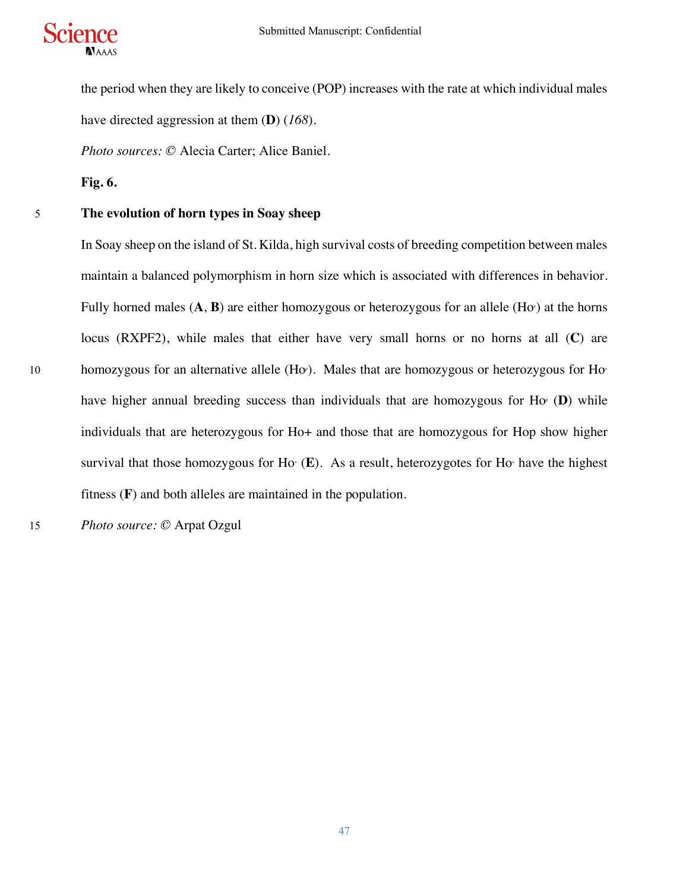the period when they are likely to conceive (POP) increases with the rate at which individual males have directed aggression at them (**D**) (*168*).

*Photo sources:* © Alecia Carter; Alice Baniel.

**Fig. 6.**

**The evolution of horn types in Soay sheep**

In Soay sheep on the island of St. Kilda, high survival costs of breeding competition between males maintain a balanced polymorphism in horn size which is associated with differences in behavior. Fully horned males (**A**, **B**) are either homozygous or heterozygous for an allele ($Ho^+$) at the horns locus (RXPF2), while males that either have very small horns or no horns at all (**C**) are homozygous for an alternative allele ($Ho^P$). Males that are homozygous or heterozygous for $Ho^+$ have higher annual breeding success than individuals that are homozygous for $Ho^P$ (**D**) while individuals that are heterozygous for Ho+ and those that are homozygous for Hop show higher survival that those homozygous for $Ho^+$ (**E**). As a result, heterozygotes for $Ho^+$ have the highest fitness (**F**) and both alleles are maintained in the population.

*Photo source:* © Arpat Ozgul